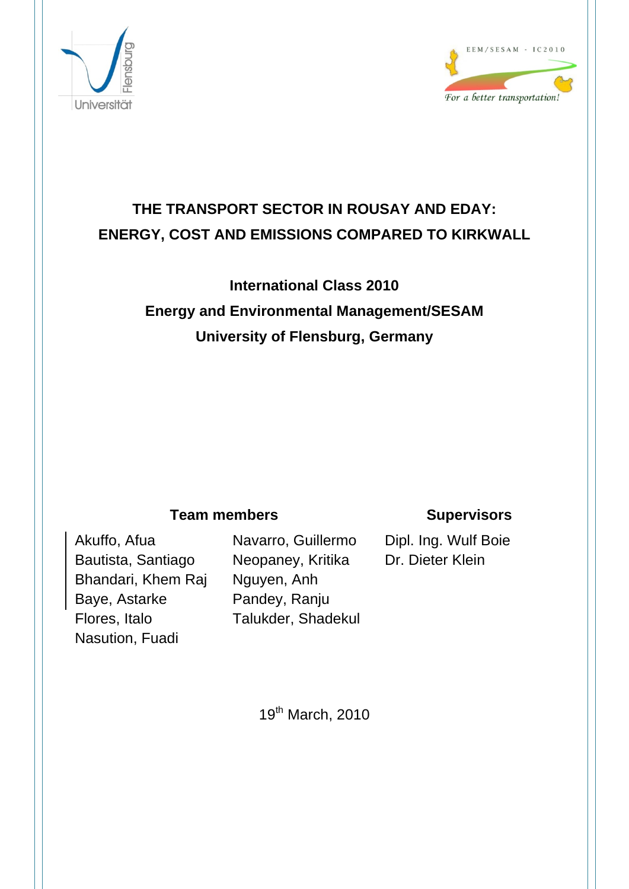# THE TRANSPORT SECTOR IN ROUSAY AND EDAY: ENERGY, COST AND EMISSIONS COMPARED TO KIRKWALL

**International Class 2010**

**Energy and Environmental Management/SESAM**

**University of Flensburg, Germany**

| **Team members** | | **Supervisors** |
|---|---|---|
| Akuffo, Afua | Navarro, Guillermo | Dipl. Ing. Wulf Boie |
| Bautista, Santiago | Neopaney, Kritika | Dr. Dieter Klein |
| Bhandari, Khem Raj | Nguyen, Anh | |
| Baye, Astarke | Pandey, Ranju | |
| Flores, Italo | Talukder, Shadekul | |
| Nasution, Fuadi | | |

19th March, 2010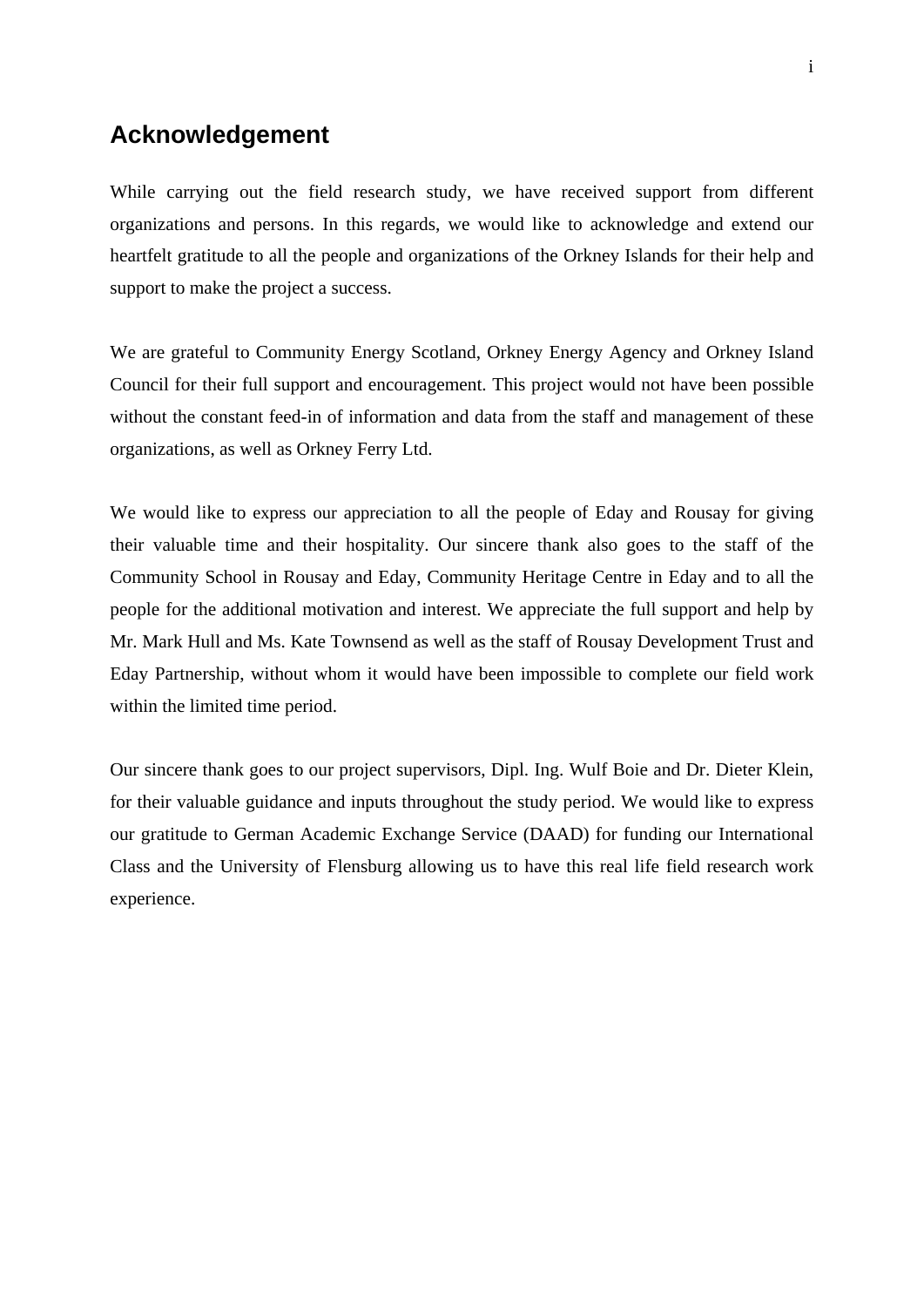# Acknowledgement

While carrying out the field research study, we have received support from different organizations and persons. In this regards, we would like to acknowledge and extend our heartfelt gratitude to all the people and organizations of the Orkney Islands for their help and support to make the project a success.

We are grateful to Community Energy Scotland, Orkney Energy Agency and Orkney Island Council for their full support and encouragement. This project would not have been possible without the constant feed-in of information and data from the staff and management of these organizations, as well as Orkney Ferry Ltd.

We would like to express our appreciation to all the people of Eday and Rousay for giving their valuable time and their hospitality. Our sincere thank also goes to the staff of the Community School in Rousay and Eday, Community Heritage Centre in Eday and to all the people for the additional motivation and interest. We appreciate the full support and help by Mr. Mark Hull and Ms. Kate Townsend as well as the staff of Rousay Development Trust and Eday Partnership, without whom it would have been impossible to complete our field work within the limited time period.

Our sincere thank goes to our project supervisors, Dipl. Ing. Wulf Boie and Dr. Dieter Klein, for their valuable guidance and inputs throughout the study period. We would like to express our gratitude to German Academic Exchange Service (DAAD) for funding our International Class and the University of Flensburg allowing us to have this real life field research work experience.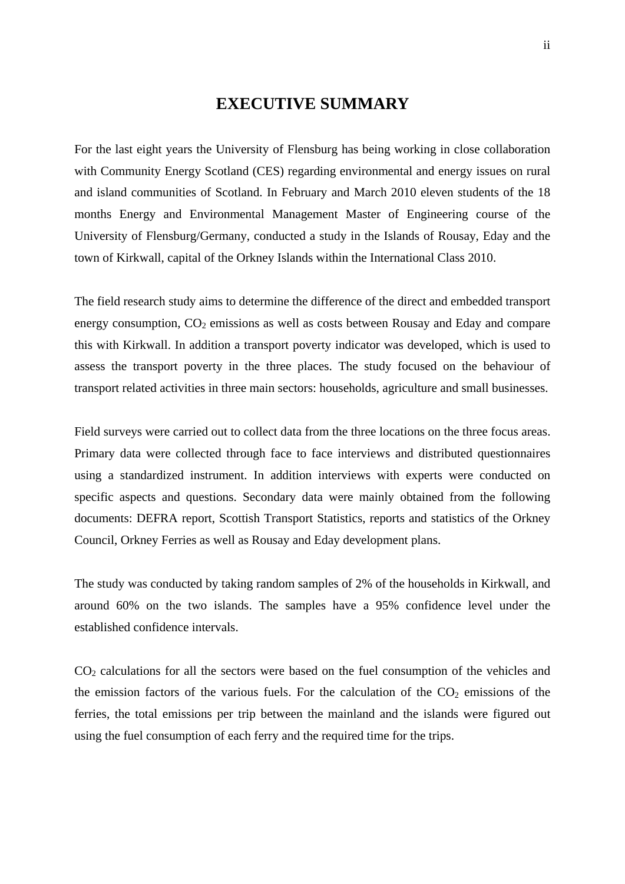# EXECUTIVE SUMMARY

For the last eight years the University of Flensburg has being working in close collaboration with Community Energy Scotland (CES) regarding environmental and energy issues on rural and island communities of Scotland. In February and March 2010 eleven students of the 18 months Energy and Environmental Management Master of Engineering course of the University of Flensburg/Germany, conducted a study in the Islands of Rousay, Eday and the town of Kirkwall, capital of the Orkney Islands within the International Class 2010.

The field research study aims to determine the difference of the direct and embedded transport energy consumption, $CO_2$ emissions as well as costs between Rousay and Eday and compare this with Kirkwall. In addition a transport poverty indicator was developed, which is used to assess the transport poverty in the three places. The study focused on the behaviour of transport related activities in three main sectors: households, agriculture and small businesses.

Field surveys were carried out to collect data from the three locations on the three focus areas. Primary data were collected through face to face interviews and distributed questionnaires using a standardized instrument. In addition interviews with experts were conducted on specific aspects and questions. Secondary data were mainly obtained from the following documents: DEFRA report, Scottish Transport Statistics, reports and statistics of the Orkney Council, Orkney Ferries as well as Rousay and Eday development plans.

The study was conducted by taking random samples of 2% of the households in Kirkwall, and around 60% on the two islands. The samples have a 95% confidence level under the established confidence intervals.

$CO_2$ calculations for all the sectors were based on the fuel consumption of the vehicles and the emission factors of the various fuels. For the calculation of the $CO_2$ emissions of the ferries, the total emissions per trip between the mainland and the islands were figured out using the fuel consumption of each ferry and the required time for the trips.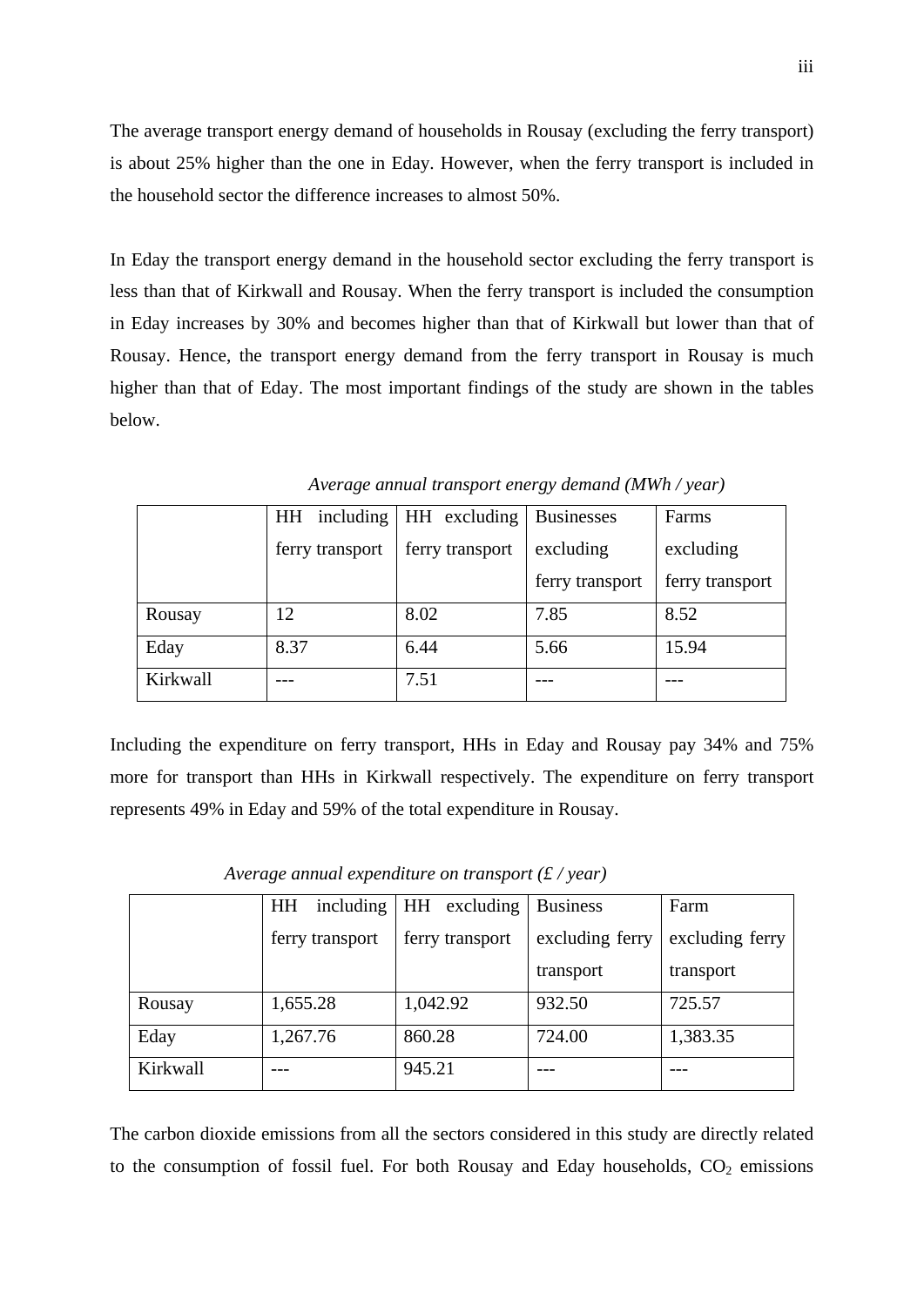The average transport energy demand of households in Rousay (excluding the ferry transport) is about 25% higher than the one in Eday. However, when the ferry transport is included in the household sector the difference increases to almost 50%.

In Eday the transport energy demand in the household sector excluding the ferry transport is less than that of Kirkwall and Rousay. When the ferry transport is included the consumption in Eday increases by 30% and becomes higher than that of Kirkwall but lower than that of Rousay. Hence, the transport energy demand from the ferry transport in Rousay is much higher than that of Eday. The most important findings of the study are shown in the tables below.

*Average annual transport energy demand (MWh / year)*

| | HH including ferry transport | HH excluding ferry transport | Businesses excluding ferry transport | Farms excluding ferry transport |
|---|---|---|---|---|
| Rousay | 12 | 8.02 | 7.85 | 8.52 |
| Eday | 8.37 | 6.44 | 5.66 | 15.94 |
| Kirkwall | --- | 7.51 | --- | --- |

Including the expenditure on ferry transport, HHs in Eday and Rousay pay 34% and 75% more for transport than HHs in Kirkwall respectively. The expenditure on ferry transport represents 49% in Eday and 59% of the total expenditure in Rousay.

*Average annual expenditure on transport (£ / year)*

| | HH including ferry transport | HH excluding ferry transport | Business excluding ferry transport | Farm excluding ferry transport |
|---|---|---|---|---|
| Rousay | 1,655.28 | 1,042.92 | 932.50 | 725.57 |
| Eday | 1,267.76 | 860.28 | 724.00 | 1,383.35 |
| Kirkwall | --- | 945.21 | --- | --- |

The carbon dioxide emissions from all the sectors considered in this study are directly related to the consumption of fossil fuel. For both Rousay and Eday households, $CO_2$ emissions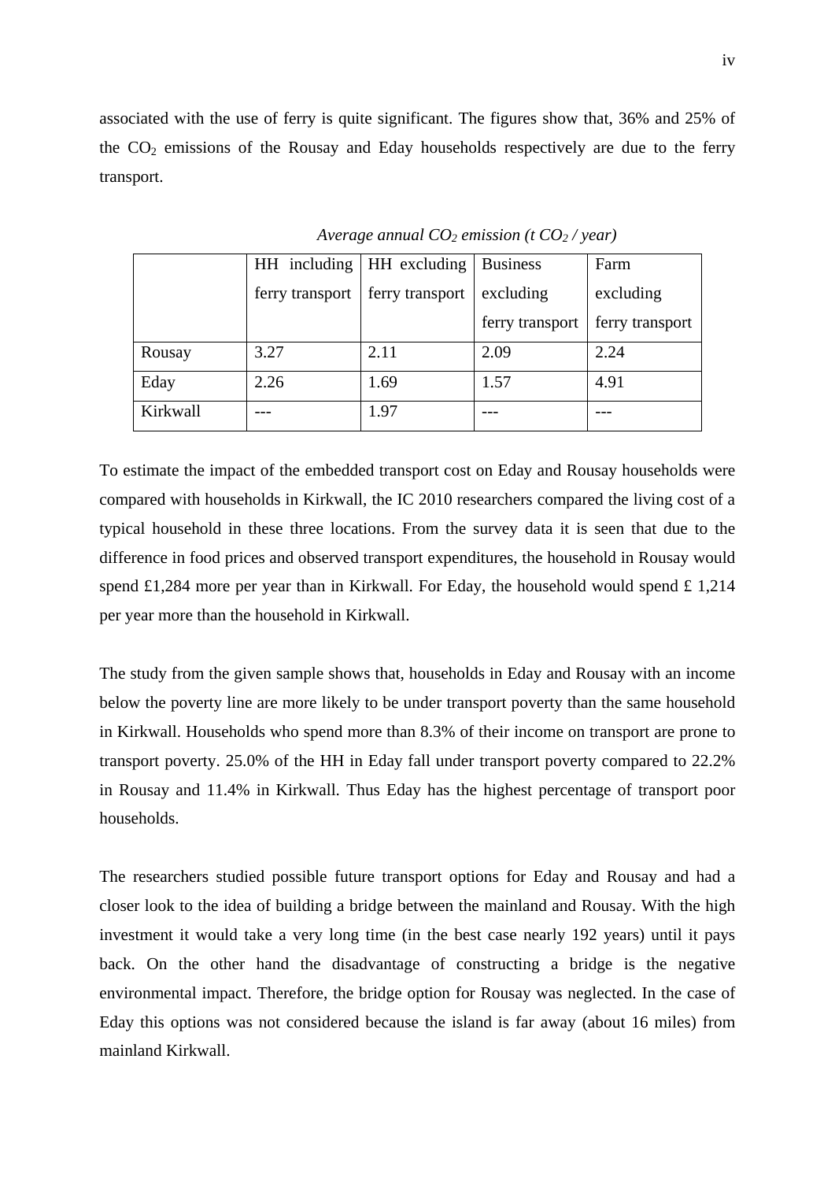associated with the use of ferry is quite significant. The figures show that, 36% and 25% of the $CO_2$ emissions of the Rousay and Eday households respectively are due to the ferry transport.

*Average annual $CO_2$ emission (t $CO_2$ / year)*

| | HH including ferry transport | HH excluding ferry transport | Business excluding ferry transport | Farm excluding ferry transport |
|---|---|---|---|---|
| Rousay | 3.27 | 2.11 | 2.09 | 2.24 |
| Eday | 2.26 | 1.69 | 1.57 | 4.91 |
| Kirkwall | --- | 1.97 | --- | --- |

To estimate the impact of the embedded transport cost on Eday and Rousay households were compared with households in Kirkwall, the IC 2010 researchers compared the living cost of a typical household in these three locations. From the survey data it is seen that due to the difference in food prices and observed transport expenditures, the household in Rousay would spend £1,284 more per year than in Kirkwall. For Eday, the household would spend £ 1,214 per year more than the household in Kirkwall.

The study from the given sample shows that, households in Eday and Rousay with an income below the poverty line are more likely to be under transport poverty than the same household in Kirkwall. Households who spend more than 8.3% of their income on transport are prone to transport poverty. 25.0% of the HH in Eday fall under transport poverty compared to 22.2% in Rousay and 11.4% in Kirkwall. Thus Eday has the highest percentage of transport poor households.

The researchers studied possible future transport options for Eday and Rousay and had a closer look to the idea of building a bridge between the mainland and Rousay. With the high investment it would take a very long time (in the best case nearly 192 years) until it pays back. On the other hand the disadvantage of constructing a bridge is the negative environmental impact. Therefore, the bridge option for Rousay was neglected. In the case of Eday this options was not considered because the island is far away (about 16 miles) from mainland Kirkwall.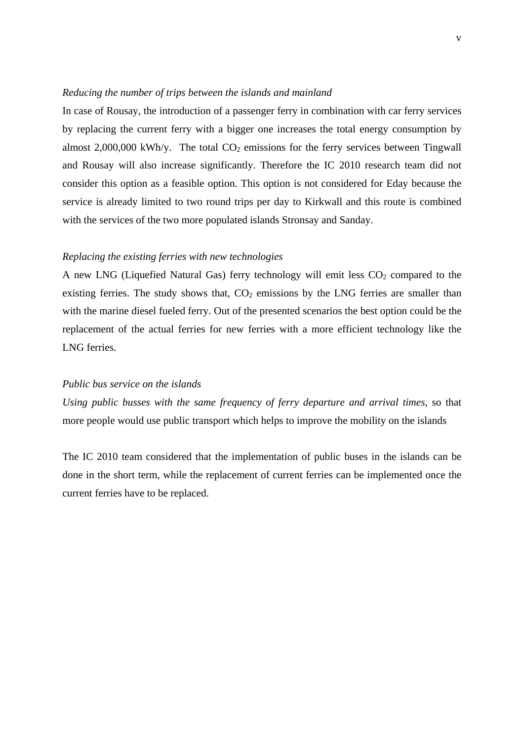*Reducing the number of trips between the islands and mainland*

In case of Rousay, the introduction of a passenger ferry in combination with car ferry services by replacing the current ferry with a bigger one increases the total energy consumption by almost 2,000,000 kWh/y. The total $CO_2$ emissions for the ferry services between Tingwall and Rousay will also increase significantly. Therefore the IC 2010 research team did not consider this option as a feasible option. This option is not considered for Eday because the service is already limited to two round trips per day to Kirkwall and this route is combined with the services of the two more populated islands Stronsay and Sanday.

*Replacing the existing ferries with new technologies*

A new LNG (Liquefied Natural Gas) ferry technology will emit less $CO_2$ compared to the existing ferries. The study shows that, $CO_2$ emissions by the LNG ferries are smaller than with the marine diesel fueled ferry. Out of the presented scenarios the best option could be the replacement of the actual ferries for new ferries with a more efficient technology like the LNG ferries.

*Public bus service on the islands*

*Using public busses with the same frequency of ferry departure and arrival times*, so that more people would use public transport which helps to improve the mobility on the islands

The IC 2010 team considered that the implementation of public buses in the islands can be done in the short term, while the replacement of current ferries can be implemented once the current ferries have to be replaced.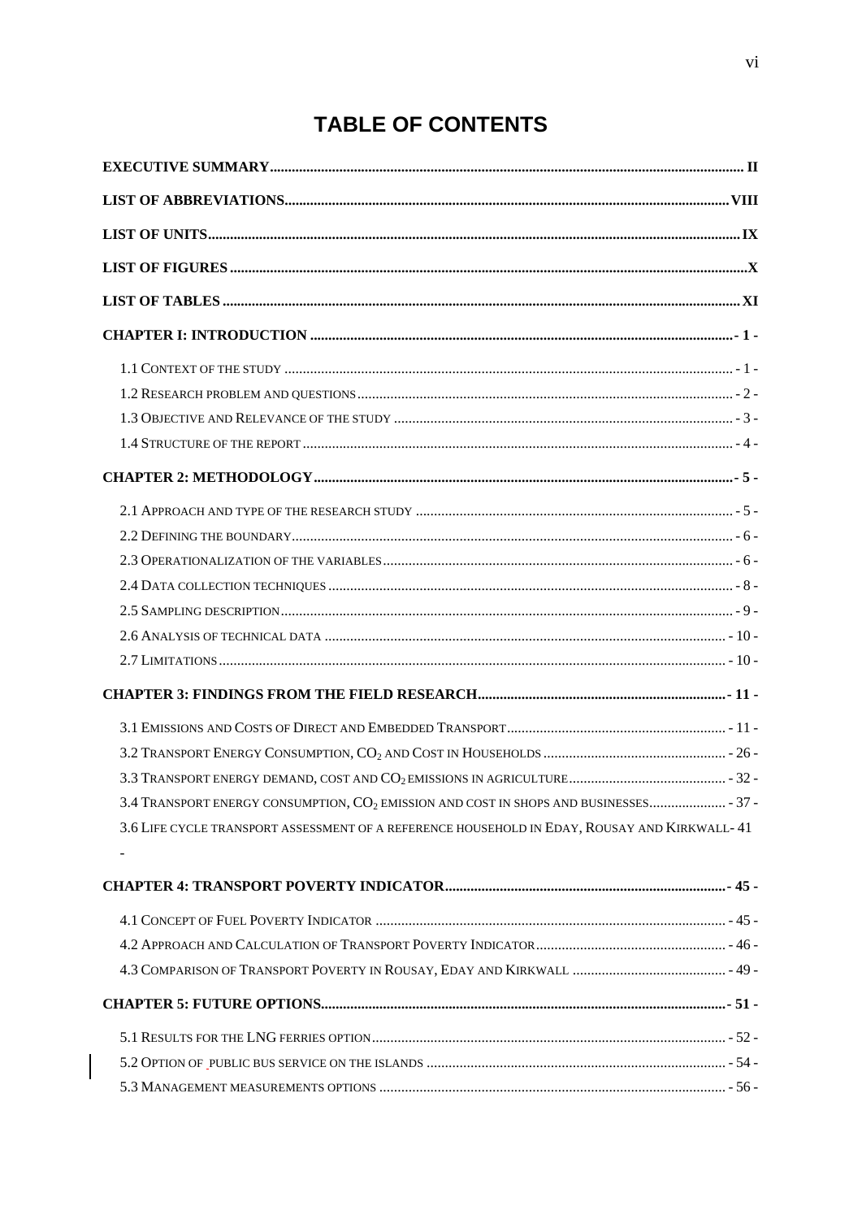# TABLE OF CONTENTS

EXECUTIVE SUMMARY ..... II

LIST OF ABBREVIATIONS ..... VIII

LIST OF UNITS ..... IX

LIST OF FIGURES ..... X

LIST OF TABLES ..... XI

CHAPTER I: INTRODUCTION ..... - 1 -

- 1.1 CONTEXT OF THE STUDY ..... - 1 -
- 1.2 RESEARCH PROBLEM AND QUESTIONS ..... - 2 -
- 1.3 OBJECTIVE AND RELEVANCE OF THE STUDY ..... - 3 -
- 1.4 STRUCTURE OF THE REPORT ..... - 4 -

CHAPTER 2: METHODOLOGY ..... - 5 -

- 2.1 APPROACH AND TYPE OF THE RESEARCH STUDY ..... - 5 -
- 2.2 DEFINING THE BOUNDARY ..... - 6 -
- 2.3 OPERATIONALIZATION OF THE VARIABLES ..... - 6 -
- 2.4 DATA COLLECTION TECHNIQUES ..... - 8 -
- 2.5 SAMPLING DESCRIPTION ..... - 9 -
- 2.6 ANALYSIS OF TECHNICAL DATA ..... - 10 -
- 2.7 LIMITATIONS ..... - 10 -

CHAPTER 3: FINDINGS FROM THE FIELD RESEARCH ..... - 11 -

- 3.1 EMISSIONS AND COSTS OF DIRECT AND EMBEDDED TRANSPORT ..... - 11 -
- 3.2 TRANSPORT ENERGY CONSUMPTION, $CO_2$ AND COST IN HOUSEHOLDS ..... - 26 -
- 3.3 TRANSPORT ENERGY DEMAND, COST AND $CO_2$ EMISSIONS IN AGRICULTURE ..... - 32 -
- 3.4 TRANSPORT ENERGY CONSUMPTION, $CO_2$ EMISSION AND COST IN SHOPS AND BUSINESSES ..... - 37 -
- 3.6 LIFE CYCLE TRANSPORT ASSESSMENT OF A REFERENCE HOUSEHOLD IN EDAY, ROUSAY AND KIRKWALL - 41 -

CHAPTER 4: TRANSPORT POVERTY INDICATOR ..... - 45 -

- 4.1 CONCEPT OF FUEL POVERTY INDICATOR ..... - 45 -
- 4.2 APPROACH AND CALCULATION OF TRANSPORT POVERTY INDICATOR ..... - 46 -
- 4.3 COMPARISON OF TRANSPORT POVERTY IN ROUSAY, EDAY AND KIRKWALL ..... - 49 -

CHAPTER 5: FUTURE OPTIONS ..... - 51 -

- 5.1 RESULTS FOR THE LNG FERRIES OPTION ..... - 52 -
- 5.2 OPTION OF PUBLIC BUS SERVICE ON THE ISLANDS ..... - 54 -
- 5.3 MANAGEMENT MEASUREMENTS OPTIONS ..... - 56 -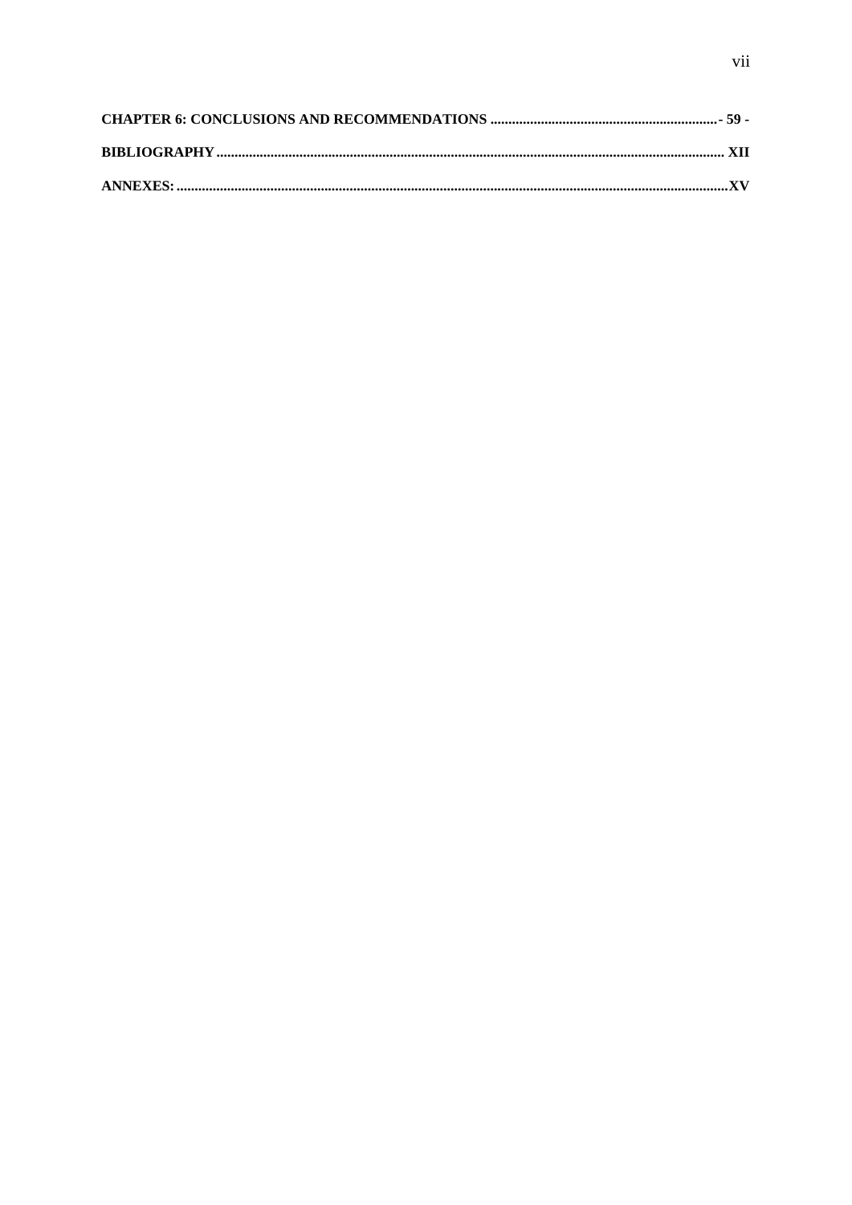**CHAPTER 6: CONCLUSIONS AND RECOMMENDATIONS** ..................................................................- 59 -

**BIBLIOGRAPHY** ..................................................................................................................................... XII

**ANNEXES:** ...............................................................................................................................................XV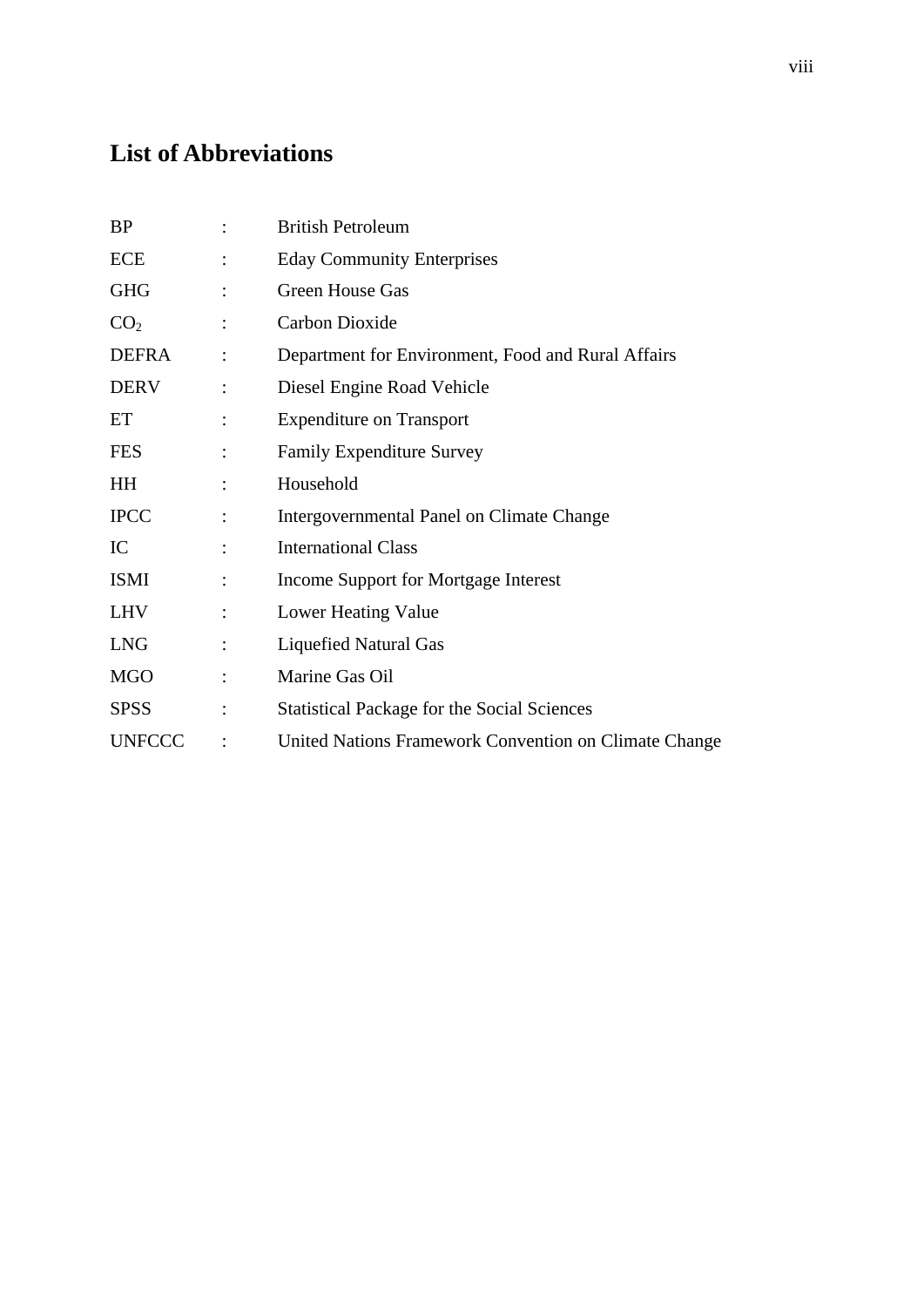## List of Abbreviations

| | | |
|---|---|---|
| BP | : | British Petroleum |
| ECE | : | Eday Community Enterprises |
| GHG | : | Green House Gas |
| $CO_2$ | : | Carbon Dioxide |
| DEFRA | : | Department for Environment, Food and Rural Affairs |
| DERV | : | Diesel Engine Road Vehicle |
| ET | : | Expenditure on Transport |
| FES | : | Family Expenditure Survey |
| HH | : | Household |
| IPCC | : | Intergovernmental Panel on Climate Change |
| IC | : | International Class |
| ISMI | : | Income Support for Mortgage Interest |
| LHV | : | Lower Heating Value |
| LNG | : | Liquefied Natural Gas |
| MGO | : | Marine Gas Oil |
| SPSS | : | Statistical Package for the Social Sciences |
| UNFCCC | : | United Nations Framework Convention on Climate Change |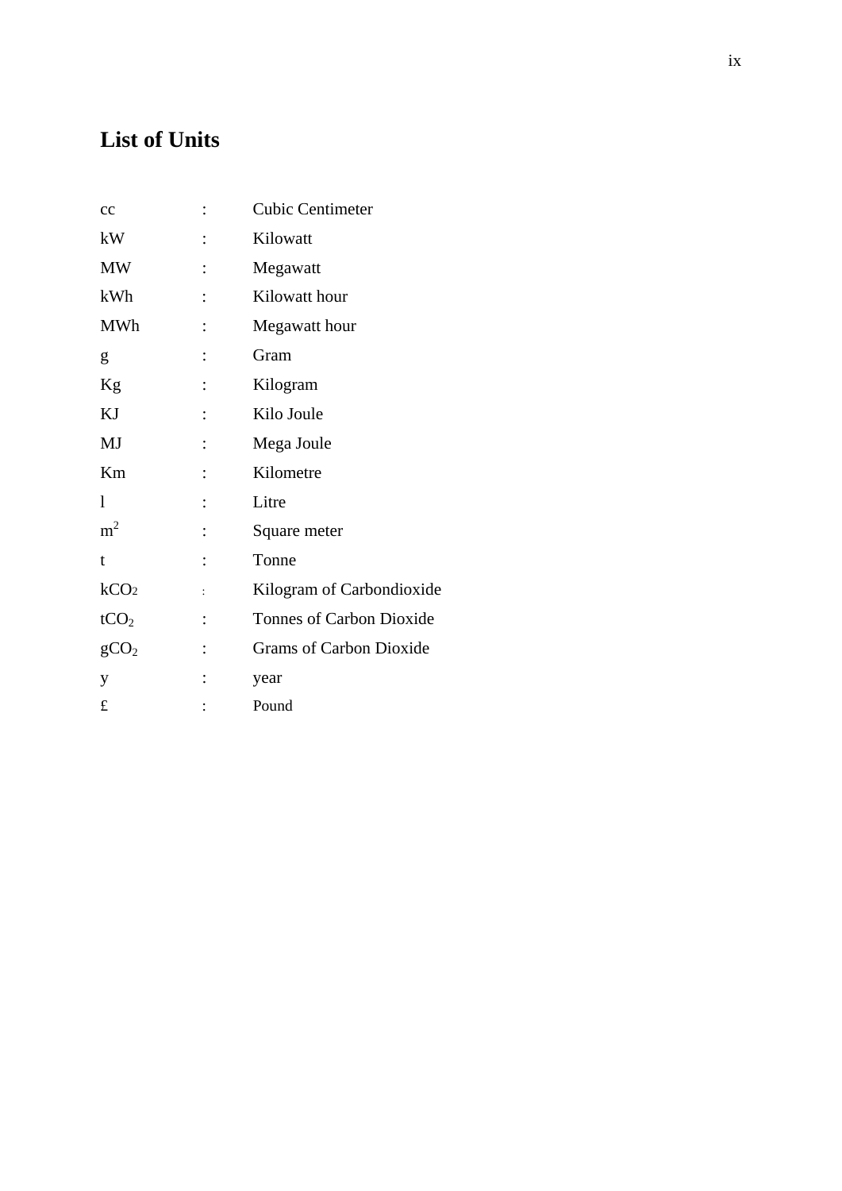## List of Units

| | | |
|---|---|---|
| cc | : | Cubic Centimeter |
| kW | : | Kilowatt |
| MW | : | Megawatt |
| kWh | : | Kilowatt hour |
| MWh | : | Megawatt hour |
| g | : | Gram |
| Kg | : | Kilogram |
| KJ | : | Kilo Joule |
| MJ | : | Mega Joule |
| Km | : | Kilometre |
| l | : | Litre |
| $m^2$ | : | Square meter |
| t | : | Tonne |
| $kCO_2$ | : | Kilogram of Carbondioxide |
| $tCO_2$ | : | Tonnes of Carbon Dioxide |
| $gCO_2$ | : | Grams of Carbon Dioxide |
| y | : | year |
| £ | : | Pound |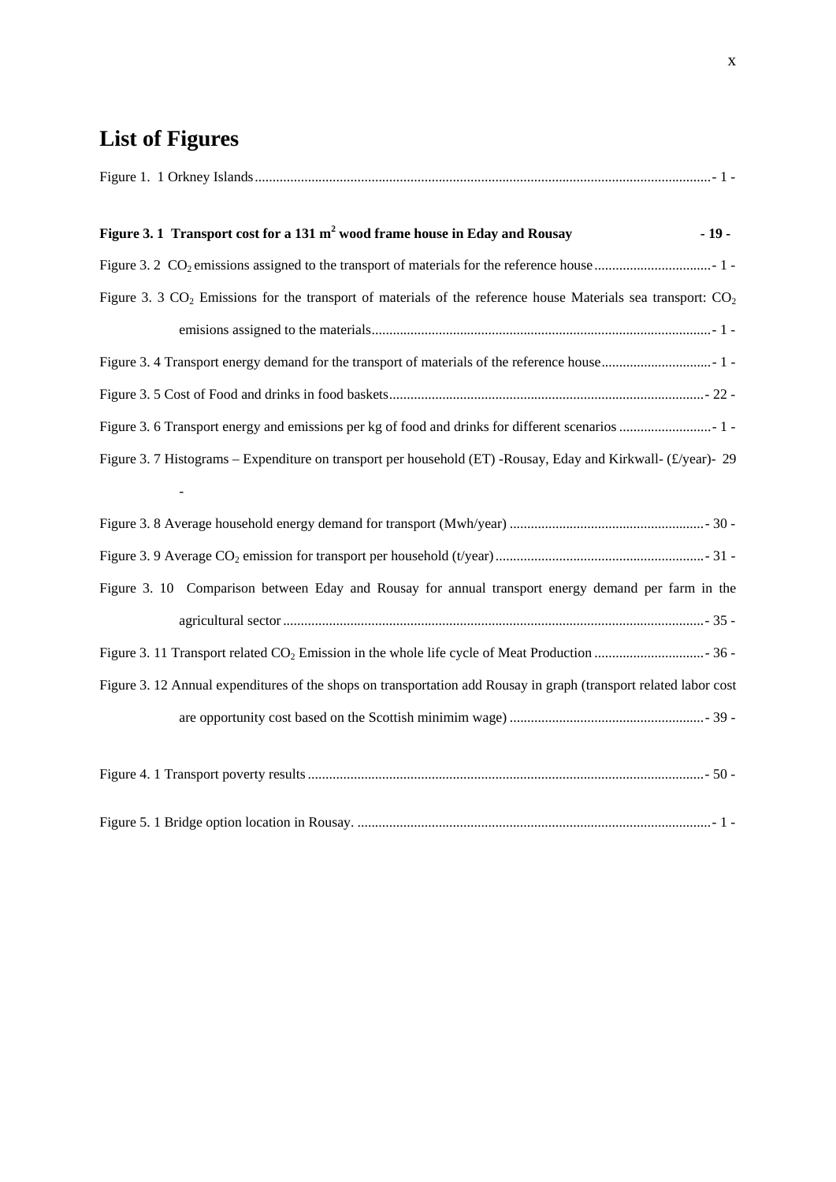# List of Figures

Figure 1. 1 Orkney Islands ........................................................................................................................ - 1 -

**Figure 3. 1 Transport cost for a 131 $m^2$ wood frame house in Eday and Rousay - 19 -**

Figure 3. 2 $CO_2$ emissions assigned to the transport of materials for the reference house ................................. - 1 -

Figure 3. 3 $CO_2$ Emissions for the transport of materials of the reference house Materials sea transport: $CO_2$ emisions assigned to the materials ............................................................................................. - 1 -

Figure 3. 4 Transport energy demand for the transport of materials of the reference house ............................... - 1 -

Figure 3. 5 Cost of Food and drinks in food baskets ........................................................................................ - 22 -

Figure 3. 6 Transport energy and emissions per kg of food and drinks for different scenarios .......................... - 1 -

Figure 3. 7 Histograms – Expenditure on transport per household (ET) -Rousay, Eday and Kirkwall- (£/year)- 29 -

Figure 3. 8 Average household energy demand for transport (Mwh/year) ....................................................... - 30 -

Figure 3. 9 Average $CO_2$ emission for transport per household (t/year) ........................................................... - 31 -

Figure 3. 10 Comparison between Eday and Rousay for annual transport energy demand per farm in the agricultural sector ..................................................................................................................... - 35 -

Figure 3. 11 Transport related $CO_2$ Emission in the whole life cycle of Meat Production ............................... - 36 -

Figure 3. 12 Annual expenditures of the shops on transportation add Rousay in graph (transport related labor cost are opportunity cost based on the Scottish minimim wage) ....................................................... - 39 -

Figure 4. 1 Transport poverty results ............................................................................................................... - 50 -

Figure 5. 1 Bridge option location in Rousay. .................................................................................................... - 1 -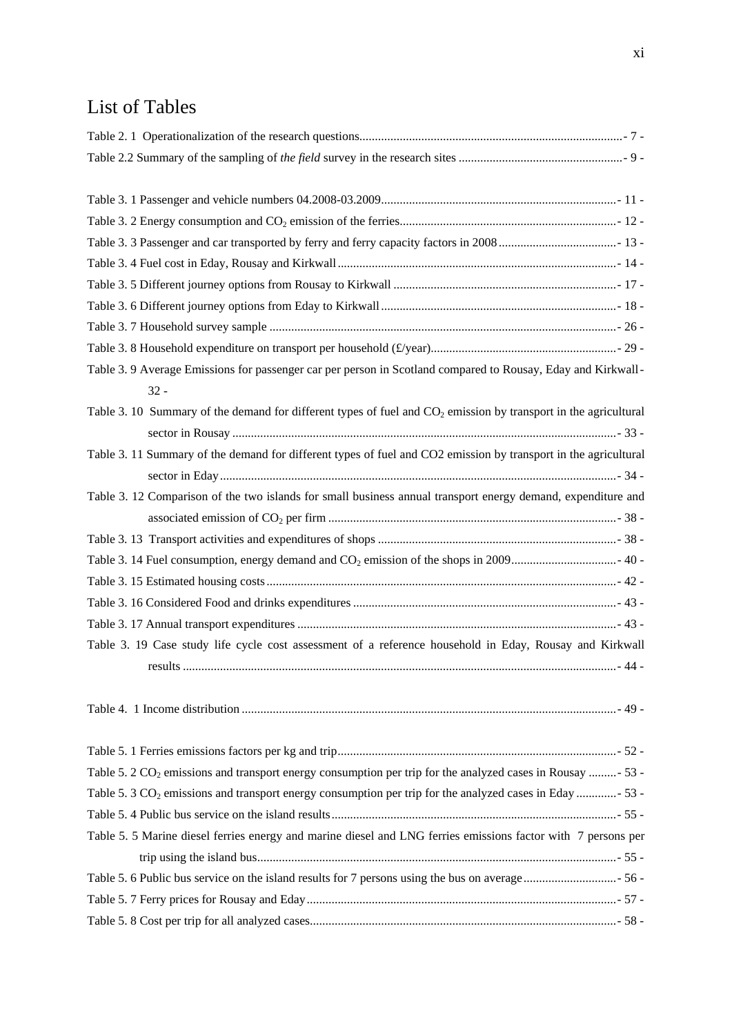# List of Tables

Table 2. 1 Operationalization of the research questions.......................................................................................- 7 -

Table 2.2 Summary of the sampling of *the field* survey in the research sites .....................................................- 9 -

Table 3. 1 Passenger and vehicle numbers 04.2008-03.2009............................................................................- 11 -

Table 3. 2 Energy consumption and $CO_2$ emission of the ferries......................................................................- 12 -

Table 3. 3 Passenger and car transported by ferry and ferry capacity factors in 2008 ......................................- 13 -

Table 3. 4 Fuel cost in Eday, Rousay and Kirkwall ..........................................................................................- 14 -

Table 3. 5 Different journey options from Rousay to Kirkwall ........................................................................- 17 -

Table 3. 6 Different journey options from Eday to Kirkwall ............................................................................- 18 -

Table 3. 7 Household survey sample ................................................................................................................- 26 -

Table 3. 8 Household expenditure on transport per household (£/year)............................................................- 29 -

Table 3. 9 Average Emissions for passenger car per person in Scotland compared to Rousay, Eday and Kirkwall- 32 -

Table 3. 10 Summary of the demand for different types of fuel and $CO_2$ emission by transport in the agricultural sector in Rousay ............................................................................................................................- 33 -

Table 3. 11 Summary of the demand for different types of fuel and CO2 emission by transport in the agricultural sector in Eday................................................................................................................................- 34 -

Table 3. 12 Comparison of the two islands for small business annual transport energy demand, expenditure and associated emission of $CO_2$ per firm .............................................................................................- 38 -

Table 3. 13 Transport activities and expenditures of shops .............................................................................- 38 -

Table 3. 14 Fuel consumption, energy demand and $CO_2$ emission of the shops in 2009..................................- 40 -

Table 3. 15 Estimated housing costs.................................................................................................................- 42 -

Table 3. 16 Considered Food and drinks expenditures .....................................................................................- 43 -

Table 3. 17 Annual transport expenditures .......................................................................................................- 43 -

Table 3. 19 Case study life cycle cost assessment of a reference household in Eday, Rousay and Kirkwall results ............................................................................................................................................- 44 -

Table 4. 1 Income distribution .........................................................................................................................- 49 -

Table 5. 1 Ferries emissions factors per kg and trip..........................................................................................- 52 -

Table 5. 2 $CO_2$ emissions and transport energy consumption per trip for the analyzed cases in Rousay .........- 53 -

Table 5. 3 $CO_2$ emissions and transport energy consumption per trip for the analyzed cases in Eday .............- 53 -

Table 5. 4 Public bus service on the island results............................................................................................- 55 -

Table 5. 5 Marine diesel ferries energy and marine diesel and LNG ferries emissions factor with 7 persons per trip using the island bus...................................................................................................................- 55 -

Table 5. 6 Public bus service on the island results for 7 persons using the bus on average ..............................- 56 -

Table 5. 7 Ferry prices for Rousay and Eday....................................................................................................- 57 -

Table 5. 8 Cost per trip for all analyzed cases...................................................................................................- 58 -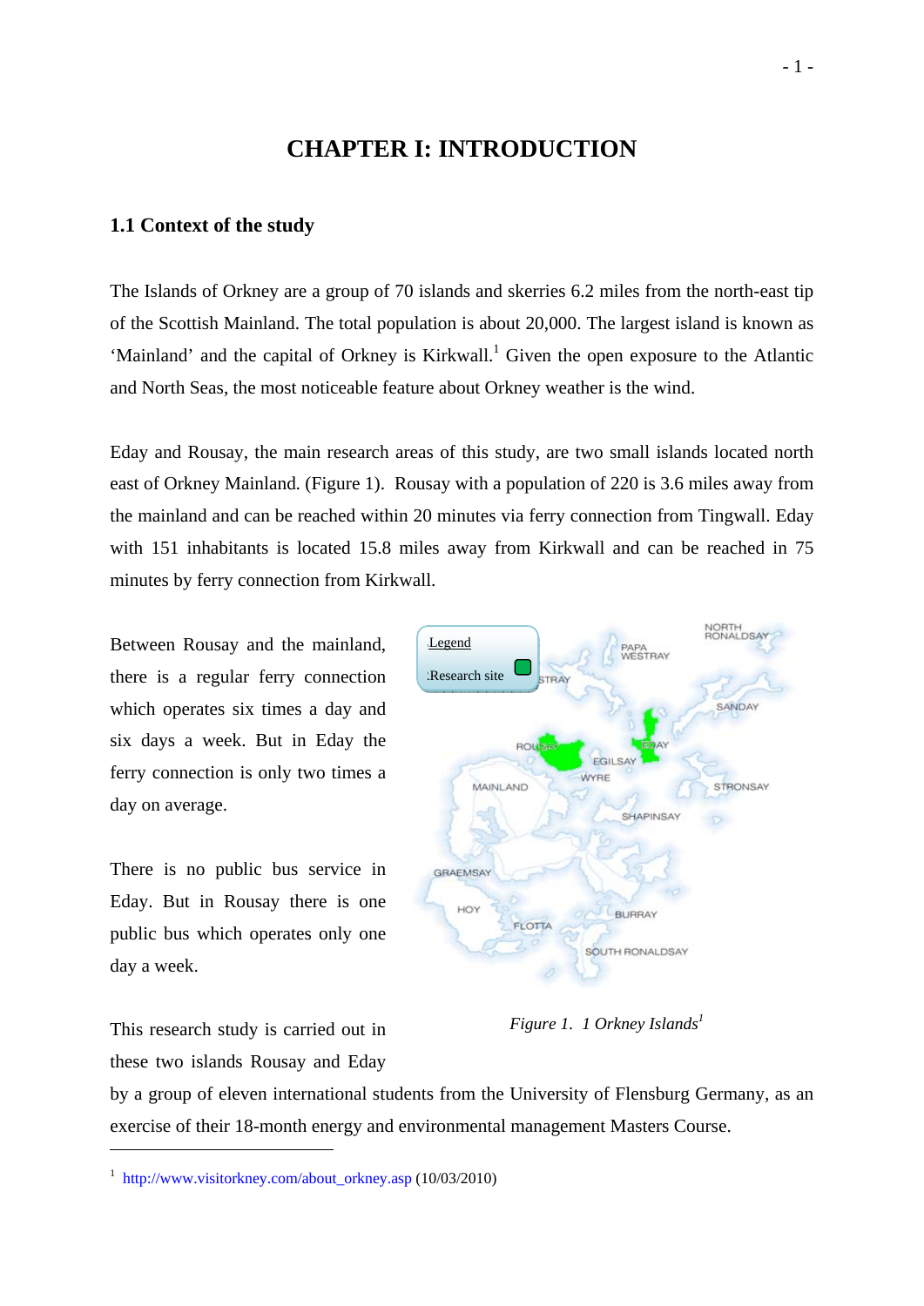# CHAPTER I: INTRODUCTION

## 1.1 Context of the study

The Islands of Orkney are a group of 70 islands and skerries 6.2 miles from the north-east tip of the Scottish Mainland. The total population is about 20,000. The largest island is known as 'Mainland' and the capital of Orkney is Kirkwall.[1] Given the open exposure to the Atlantic and North Seas, the most noticeable feature about Orkney weather is the wind.

Eday and Rousay, the main research areas of this study, are two small islands located north east of Orkney Mainland. (Figure 1). Rousay with a population of 220 is 3.6 miles away from the mainland and can be reached within 20 minutes via ferry connection from Tingwall. Eday with 151 inhabitants is located 15.8 miles away from Kirkwall and can be reached in 75 minutes by ferry connection from Kirkwall.

Between Rousay and the mainland, there is a regular ferry connection which operates six times a day and six days a week. But in Eday the ferry connection is only two times a day on average.

There is no public bus service in Eday. But in Rousay there is one public bus which operates only one day a week.

*Figure 1. 1 Orkney Islands*[1]

This research study is carried out in these two islands Rousay and Eday by a group of eleven international students from the University of Flensburg Germany, as an exercise of their 18-month energy and environmental management Masters Course.

---

[1] http://www.visitorkney.com/about_orkney.asp (10/03/2010)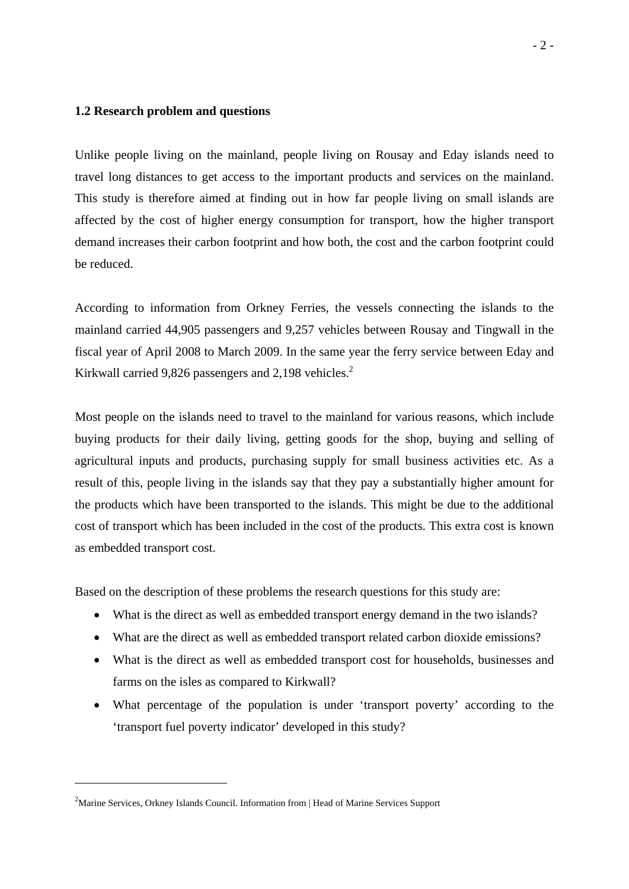### 1.2 Research problem and questions

Unlike people living on the mainland, people living on Rousay and Eday islands need to travel long distances to get access to the important products and services on the mainland. This study is therefore aimed at finding out in how far people living on small islands are affected by the cost of higher energy consumption for transport, how the higher transport demand increases their carbon footprint and how both, the cost and the carbon footprint could be reduced.

According to information from Orkney Ferries, the vessels connecting the islands to the mainland carried 44,905 passengers and 9,257 vehicles between Rousay and Tingwall in the fiscal year of April 2008 to March 2009. In the same year the ferry service between Eday and Kirkwall carried 9,826 passengers and 2,198 vehicles.[2]

Most people on the islands need to travel to the mainland for various reasons, which include buying products for their daily living, getting goods for the shop, buying and selling of agricultural inputs and products, purchasing supply for small business activities etc. As a result of this, people living in the islands say that they pay a substantially higher amount for the products which have been transported to the islands. This might be due to the additional cost of transport which has been included in the cost of the products. This extra cost is known as embedded transport cost.

Based on the description of these problems the research questions for this study are:

- What is the direct as well as embedded transport energy demand in the two islands?
- What are the direct as well as embedded transport related carbon dioxide emissions?
- What is the direct as well as embedded transport cost for households, businesses and farms on the isles as compared to Kirkwall?
- What percentage of the population is under 'transport poverty' according to the 'transport fuel poverty indicator' developed in this study?

---

[2] Marine Services, Orkney Islands Council. Information from | Head of Marine Services Support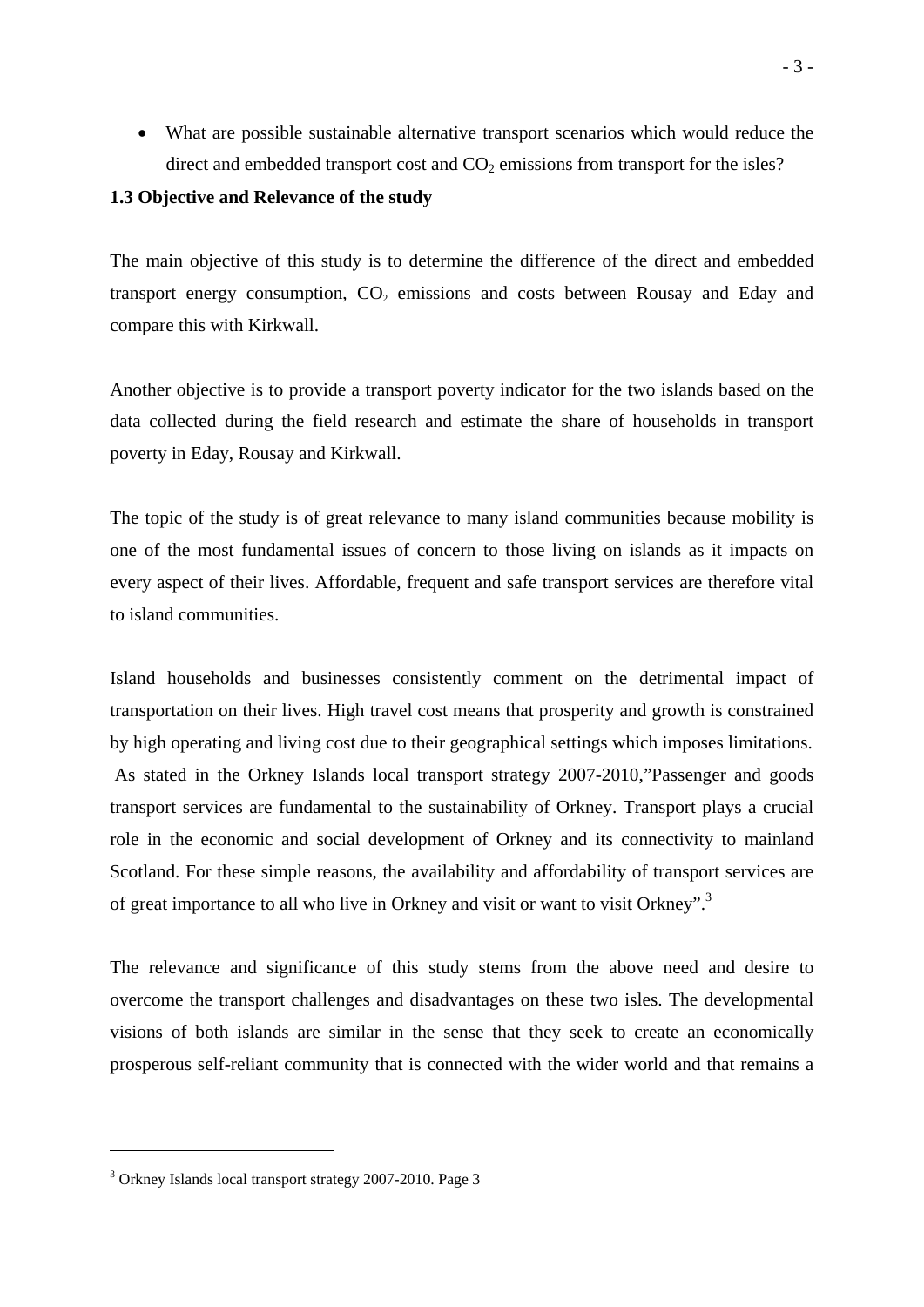- What are possible sustainable alternative transport scenarios which would reduce the direct and embedded transport cost and $CO_2$ emissions from transport for the isles?

### 1.3 Objective and Relevance of the study

The main objective of this study is to determine the difference of the direct and embedded transport energy consumption, $CO_2$ emissions and costs between Rousay and Eday and compare this with Kirkwall.

Another objective is to provide a transport poverty indicator for the two islands based on the data collected during the field research and estimate the share of households in transport poverty in Eday, Rousay and Kirkwall.

The topic of the study is of great relevance to many island communities because mobility is one of the most fundamental issues of concern to those living on islands as it impacts on every aspect of their lives. Affordable, frequent and safe transport services are therefore vital to island communities.

Island households and businesses consistently comment on the detrimental impact of transportation on their lives. High travel cost means that prosperity and growth is constrained by high operating and living cost due to their geographical settings which imposes limitations. As stated in the Orkney Islands local transport strategy 2007-2010,"Passenger and goods transport services are fundamental to the sustainability of Orkney. Transport plays a crucial role in the economic and social development of Orkney and its connectivity to mainland Scotland. For these simple reasons, the availability and affordability of transport services are of great importance to all who live in Orkney and visit or want to visit Orkney".[3]

The relevance and significance of this study stems from the above need and desire to overcome the transport challenges and disadvantages on these two isles. The developmental visions of both islands are similar in the sense that they seek to create an economically prosperous self-reliant community that is connected with the wider world and that remains a

[3] Orkney Islands local transport strategy 2007-2010. Page 3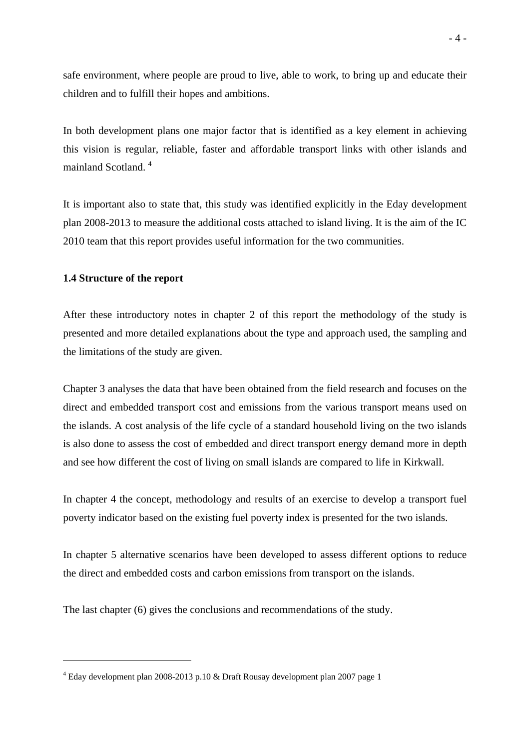safe environment, where people are proud to live, able to work, to bring up and educate their children and to fulfill their hopes and ambitions.

In both development plans one major factor that is identified as a key element in achieving this vision is regular, reliable, faster and affordable transport links with other islands and mainland Scotland. [4]

It is important also to state that, this study was identified explicitly in the Eday development plan 2008-2013 to measure the additional costs attached to island living. It is the aim of the IC 2010 team that this report provides useful information for the two communities.

### 1.4 Structure of the report

After these introductory notes in chapter 2 of this report the methodology of the study is presented and more detailed explanations about the type and approach used, the sampling and the limitations of the study are given.

Chapter 3 analyses the data that have been obtained from the field research and focuses on the direct and embedded transport cost and emissions from the various transport means used on the islands. A cost analysis of the life cycle of a standard household living on the two islands is also done to assess the cost of embedded and direct transport energy demand more in depth and see how different the cost of living on small islands are compared to life in Kirkwall.

In chapter 4 the concept, methodology and results of an exercise to develop a transport fuel poverty indicator based on the existing fuel poverty index is presented for the two islands.

In chapter 5 alternative scenarios have been developed to assess different options to reduce the direct and embedded costs and carbon emissions from transport on the islands.

The last chapter (6) gives the conclusions and recommendations of the study.

---

[4] Eday development plan 2008-2013 p.10 & Draft Rousay development plan 2007 page 1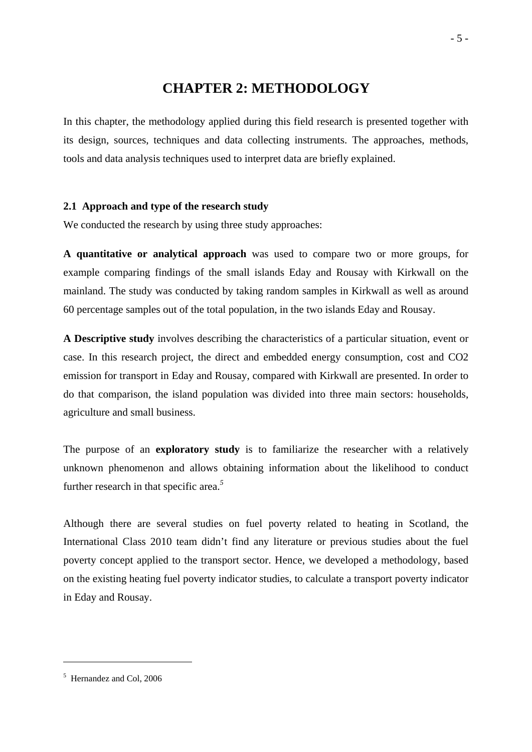# CHAPTER 2: METHODOLOGY

In this chapter, the methodology applied during this field research is presented together with its design, sources, techniques and data collecting instruments. The approaches, methods, tools and data analysis techniques used to interpret data are briefly explained.

### 2.1 Approach and type of the research study

We conducted the research by using three study approaches:

**A quantitative or analytical approach** was used to compare two or more groups, for example comparing findings of the small islands Eday and Rousay with Kirkwall on the mainland. The study was conducted by taking random samples in Kirkwall as well as around 60 percentage samples out of the total population, in the two islands Eday and Rousay.

**A Descriptive study** involves describing the characteristics of a particular situation, event or case. In this research project, the direct and embedded energy consumption, cost and CO2 emission for transport in Eday and Rousay, compared with Kirkwall are presented. In order to do that comparison, the island population was divided into three main sectors: households, agriculture and small business.

The purpose of an **exploratory study** is to familiarize the researcher with a relatively unknown phenomenon and allows obtaining information about the likelihood to conduct further research in that specific area.[5]

Although there are several studies on fuel poverty related to heating in Scotland, the International Class 2010 team didn't find any literature or previous studies about the fuel poverty concept applied to the transport sector. Hence, we developed a methodology, based on the existing heating fuel poverty indicator studies, to calculate a transport poverty indicator in Eday and Rousay.

---

[5] Hernandez and Col, 2006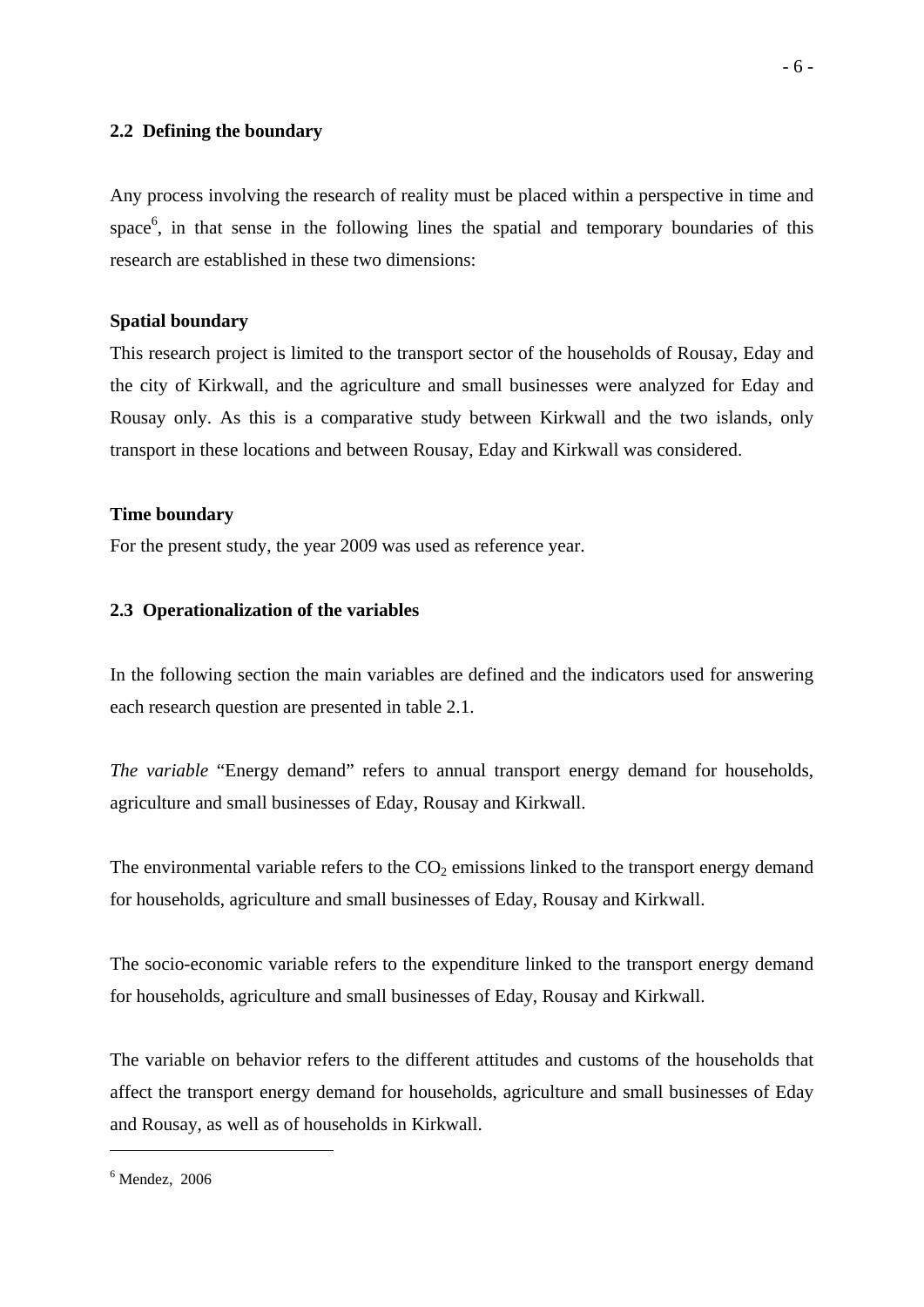## 2.2 Defining the boundary

Any process involving the research of reality must be placed within a perspective in time and space[6], in that sense in the following lines the spatial and temporary boundaries of this research are established in these two dimensions:

**Spatial boundary**

This research project is limited to the transport sector of the households of Rousay, Eday and the city of Kirkwall, and the agriculture and small businesses were analyzed for Eday and Rousay only. As this is a comparative study between Kirkwall and the two islands, only transport in these locations and between Rousay, Eday and Kirkwall was considered.

**Time boundary**

For the present study, the year 2009 was used as reference year.

## 2.3 Operationalization of the variables

In the following section the main variables are defined and the indicators used for answering each research question are presented in table 2.1.

*The variable* "Energy demand" refers to annual transport energy demand for households, agriculture and small businesses of Eday, Rousay and Kirkwall.

The environmental variable refers to the $CO_2$ emissions linked to the transport energy demand for households, agriculture and small businesses of Eday, Rousay and Kirkwall.

The socio-economic variable refers to the expenditure linked to the transport energy demand for households, agriculture and small businesses of Eday, Rousay and Kirkwall.

The variable on behavior refers to the different attitudes and customs of the households that affect the transport energy demand for households, agriculture and small businesses of Eday and Rousay, as well as of households in Kirkwall.

---

[6] Mendez, 2006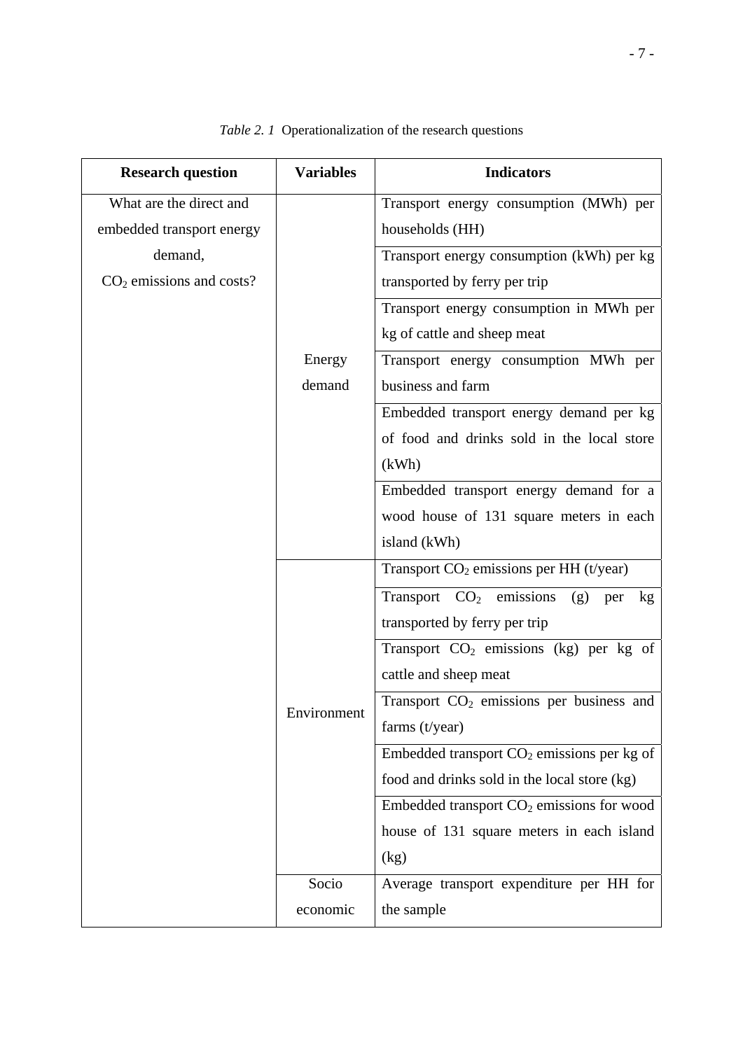*Table 2. 1* Operationalization of the research questions

| Research question | Variables | Indicators |
|---|---|---|
| What are the direct and embedded transport energy demand, $CO_2$ emissions and costs? | Energy demand | Transport energy consumption (MWh) per households (HH) |
| | | Transport energy consumption (kWh) per kg transported by ferry per trip |
| | | Transport energy consumption in MWh per kg of cattle and sheep meat |
| | | Transport energy consumption MWh per business and farm |
| | | Embedded transport energy demand per kg of food and drinks sold in the local store (kWh) |
| | | Embedded transport energy demand for a wood house of 131 square meters in each island (kWh) |
| | Environment | Transport $CO_2$ emissions per HH (t/year) |
| | | Transport $CO_2$ emissions (g) per kg transported by ferry per trip |
| | | Transport $CO_2$ emissions (kg) per kg of cattle and sheep meat |
| | | Transport $CO_2$ emissions per business and farms (t/year) |
| | | Embedded transport $CO_2$ emissions per kg of food and drinks sold in the local store (kg) |
| | | Embedded transport $CO_2$ emissions for wood house of 131 square meters in each island (kg) |
| | Socio economic | Average transport expenditure per HH for the sample |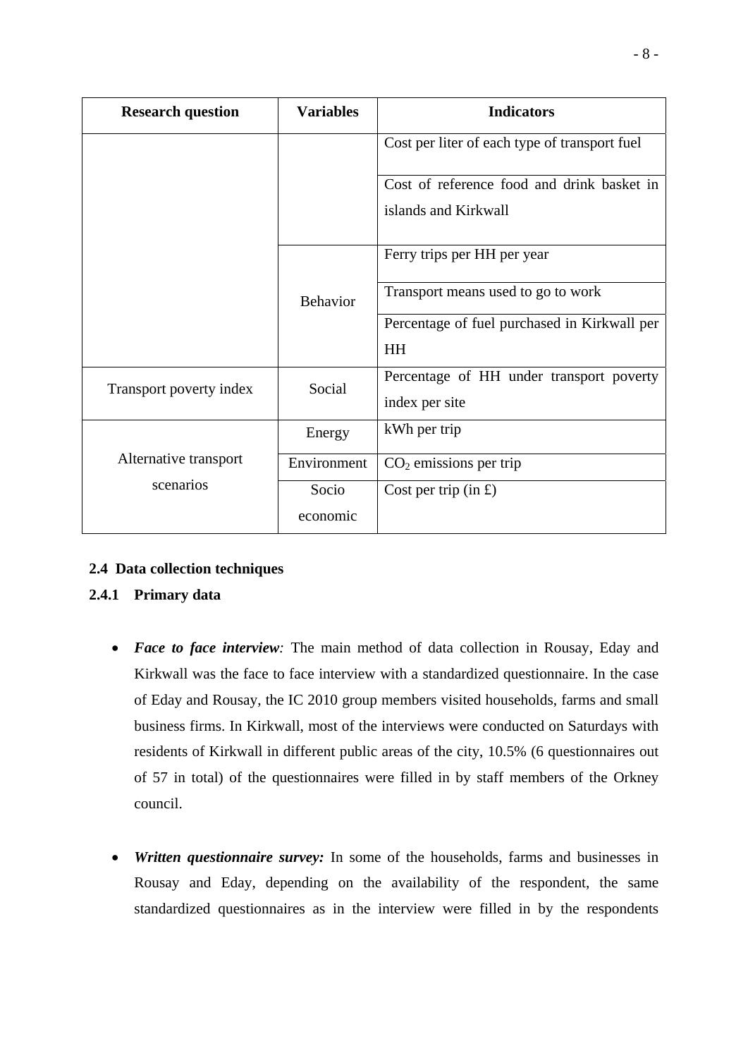| Research question | Variables | Indicators |
|---|---|---|
| | | Cost per liter of each type of transport fuel |
| | | Cost of reference food and drink basket in islands and Kirkwall |
| | Behavior | Ferry trips per HH per year |
| | | Transport means used to go to work |
| | | Percentage of fuel purchased in Kirkwall per HH |
| Transport poverty index | Social | Percentage of HH under transport poverty index per site |
| Alternative transport scenarios | Energy | kWh per trip |
| | Environment | $CO_2$ emissions per trip |
| | Socio economic | Cost per trip (in £) |

## 2.4 Data collection techniques

### 2.4.1 Primary data

- ***Face to face interview**:* The main method of data collection in Rousay, Eday and Kirkwall was the face to face interview with a standardized questionnaire. In the case of Eday and Rousay, the IC 2010 group members visited households, farms and small business firms. In Kirkwall, most of the interviews were conducted on Saturdays with residents of Kirkwall in different public areas of the city, 10.5% (6 questionnaires out of 57 in total) of the questionnaires were filled in by staff members of the Orkney council.

- ***Written questionnaire survey:*** In some of the households, farms and businesses in Rousay and Eday, depending on the availability of the respondent, the same standardized questionnaires as in the interview were filled in by the respondents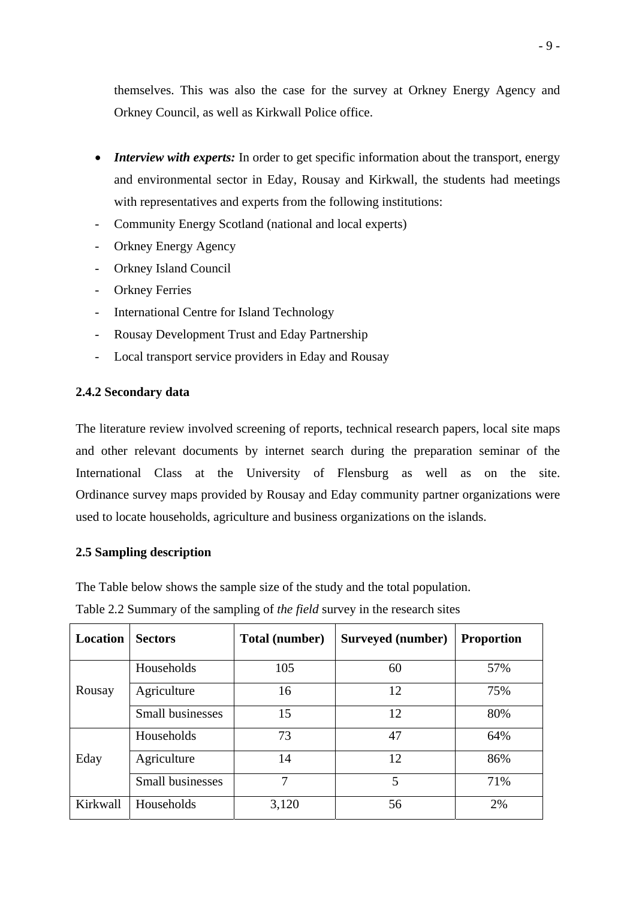themselves. This was also the case for the survey at Orkney Energy Agency and Orkney Council, as well as Kirkwall Police office.

- ***Interview with experts:*** In order to get specific information about the transport, energy and environmental sector in Eday, Rousay and Kirkwall, the students had meetings with representatives and experts from the following institutions:

- Community Energy Scotland (national and local experts)
- Orkney Energy Agency
- Orkney Island Council
- Orkney Ferries
- International Centre for Island Technology
- Rousay Development Trust and Eday Partnership
- Local transport service providers in Eday and Rousay

### 2.4.2 Secondary data

The literature review involved screening of reports, technical research papers, local site maps and other relevant documents by internet search during the preparation seminar of the International Class at the University of Flensburg as well as on the site. Ordinance survey maps provided by Rousay and Eday community partner organizations were used to locate households, agriculture and business organizations on the islands.

## 2.5 Sampling description

The Table below shows the sample size of the study and the total population.

Table 2.2 Summary of the sampling of *the field* survey in the research sites

| Location | Sectors | Total (number) | Surveyed (number) | Proportion |
|---|---|---|---|---|
| Rousay | Households | 105 | 60 | 57% |
| | Agriculture | 16 | 12 | 75% |
| | Small businesses | 15 | 12 | 80% |
| Eday | Households | 73 | 47 | 64% |
| | Agriculture | 14 | 12 | 86% |
| | Small businesses | 7 | 5 | 71% |
| Kirkwall | Households | 3,120 | 56 | 2% |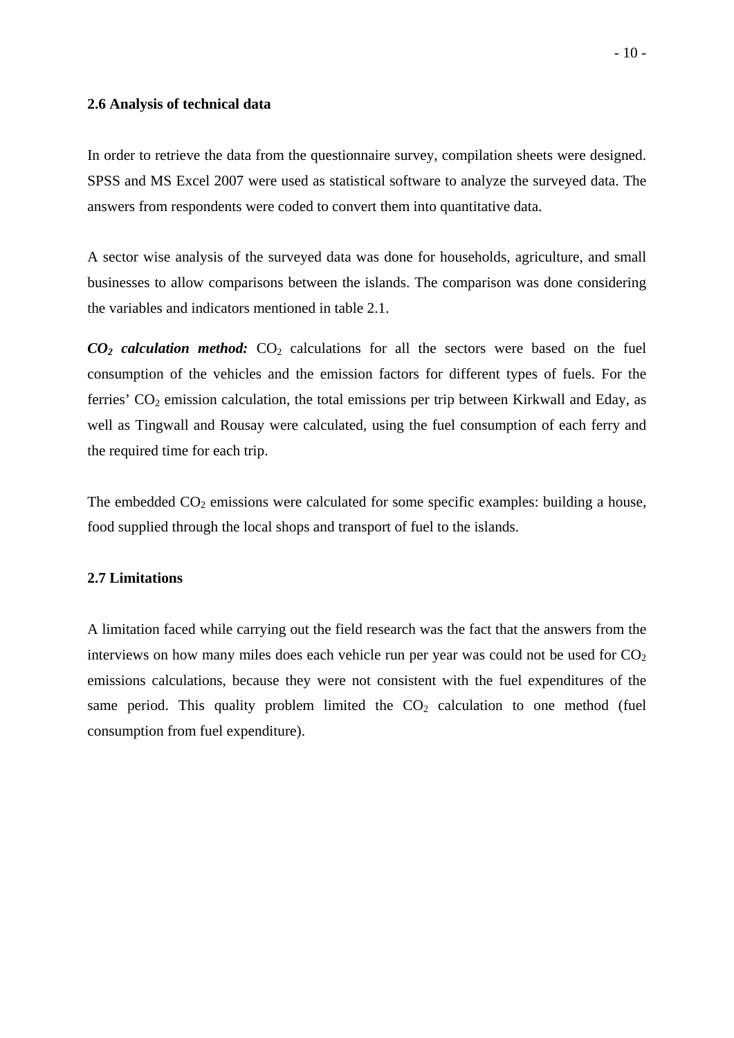### 2.6 Analysis of technical data

In order to retrieve the data from the questionnaire survey, compilation sheets were designed. SPSS and MS Excel 2007 were used as statistical software to analyze the surveyed data. The answers from respondents were coded to convert them into quantitative data.

A sector wise analysis of the surveyed data was done for households, agriculture, and small businesses to allow comparisons between the islands. The comparison was done considering the variables and indicators mentioned in table 2.1.

***$CO_2$ calculation method:*** $CO_2$ calculations for all the sectors were based on the fuel consumption of the vehicles and the emission factors for different types of fuels. For the ferries' $CO_2$ emission calculation, the total emissions per trip between Kirkwall and Eday, as well as Tingwall and Rousay were calculated, using the fuel consumption of each ferry and the required time for each trip.

The embedded $CO_2$ emissions were calculated for some specific examples: building a house, food supplied through the local shops and transport of fuel to the islands.

### 2.7 Limitations

A limitation faced while carrying out the field research was the fact that the answers from the interviews on how many miles does each vehicle run per year was could not be used for $CO_2$ emissions calculations, because they were not consistent with the fuel expenditures of the same period. This quality problem limited the $CO_2$ calculation to one method (fuel consumption from fuel expenditure).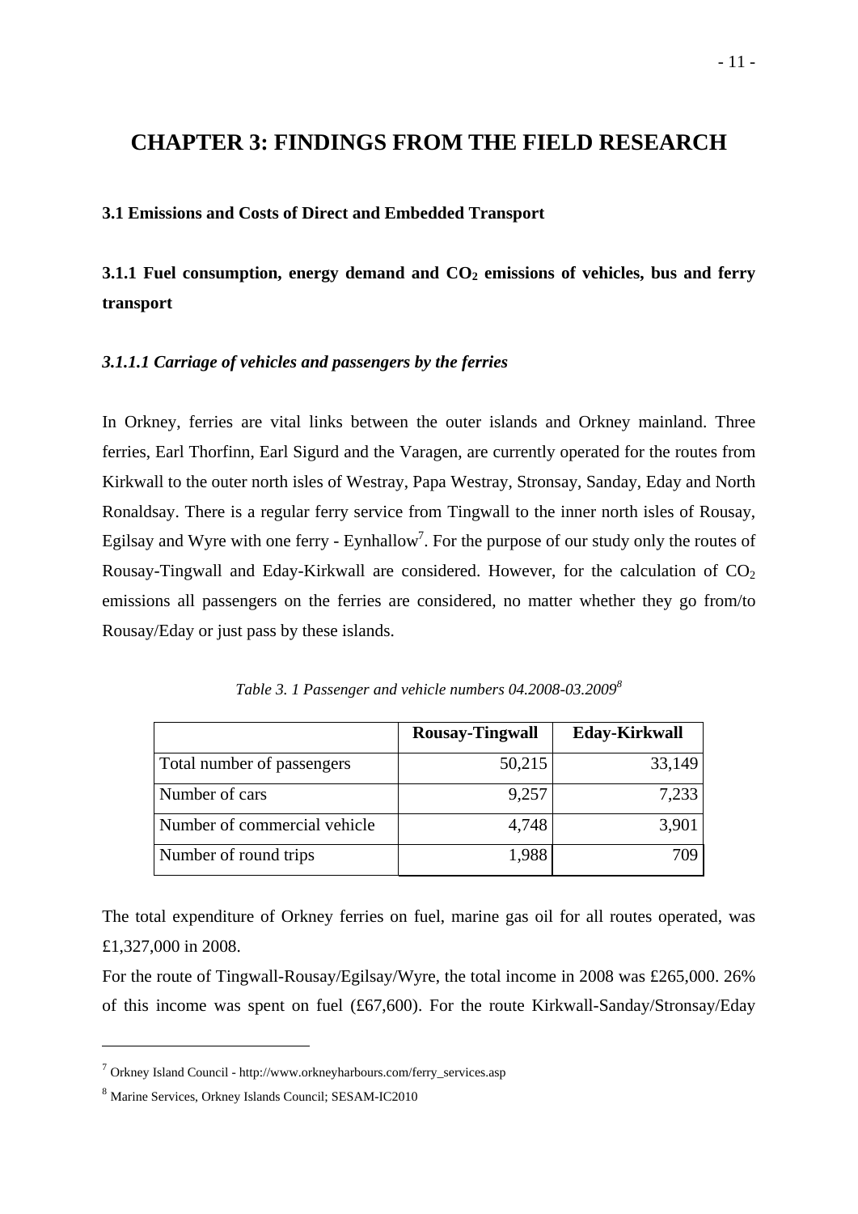# CHAPTER 3: FINDINGS FROM THE FIELD RESEARCH

## 3.1 Emissions and Costs of Direct and Embedded Transport

### 3.1.1 Fuel consumption, energy demand and $CO_2$ emissions of vehicles, bus and ferry transport

#### *3.1.1.1 Carriage of vehicles and passengers by the ferries*

In Orkney, ferries are vital links between the outer islands and Orkney mainland. Three ferries, Earl Thorfinn, Earl Sigurd and the Varagen, are currently operated for the routes from Kirkwall to the outer north isles of Westray, Papa Westray, Stronsay, Sanday, Eday and North Ronaldsay. There is a regular ferry service from Tingwall to the inner north isles of Rousay, Egilsay and Wyre with one ferry - Eynhallow[7]. For the purpose of our study only the routes of Rousay-Tingwall and Eday-Kirkwall are considered. However, for the calculation of $CO_2$ emissions all passengers on the ferries are considered, no matter whether they go from/to Rousay/Eday or just pass by these islands.

*Table 3. 1 Passenger and vehicle numbers 04.2008-03.2009[8]*

| | Rousay-Tingwall | Eday-Kirkwall |
|---|---|---|
| Total number of passengers | 50,215 | 33,149 |
| Number of cars | 9,257 | 7,233 |
| Number of commercial vehicle | 4,748 | 3,901 |
| Number of round trips | 1,988 | 709 |

The total expenditure of Orkney ferries on fuel, marine gas oil for all routes operated, was £1,327,000 in 2008.

For the route of Tingwall-Rousay/Egilsay/Wyre, the total income in 2008 was £265,000. 26% of this income was spent on fuel (£67,600). For the route Kirkwall-Sanday/Stronsay/Eday

[7] Orkney Island Council - http://www.orkneyharbours.com/ferry_services.asp

[8] Marine Services, Orkney Islands Council; SESAM-IC2010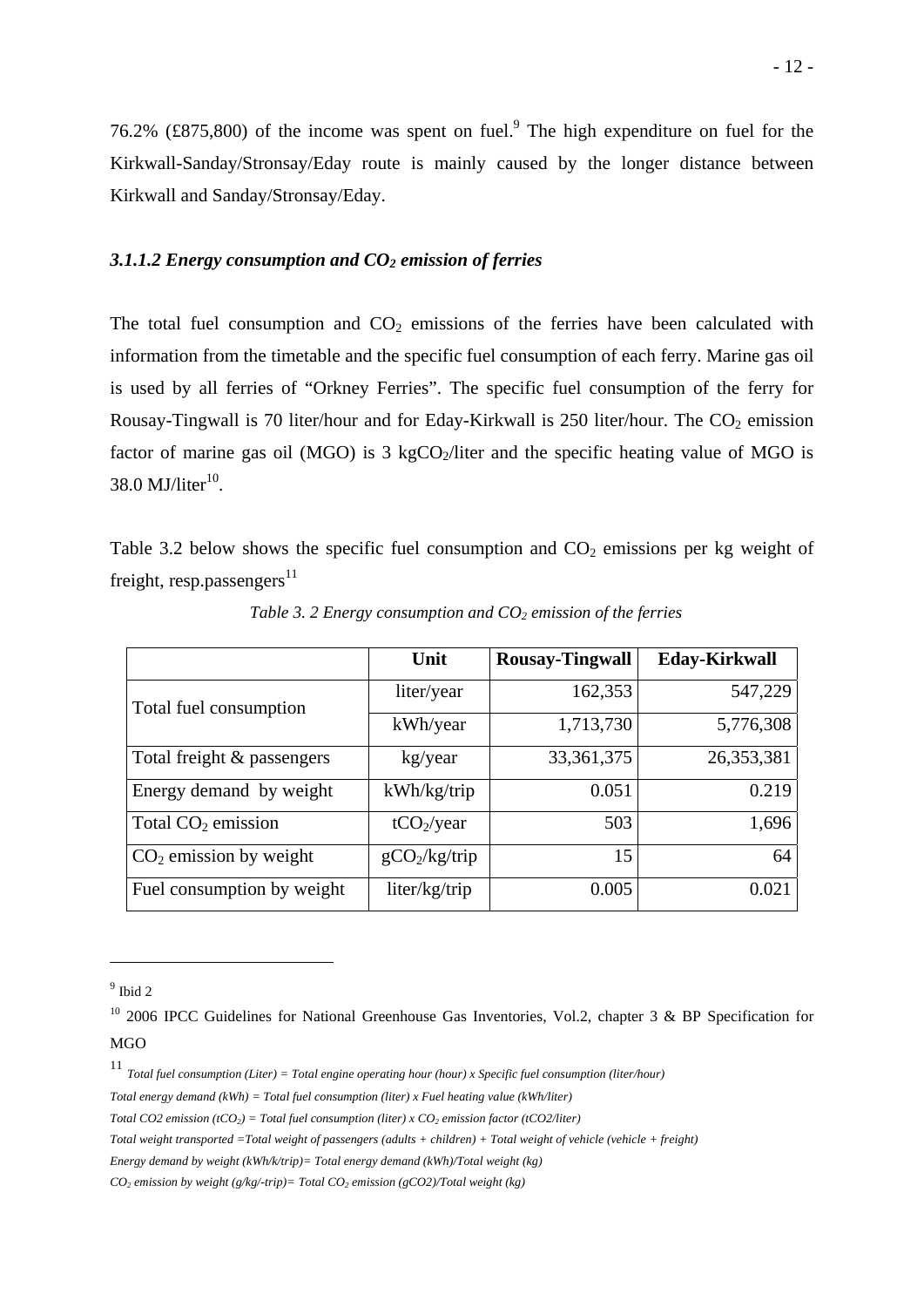76.2% (£875,800) of the income was spent on fuel.[9] The high expenditure on fuel for the Kirkwall-Sanday/Stronsay/Eday route is mainly caused by the longer distance between Kirkwall and Sanday/Stronsay/Eday.

### *3.1.1.2 Energy consumption and $CO_2$ emission of ferries*

The total fuel consumption and $CO_2$ emissions of the ferries have been calculated with information from the timetable and the specific fuel consumption of each ferry. Marine gas oil is used by all ferries of "Orkney Ferries". The specific fuel consumption of the ferry for Rousay-Tingwall is 70 liter/hour and for Eday-Kirkwall is 250 liter/hour. The $CO_2$ emission factor of marine gas oil (MGO) is 3 $kgCO_2$/liter and the specific heating value of MGO is 38.0 MJ/liter[10].

Table 3.2 below shows the specific fuel consumption and $CO_2$ emissions per kg weight of freight, resp.passengers[11]

*Table 3. 2 Energy consumption and $CO_2$ emission of the ferries*

| | Unit | Rousay-Tingwall | Eday-Kirkwall |
|---|---|---|---|
| Total fuel consumption | liter/year | 162,353 | 547,229 |
| | kWh/year | 1,713,730 | 5,776,308 |
| Total freight & passengers | kg/year | 33,361,375 | 26,353,381 |
| Energy demand by weight | kWh/kg/trip | 0.051 | 0.219 |
| Total $CO_2$ emission | $tCO_2$/year | 503 | 1,696 |
| $CO_2$ emission by weight | $gCO_2$/kg/trip | 15 | 64 |
| Fuel consumption by weight | liter/kg/trip | 0.005 | 0.021 |

---

[9] Ibid 2

[10] 2006 IPCC Guidelines for National Greenhouse Gas Inventories, Vol.2, chapter 3 & BP Specification for MGO

[11] *Total fuel consumption (Liter) = Total engine operating hour (hour) x Specific fuel consumption (liter/hour)*

*Total energy demand (kWh) = Total fuel consumption (liter) x Fuel heating value (kWh/liter)*

*Total CO2 emission ($tCO_2$) = Total fuel consumption (liter) x $CO_2$ emission factor (tCO2/liter)*

*Total weight transported =Total weight of passengers (adults + children) + Total weight of vehicle (vehicle + freight)*

*Energy demand by weight (kWh/k/trip)= Total energy demand (kWh)/Total weight (kg)*

*$CO_2$ emission by weight (g/kg/-trip)= Total $CO_2$ emission (gCO2)/Total weight (kg)*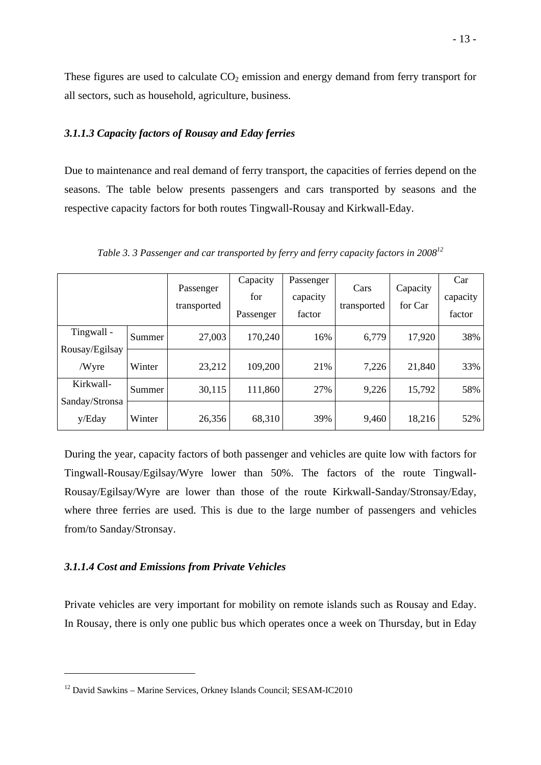These figures are used to calculate $CO_2$ emission and energy demand from ferry transport for all sectors, such as household, agriculture, business.

#### *3.1.1.3 Capacity factors of Rousay and Eday ferries*

Due to maintenance and real demand of ferry transport, the capacities of ferries depend on the seasons. The table below presents passengers and cars transported by seasons and the respective capacity factors for both routes Tingwall-Rousay and Kirkwall-Eday.

*Table 3. 3 Passenger and car transported by ferry and ferry capacity factors in 2008*[12]

| | | Passenger transported | Capacity for Passenger | Passenger capacity factor | Cars transported | Capacity for Car | Car capacity factor |
|---|---|---|---|---|---|---|---|
| Tingwall - Rousay/Egilsay /Wyre | Summer | 27,003 | 170,240 | 16% | 6,779 | 17,920 | 38% |
| | Winter | 23,212 | 109,200 | 21% | 7,226 | 21,840 | 33% |
| Kirkwall-Sanday/Stronsay/Eday | Summer | 30,115 | 111,860 | 27% | 9,226 | 15,792 | 58% |
| | Winter | 26,356 | 68,310 | 39% | 9,460 | 18,216 | 52% |

During the year, capacity factors of both passenger and vehicles are quite low with factors for Tingwall-Rousay/Egilsay/Wyre lower than 50%. The factors of the route Tingwall-Rousay/Egilsay/Wyre are lower than those of the route Kirkwall-Sanday/Stronsay/Eday, where three ferries are used. This is due to the large number of passengers and vehicles from/to Sanday/Stronsay.

#### *3.1.1.4 Cost and Emissions from Private Vehicles*

Private vehicles are very important for mobility on remote islands such as Rousay and Eday. In Rousay, there is only one public bus which operates once a week on Thursday, but in Eday

---

[12] David Sawkins – Marine Services, Orkney Islands Council; SESAM-IC2010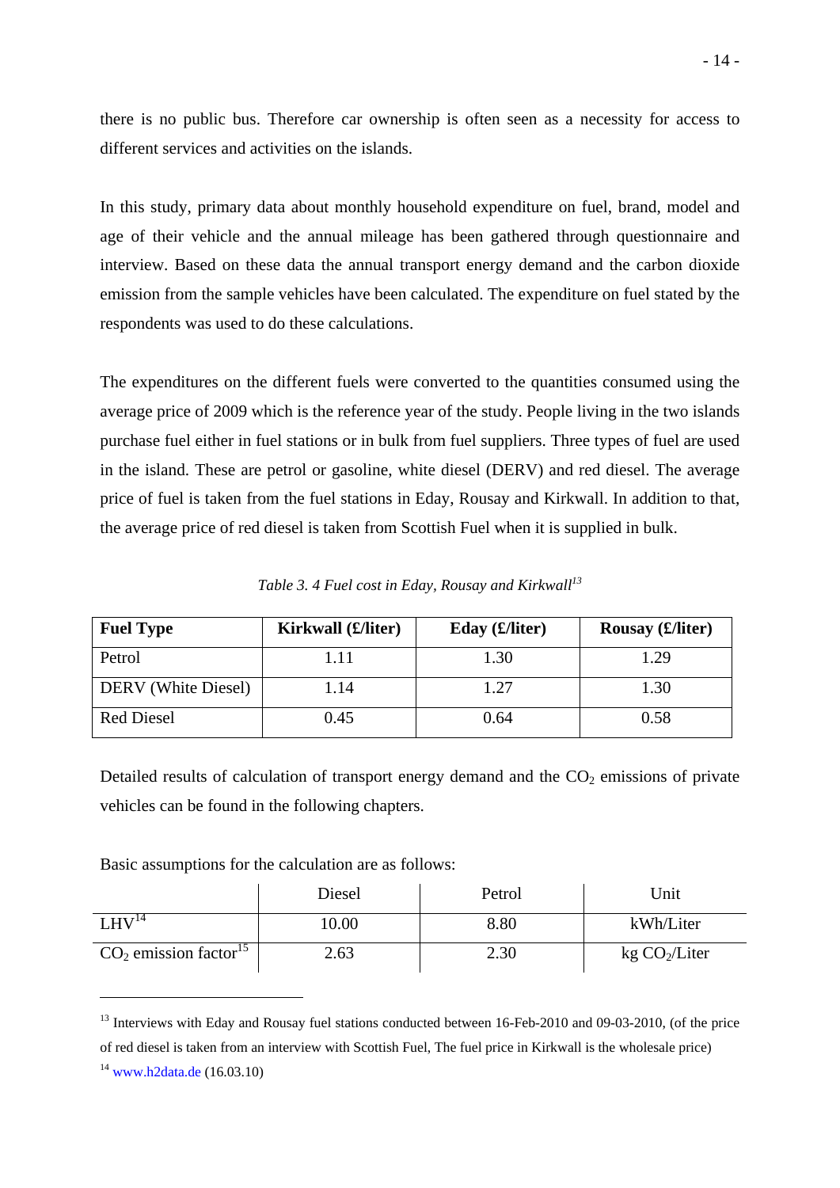there is no public bus. Therefore car ownership is often seen as a necessity for access to different services and activities on the islands.

In this study, primary data about monthly household expenditure on fuel, brand, model and age of their vehicle and the annual mileage has been gathered through questionnaire and interview. Based on these data the annual transport energy demand and the carbon dioxide emission from the sample vehicles have been calculated. The expenditure on fuel stated by the respondents was used to do these calculations.

The expenditures on the different fuels were converted to the quantities consumed using the average price of 2009 which is the reference year of the study. People living in the two islands purchase fuel either in fuel stations or in bulk from fuel suppliers. Three types of fuel are used in the island. These are petrol or gasoline, white diesel (DERV) and red diesel. The average price of fuel is taken from the fuel stations in Eday, Rousay and Kirkwall. In addition to that, the average price of red diesel is taken from Scottish Fuel when it is supplied in bulk.

*Table 3. 4 Fuel cost in Eday, Rousay and Kirkwall[13]*

| Fuel Type | Kirkwall (£/liter) | Eday (£/liter) | Rousay (£/liter) |
|---|---|---|---|
| Petrol | 1.11 | 1.30 | 1.29 |
| DERV (White Diesel) | 1.14 | 1.27 | 1.30 |
| Red Diesel | 0.45 | 0.64 | 0.58 |

Detailed results of calculation of transport energy demand and the $CO_2$ emissions of private vehicles can be found in the following chapters.

Basic assumptions for the calculation are as follows:

| | Diesel | Petrol | Unit |
|---|---|---|---|
| LHV[14] | 10.00 | 8.80 | kWh/Liter |
| $CO_2$ emission factor[15] | 2.63 | 2.30 | kg $CO_2$/Liter |

[13] Interviews with Eday and Rousay fuel stations conducted between 16-Feb-2010 and 09-03-2010, (of the price of red diesel is taken from an interview with Scottish Fuel, The fuel price in Kirkwall is the wholesale price)

[14] www.h2data.de (16.03.10)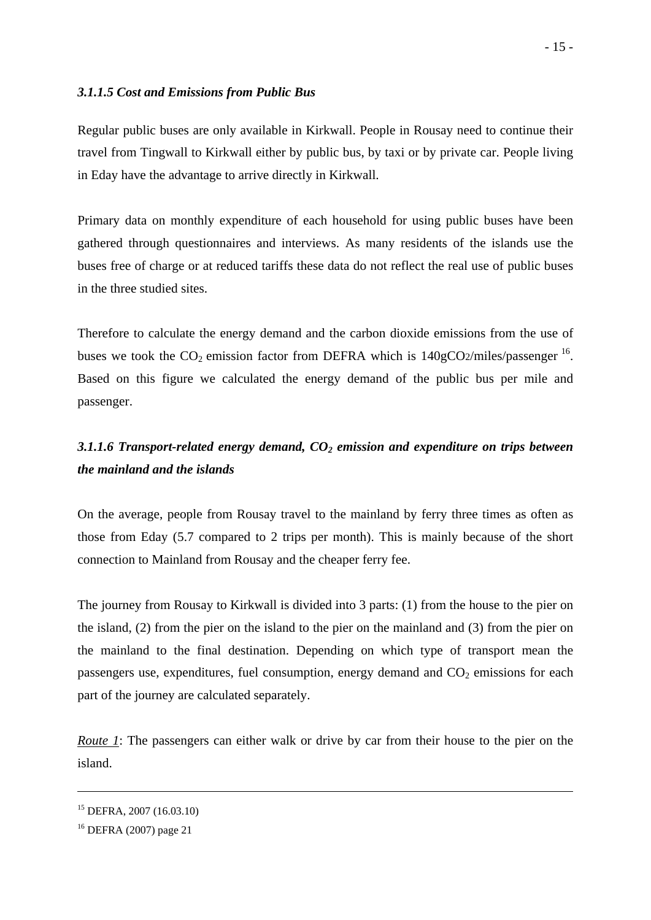#### *3.1.1.5 Cost and Emissions from Public Bus*

Regular public buses are only available in Kirkwall. People in Rousay need to continue their travel from Tingwall to Kirkwall either by public bus, by taxi or by private car. People living in Eday have the advantage to arrive directly in Kirkwall.

Primary data on monthly expenditure of each household for using public buses have been gathered through questionnaires and interviews. As many residents of the islands use the buses free of charge or at reduced tariffs these data do not reflect the real use of public buses in the three studied sites.

Therefore to calculate the energy demand and the carbon dioxide emissions from the use of buses we took the $CO_2$ emission factor from DEFRA which is 140g$CO_2$/miles/passenger [16]. Based on this figure we calculated the energy demand of the public bus per mile and passenger.

#### *3.1.1.6 Transport-related energy demand, $CO_2$ emission and expenditure on trips between the mainland and the islands*

On the average, people from Rousay travel to the mainland by ferry three times as often as those from Eday (5.7 compared to 2 trips per month). This is mainly because of the short connection to Mainland from Rousay and the cheaper ferry fee.

The journey from Rousay to Kirkwall is divided into 3 parts: (1) from the house to the pier on the island, (2) from the pier on the island to the pier on the mainland and (3) from the pier on the mainland to the final destination. Depending on which type of transport mean the passengers use, expenditures, fuel consumption, energy demand and $CO_2$ emissions for each part of the journey are calculated separately.

*Route 1*: The passengers can either walk or drive by car from their house to the pier on the island.

---

[15] DEFRA, 2007 (16.03.10)

[16] DEFRA (2007) page 21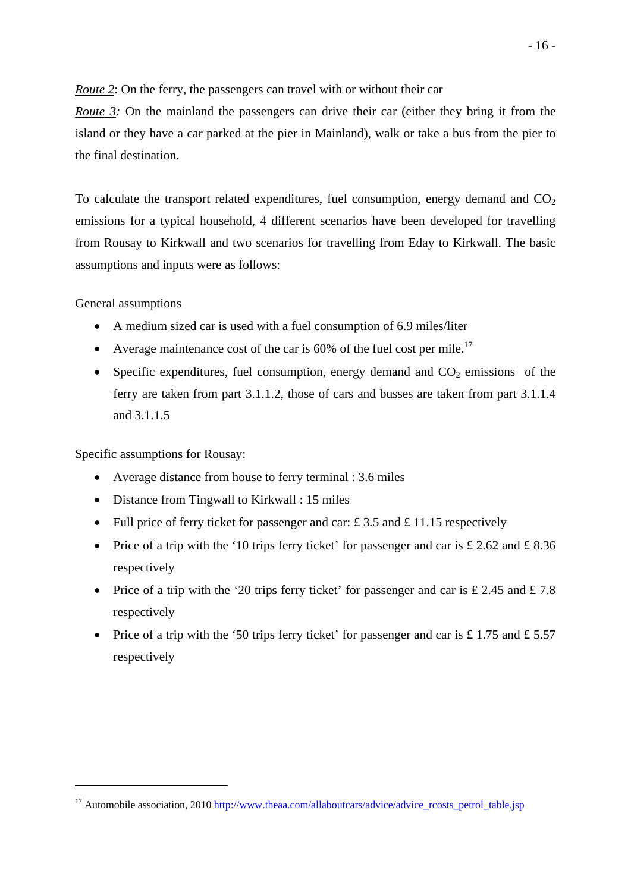*Route 2*: On the ferry, the passengers can travel with or without their car

*Route 3:* On the mainland the passengers can drive their car (either they bring it from the island or they have a car parked at the pier in Mainland), walk or take a bus from the pier to the final destination.

To calculate the transport related expenditures, fuel consumption, energy demand and $CO_2$ emissions for a typical household, 4 different scenarios have been developed for travelling from Rousay to Kirkwall and two scenarios for travelling from Eday to Kirkwall. The basic assumptions and inputs were as follows:

General assumptions

- A medium sized car is used with a fuel consumption of 6.9 miles/liter
- Average maintenance cost of the car is 60% of the fuel cost per mile.[17]
- Specific expenditures, fuel consumption, energy demand and $CO_2$ emissions of the ferry are taken from part 3.1.1.2, those of cars and busses are taken from part 3.1.1.4 and 3.1.1.5

Specific assumptions for Rousay:

- Average distance from house to ferry terminal : 3.6 miles
- Distance from Tingwall to Kirkwall : 15 miles
- Full price of ferry ticket for passenger and car: £ 3.5 and £ 11.15 respectively
- Price of a trip with the '10 trips ferry ticket' for passenger and car is £ 2.62 and £ 8.36 respectively
- Price of a trip with the '20 trips ferry ticket' for passenger and car is £ 2.45 and £ 7.8 respectively
- Price of a trip with the '50 trips ferry ticket' for passenger and car is £ 1.75 and £ 5.57 respectively

---

[17] Automobile association, 2010 http://www.theaa.com/allaboutcars/advice/advice_rcosts_petrol_table.jsp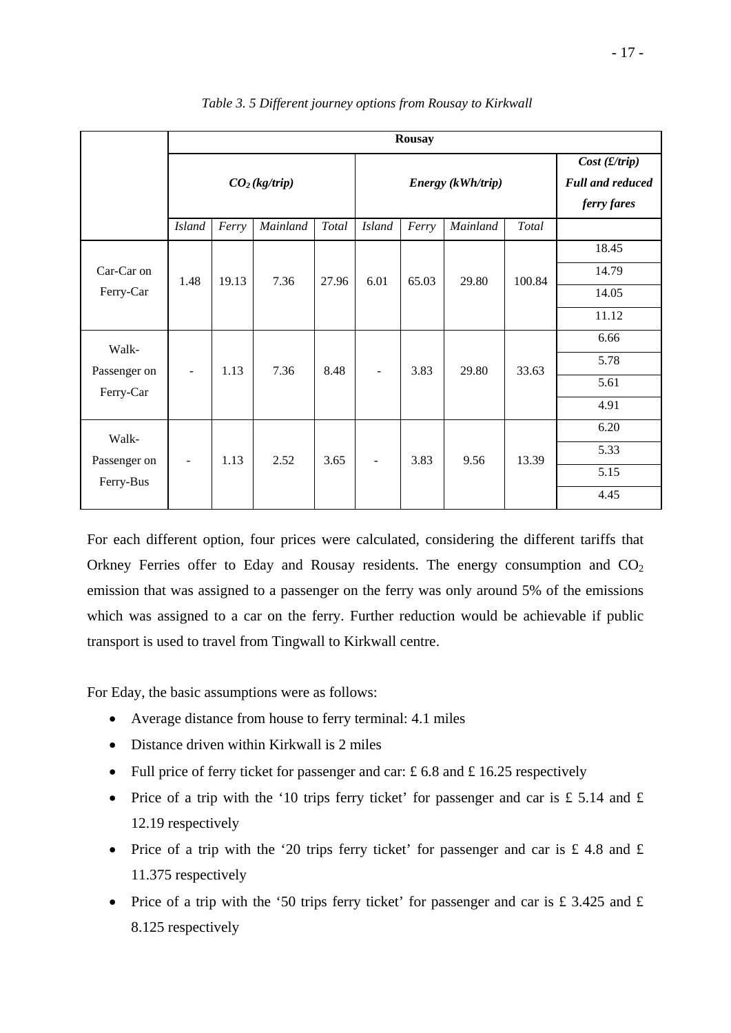*Table 3. 5 Different journey options from Rousay to Kirkwall*

| | Rousay | | | | | | | | |
|---|---|---|---|---|---|---|---|---|---|
| | $CO_2$ (kg/trip) | | | | Energy (kWh/trip) | | | | Cost (£/trip) Full and reduced ferry fares |
| | *Island* | *Ferry* | *Mainland* | *Total* | *Island* | *Ferry* | *Mainland* | *Total* | |
| Car-Car on Ferry-Car | 1.48 | 19.13 | 7.36 | 27.96 | 6.01 | 65.03 | 29.80 | 100.84 | 18.45 |
| | | | | | | | | | 14.79 |
| | | | | | | | | | 14.05 |
| | | | | | | | | | 11.12 |
| Walk-Passenger on Ferry-Car | - | 1.13 | 7.36 | 8.48 | - | 3.83 | 29.80 | 33.63 | 6.66 |
| | | | | | | | | | 5.78 |
| | | | | | | | | | 5.61 |
| | | | | | | | | | 4.91 |
| Walk-Passenger on Ferry-Bus | - | 1.13 | 2.52 | 3.65 | - | 3.83 | 9.56 | 13.39 | 6.20 |
| | | | | | | | | | 5.33 |
| | | | | | | | | | 5.15 |
| | | | | | | | | | 4.45 |

For each different option, four prices were calculated, considering the different tariffs that Orkney Ferries offer to Eday and Rousay residents. The energy consumption and $CO_2$ emission that was assigned to a passenger on the ferry was only around 5% of the emissions which was assigned to a car on the ferry. Further reduction would be achievable if public transport is used to travel from Tingwall to Kirkwall centre.

For Eday, the basic assumptions were as follows:

- Average distance from house to ferry terminal: 4.1 miles
- Distance driven within Kirkwall is 2 miles
- Full price of ferry ticket for passenger and car: £ 6.8 and £ 16.25 respectively
- Price of a trip with the '10 trips ferry ticket' for passenger and car is £ 5.14 and £ 12.19 respectively
- Price of a trip with the '20 trips ferry ticket' for passenger and car is £ 4.8 and £ 11.375 respectively
- Price of a trip with the '50 trips ferry ticket' for passenger and car is £ 3.425 and £ 8.125 respectively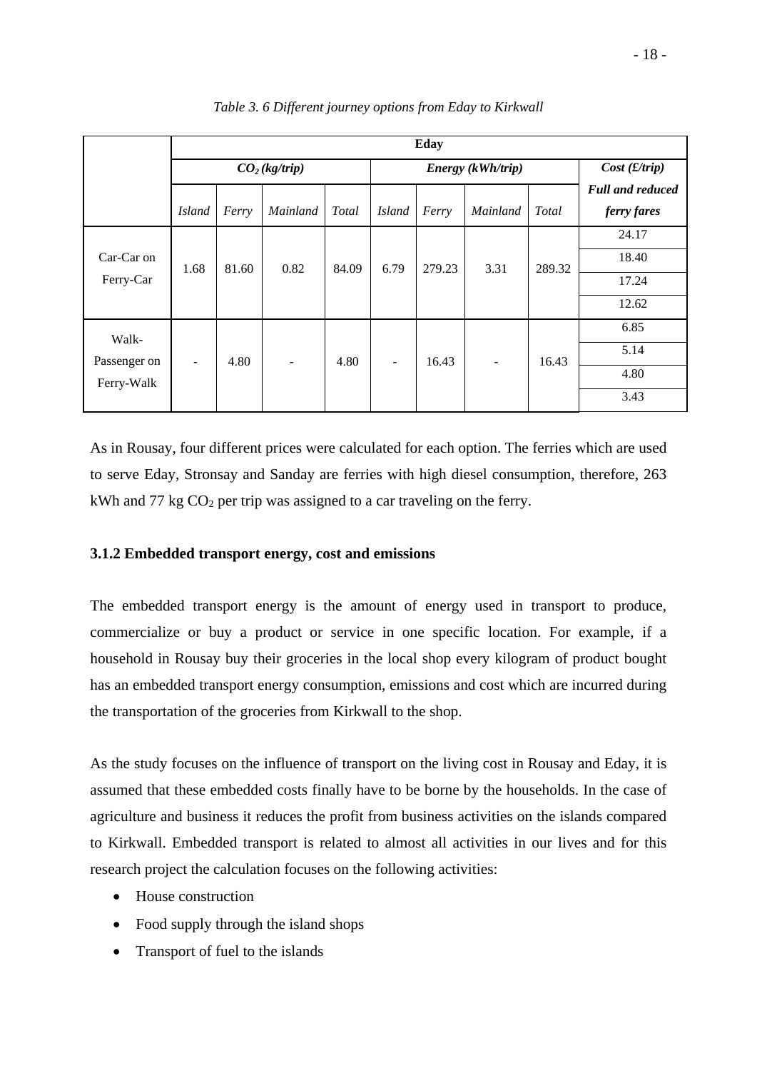*Table 3. 6 Different journey options from Eday to Kirkwall*

| | Eday | | | | | | | | |
|---|---|---|---|---|---|---|---|---|---|
| | $CO_2$ *(kg/trip)* | | | | *Energy (kWh/trip)* | | | | *Cost (£/trip)* |
| | *Island* | *Ferry* | *Mainland* | *Total* | *Island* | *Ferry* | *Mainland* | *Total* | ***Full and reduced ferry fares*** |
| Car-Car on Ferry-Car | 1.68 | 81.60 | 0.82 | 84.09 | 6.79 | 279.23 | 3.31 | 289.32 | 24.17 |
| | | | | | | | | | 18.40 |
| | | | | | | | | | 17.24 |
| | | | | | | | | | 12.62 |
| Walk-Passenger on Ferry-Walk | - | 4.80 | - | 4.80 | - | 16.43 | - | 16.43 | 6.85 |
| | | | | | | | | | 5.14 |
| | | | | | | | | | 4.80 |
| | | | | | | | | | 3.43 |

As in Rousay, four different prices were calculated for each option. The ferries which are used to serve Eday, Stronsay and Sanday are ferries with high diesel consumption, therefore, 263 kWh and 77 kg $CO_2$ per trip was assigned to a car traveling on the ferry.

### 3.1.2 Embedded transport energy, cost and emissions

The embedded transport energy is the amount of energy used in transport to produce, commercialize or buy a product or service in one specific location. For example, if a household in Rousay buy their groceries in the local shop every kilogram of product bought has an embedded transport energy consumption, emissions and cost which are incurred during the transportation of the groceries from Kirkwall to the shop.

As the study focuses on the influence of transport on the living cost in Rousay and Eday, it is assumed that these embedded costs finally have to be borne by the households. In the case of agriculture and business it reduces the profit from business activities on the islands compared to Kirkwall. Embedded transport is related to almost all activities in our lives and for this research project the calculation focuses on the following activities:

- House construction
- Food supply through the island shops
- Transport of fuel to the islands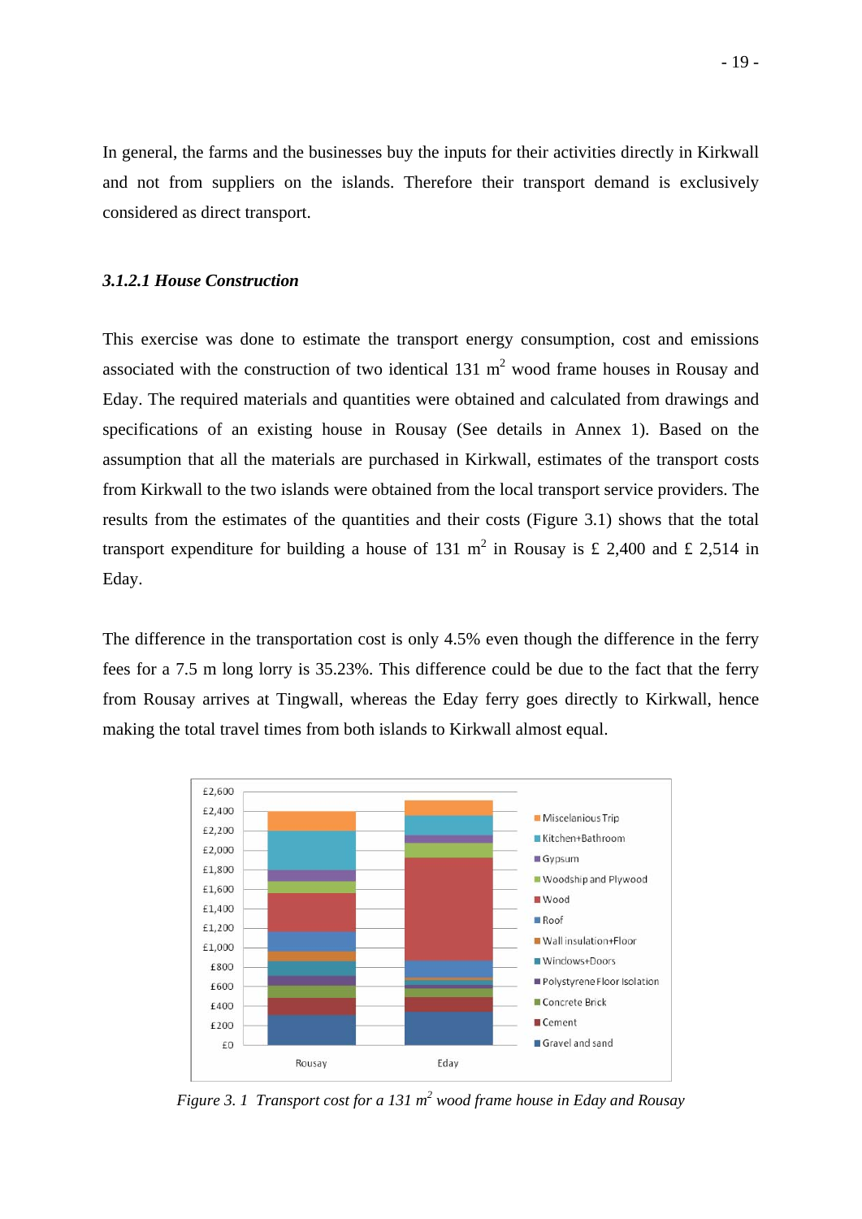In general, the farms and the businesses buy the inputs for their activities directly in Kirkwall and not from suppliers on the islands. Therefore their transport demand is exclusively considered as direct transport.

### *3.1.2.1 House Construction*

This exercise was done to estimate the transport energy consumption, cost and emissions associated with the construction of two identical 131 $m^2$ wood frame houses in Rousay and Eday. The required materials and quantities were obtained and calculated from drawings and specifications of an existing house in Rousay (See details in Annex 1). Based on the assumption that all the materials are purchased in Kirkwall, estimates of the transport costs from Kirkwall to the two islands were obtained from the local transport service providers. The results from the estimates of the quantities and their costs (Figure 3.1) shows that the total transport expenditure for building a house of 131 $m^2$ in Rousay is £ 2,400 and £ 2,514 in Eday.

The difference in the transportation cost is only 4.5% even though the difference in the ferry fees for a 7.5 m long lorry is 35.23%. This difference could be due to the fact that the ferry from Rousay arrives at Tingwall, whereas the Eday ferry goes directly to Kirkwall, hence making the total travel times from both islands to Kirkwall almost equal.

*Figure 3. 1 Transport cost for a 131 $m^2$ wood frame house in Eday and Rousay*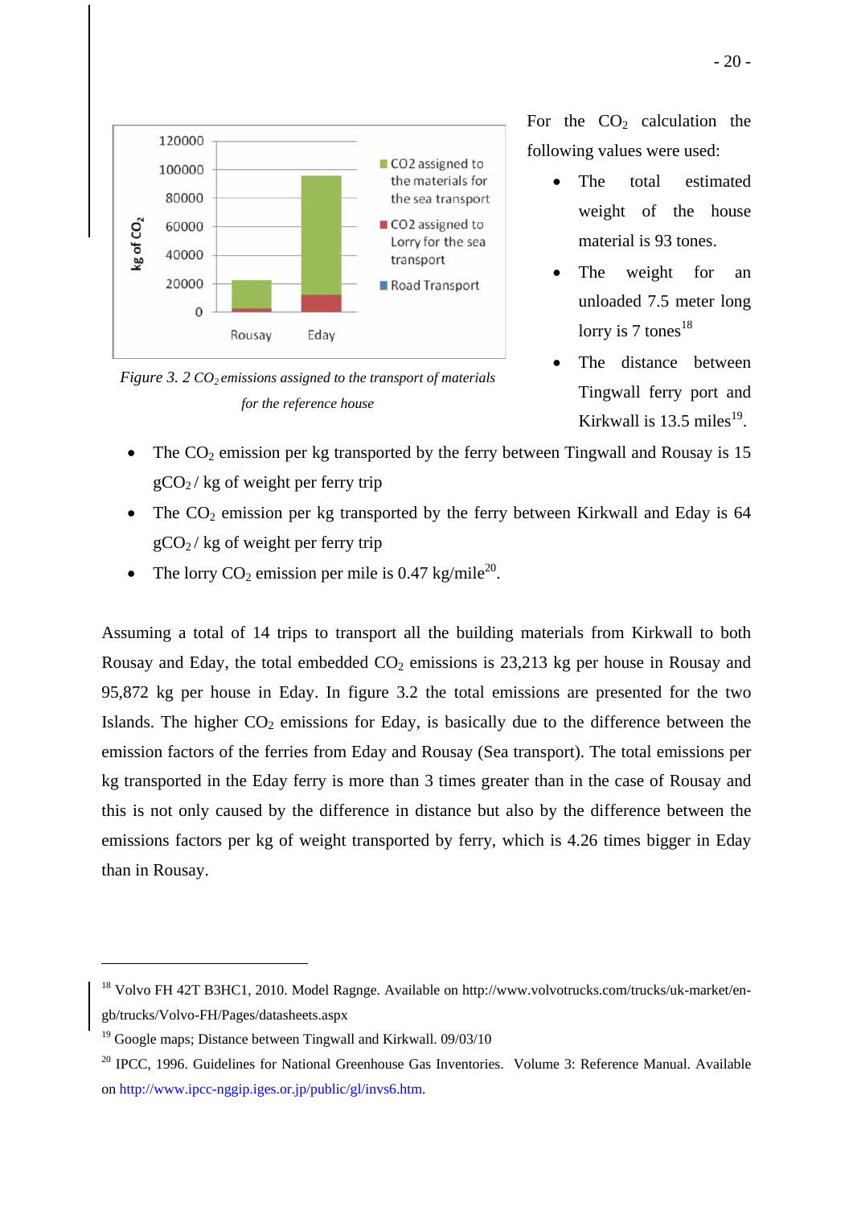*Figure 3. 2 $CO_2$ emissions assigned to the transport of materials for the reference house*

For the $CO_2$ calculation the following values were used:

- The total estimated weight of the house material is 93 tones.
- The weight for an unloaded 7.5 meter long lorry is 7 tones[18]
- The distance between Tingwall ferry port and Kirkwall is 13.5 miles[19].
- The $CO_2$ emission per kg transported by the ferry between Tingwall and Rousay is 15 $gCO_2$ / kg of weight per ferry trip
- The $CO_2$ emission per kg transported by the ferry between Kirkwall and Eday is 64 $gCO_2$ / kg of weight per ferry trip
- The lorry $CO_2$ emission per mile is 0.47 kg/mile[20].

Assuming a total of 14 trips to transport all the building materials from Kirkwall to both Rousay and Eday, the total embedded $CO_2$ emissions is 23,213 kg per house in Rousay and 95,872 kg per house in Eday. In figure 3.2 the total emissions are presented for the two Islands. The higher $CO_2$ emissions for Eday, is basically due to the difference between the emission factors of the ferries from Eday and Rousay (Sea transport). The total emissions per kg transported in the Eday ferry is more than 3 times greater than in the case of Rousay and this is not only caused by the difference in distance but also by the difference between the emissions factors per kg of weight transported by ferry, which is 4.26 times bigger in Eday than in Rousay.

---

[18] Volvo FH 42T B3HC1, 2010. Model Ragnge. Available on http://www.volvotrucks.com/trucks/uk-market/en-gb/trucks/Volvo-FH/Pages/datasheets.aspx

[19] Google maps; Distance between Tingwall and Kirkwall. 09/03/10

[20] IPCC, 1996. Guidelines for National Greenhouse Gas Inventories. Volume 3: Reference Manual. Available on http://www.ipcc-nggip.iges.or.jp/public/gl/invs6.htm.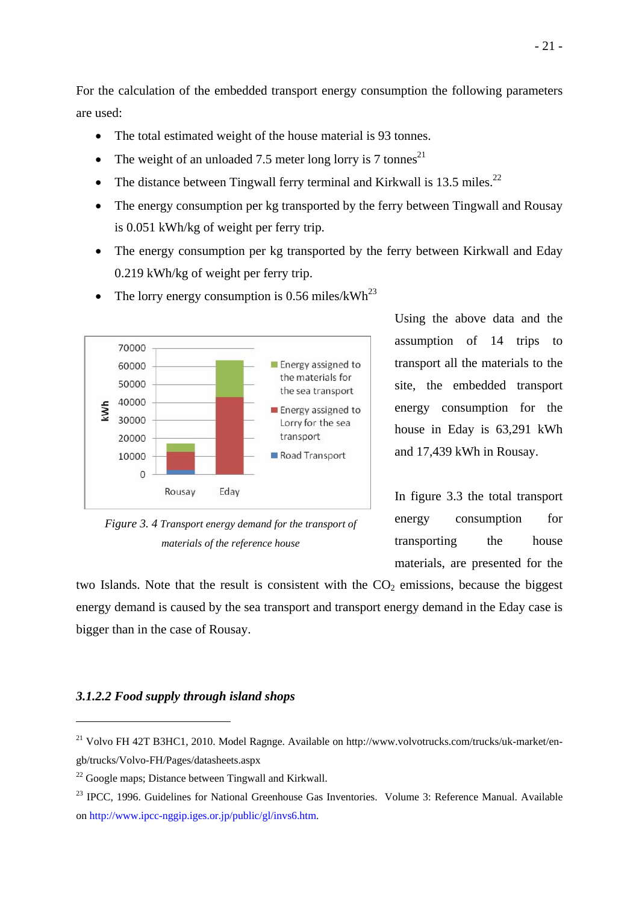For the calculation of the embedded transport energy consumption the following parameters are used:

- The total estimated weight of the house material is 93 tonnes.
- The weight of an unloaded 7.5 meter long lorry is 7 tonnes[21]
- The distance between Tingwall ferry terminal and Kirkwall is 13.5 miles.[22]
- The energy consumption per kg transported by the ferry between Tingwall and Rousay is 0.051 kWh/kg of weight per ferry trip.
- The energy consumption per kg transported by the ferry between Kirkwall and Eday 0.219 kWh/kg of weight per ferry trip.
- The lorry energy consumption is 0.56 miles/kWh[23]

Using the above data and the assumption of 14 trips to transport all the materials to the site, the embedded transport energy consumption for the house in Eday is 63,291 kWh and 17,439 kWh in Rousay.

*Figure 3. 4 Transport energy demand for the transport of materials of the reference house*

In figure 3.3 the total transport energy consumption for transporting the house materials, are presented for the two Islands. Note that the result is consistent with the $CO_2$ emissions, because the biggest energy demand is caused by the sea transport and transport energy demand in the Eday case is bigger than in the case of Rousay.

### *3.1.2.2 Food supply through island shops*

---

[21] Volvo FH 42T B3HC1, 2010. Model Ragnge. Available on http://www.volvotrucks.com/trucks/uk-market/en-gb/trucks/Volvo-FH/Pages/datasheets.aspx

[22] Google maps; Distance between Tingwall and Kirkwall.

[23] IPCC, 1996. Guidelines for National Greenhouse Gas Inventories. Volume 3: Reference Manual. Available on http://www.ipcc-nggip.iges.or.jp/public/gl/invs6.htm.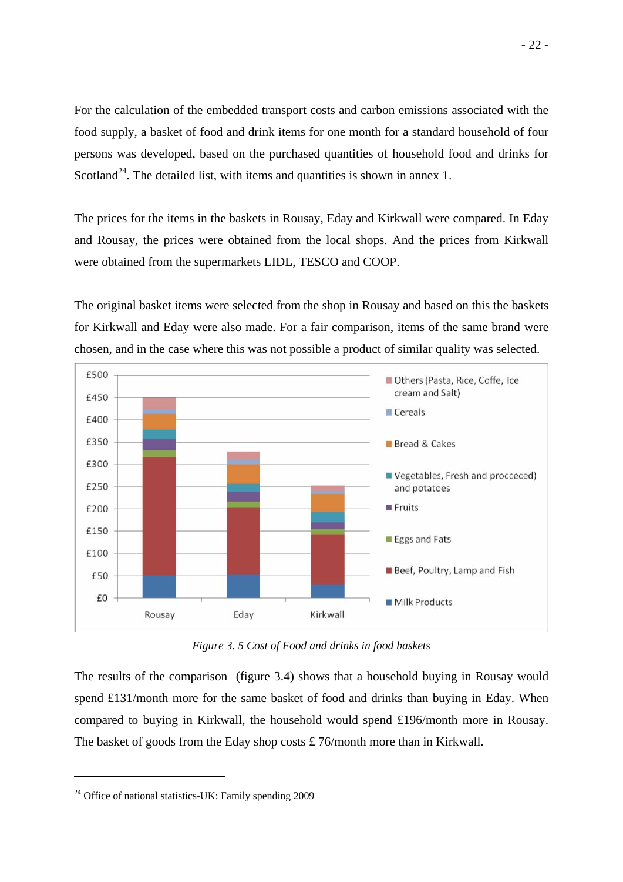For the calculation of the embedded transport costs and carbon emissions associated with the food supply, a basket of food and drink items for one month for a standard household of four persons was developed, based on the purchased quantities of household food and drinks for Scotland[24]. The detailed list, with items and quantities is shown in annex 1.

The prices for the items in the baskets in Rousay, Eday and Kirkwall were compared. In Eday and Rousay, the prices were obtained from the local shops. And the prices from Kirkwall were obtained from the supermarkets LIDL, TESCO and COOP.

The original basket items were selected from the shop in Rousay and based on this the baskets for Kirkwall and Eday were also made. For a fair comparison, items of the same brand were chosen, and in the case where this was not possible a product of similar quality was selected.

*Figure 3. 5 Cost of Food and drinks in food baskets*

The results of the comparison (figure 3.4) shows that a household buying in Rousay would spend £131/month more for the same basket of food and drinks than buying in Eday. When compared to buying in Kirkwall, the household would spend £196/month more in Rousay. The basket of goods from the Eday shop costs £ 76/month more than in Kirkwall.

[24] Office of national statistics-UK: Family spending 2009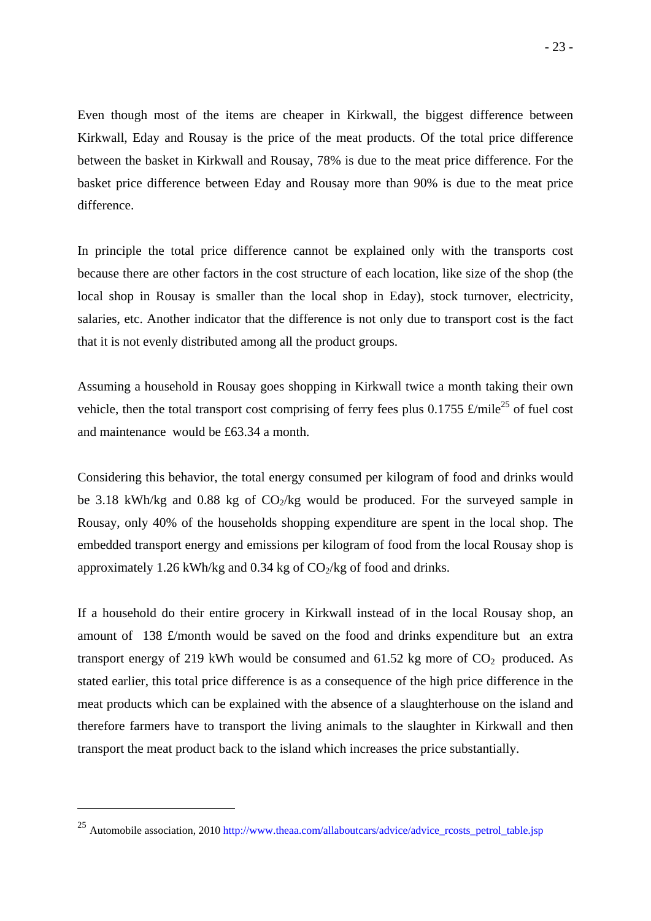Even though most of the items are cheaper in Kirkwall, the biggest difference between Kirkwall, Eday and Rousay is the price of the meat products. Of the total price difference between the basket in Kirkwall and Rousay, 78% is due to the meat price difference. For the basket price difference between Eday and Rousay more than 90% is due to the meat price difference.

In principle the total price difference cannot be explained only with the transports cost because there are other factors in the cost structure of each location, like size of the shop (the local shop in Rousay is smaller than the local shop in Eday), stock turnover, electricity, salaries, etc. Another indicator that the difference is not only due to transport cost is the fact that it is not evenly distributed among all the product groups.

Assuming a household in Rousay goes shopping in Kirkwall twice a month taking their own vehicle, then the total transport cost comprising of ferry fees plus 0.1755 £/mile[25] of fuel cost and maintenance would be £63.34 a month.

Considering this behavior, the total energy consumed per kilogram of food and drinks would be 3.18 kWh/kg and 0.88 kg of $CO_2$/kg would be produced. For the surveyed sample in Rousay, only 40% of the households shopping expenditure are spent in the local shop. The embedded transport energy and emissions per kilogram of food from the local Rousay shop is approximately 1.26 kWh/kg and 0.34 kg of $CO_2$/kg of food and drinks.

If a household do their entire grocery in Kirkwall instead of in the local Rousay shop, an amount of 138 £/month would be saved on the food and drinks expenditure but an extra transport energy of 219 kWh would be consumed and 61.52 kg more of $CO_2$ produced. As stated earlier, this total price difference is as a consequence of the high price difference in the meat products which can be explained with the absence of a slaughterhouse on the island and therefore farmers have to transport the living animals to the slaughter in Kirkwall and then transport the meat product back to the island which increases the price substantially.

---

[25] Automobile association, 2010 http://www.theaa.com/allaboutcars/advice/advice_rcosts_petrol_table.jsp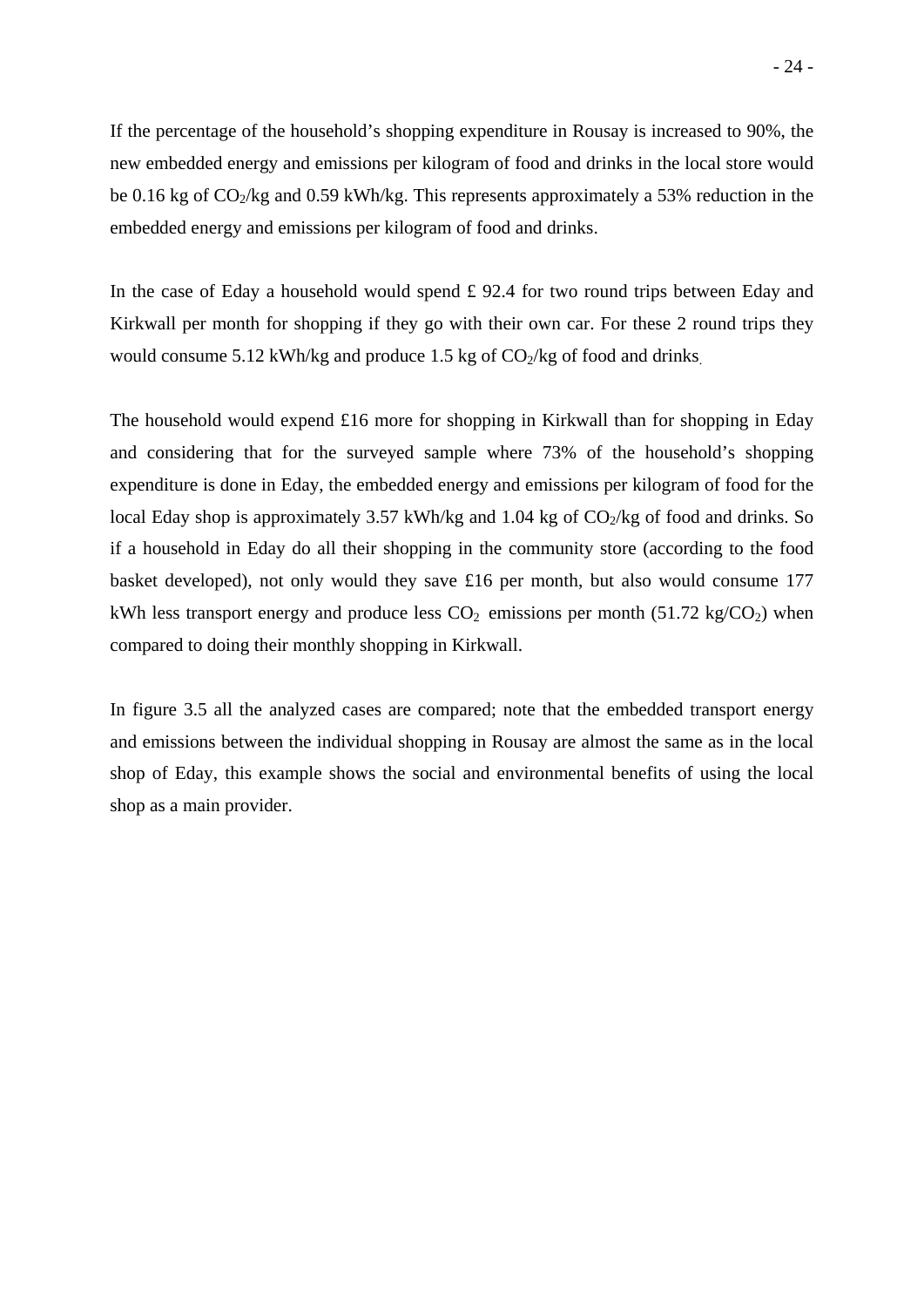If the percentage of the household's shopping expenditure in Rousay is increased to 90%, the new embedded energy and emissions per kilogram of food and drinks in the local store would be 0.16 kg of $CO_2$/kg and 0.59 kWh/kg. This represents approximately a 53% reduction in the embedded energy and emissions per kilogram of food and drinks.

In the case of Eday a household would spend £ 92.4 for two round trips between Eday and Kirkwall per month for shopping if they go with their own car. For these 2 round trips they would consume 5.12 kWh/kg and produce 1.5 kg of $CO_2$/kg of food and drinks.

The household would expend £16 more for shopping in Kirkwall than for shopping in Eday and considering that for the surveyed sample where 73% of the household's shopping expenditure is done in Eday, the embedded energy and emissions per kilogram of food for the local Eday shop is approximately 3.57 kWh/kg and 1.04 kg of $CO_2$/kg of food and drinks. So if a household in Eday do all their shopping in the community store (according to the food basket developed), not only would they save £16 per month, but also would consume 177 kWh less transport energy and produce less $CO_2$ emissions per month (51.72 kg/$CO_2$) when compared to doing their monthly shopping in Kirkwall.

In figure 3.5 all the analyzed cases are compared; note that the embedded transport energy and emissions between the individual shopping in Rousay are almost the same as in the local shop of Eday, this example shows the social and environmental benefits of using the local shop as a main provider.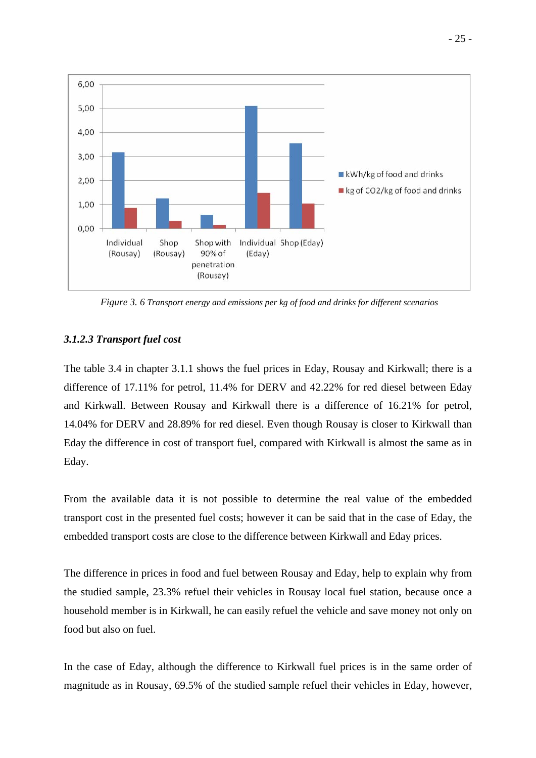*Figure 3. 6 Transport energy and emissions per kg of food and drinks for different scenarios*

### *3.1.2.3 Transport fuel cost*

The table 3.4 in chapter 3.1.1 shows the fuel prices in Eday, Rousay and Kirkwall; there is a difference of 17.11% for petrol, 11.4% for DERV and 42.22% for red diesel between Eday and Kirkwall. Between Rousay and Kirkwall there is a difference of 16.21% for petrol, 14.04% for DERV and 28.89% for red diesel. Even though Rousay is closer to Kirkwall than Eday the difference in cost of transport fuel, compared with Kirkwall is almost the same as in Eday.

From the available data it is not possible to determine the real value of the embedded transport cost in the presented fuel costs; however it can be said that in the case of Eday, the embedded transport costs are close to the difference between Kirkwall and Eday prices.

The difference in prices in food and fuel between Rousay and Eday, help to explain why from the studied sample, 23.3% refuel their vehicles in Rousay local fuel station, because once a household member is in Kirkwall, he can easily refuel the vehicle and save money not only on food but also on fuel.

In the case of Eday, although the difference to Kirkwall fuel prices is in the same order of magnitude as in Rousay, 69.5% of the studied sample refuel their vehicles in Eday, however,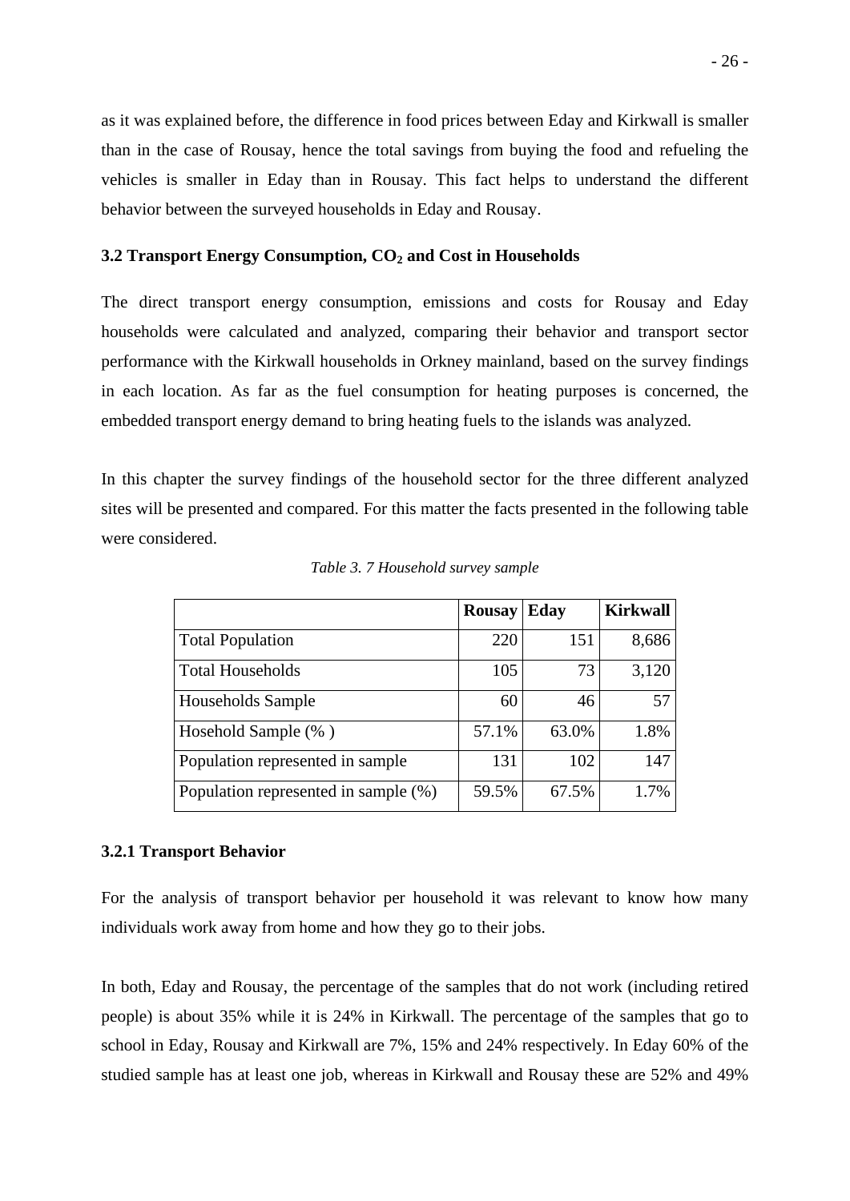as it was explained before, the difference in food prices between Eday and Kirkwall is smaller than in the case of Rousay, hence the total savings from buying the food and refueling the vehicles is smaller in Eday than in Rousay. This fact helps to understand the different behavior between the surveyed households in Eday and Rousay.

### 3.2 Transport Energy Consumption, $CO_2$ and Cost in Households

The direct transport energy consumption, emissions and costs for Rousay and Eday households were calculated and analyzed, comparing their behavior and transport sector performance with the Kirkwall households in Orkney mainland, based on the survey findings in each location. As far as the fuel consumption for heating purposes is concerned, the embedded transport energy demand to bring heating fuels to the islands was analyzed.

In this chapter the survey findings of the household sector for the three different analyzed sites will be presented and compared. For this matter the facts presented in the following table were considered.

*Table 3. 7 Household survey sample*

| | Rousay | Eday | Kirkwall |
|---|---|---|---|
| Total Population | 220 | 151 | 8,686 |
| Total Households | 105 | 73 | 3,120 |
| Households Sample | 60 | 46 | 57 |
| Hosehold Sample (% ) | 57.1% | 63.0% | 1.8% |
| Population represented in sample | 131 | 102 | 147 |
| Population represented in sample (%) | 59.5% | 67.5% | 1.7% |

#### 3.2.1 Transport Behavior

For the analysis of transport behavior per household it was relevant to know how many individuals work away from home and how they go to their jobs.

In both, Eday and Rousay, the percentage of the samples that do not work (including retired people) is about 35% while it is 24% in Kirkwall. The percentage of the samples that go to school in Eday, Rousay and Kirkwall are 7%, 15% and 24% respectively. In Eday 60% of the studied sample has at least one job, whereas in Kirkwall and Rousay these are 52% and 49%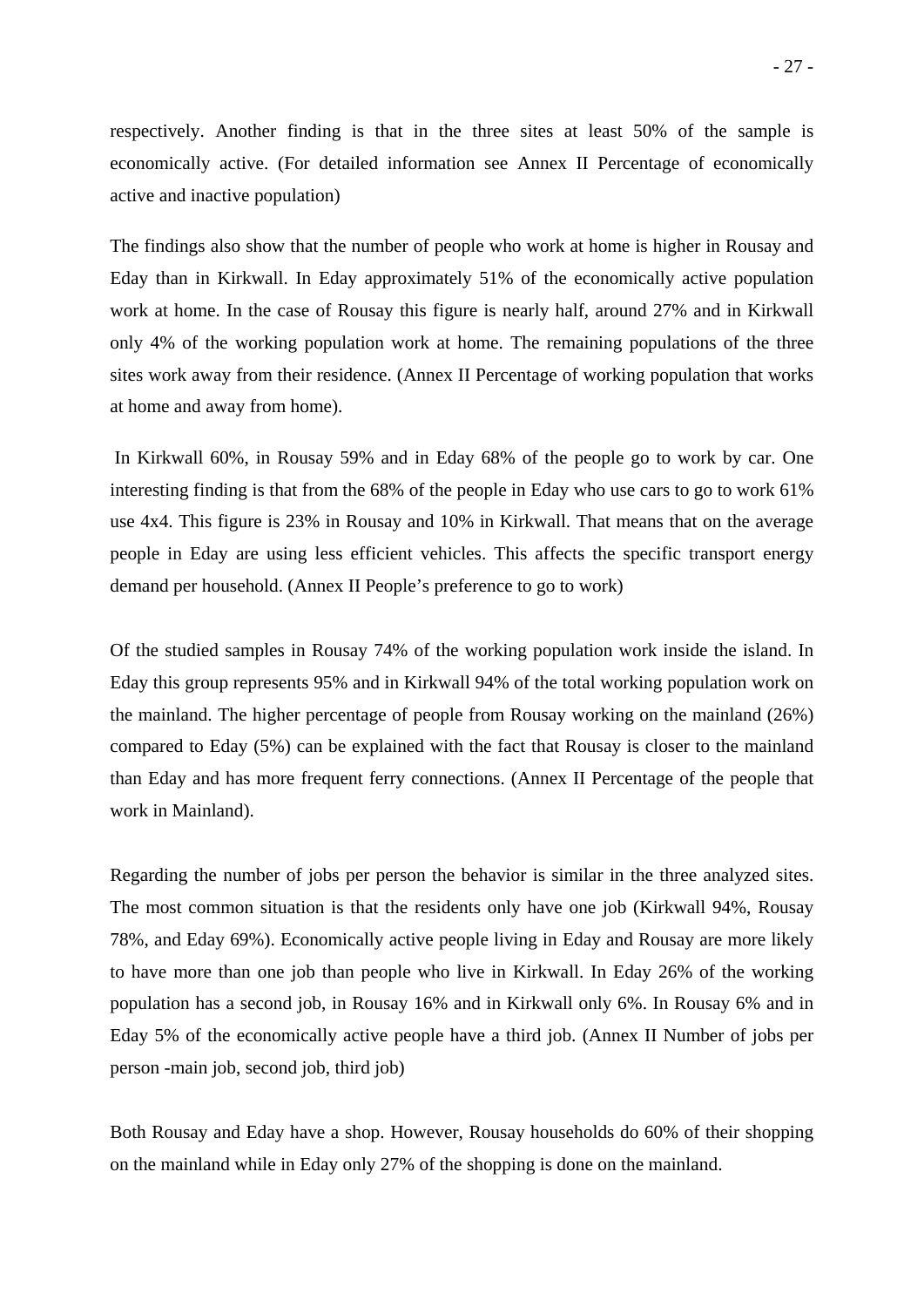respectively. Another finding is that in the three sites at least 50% of the sample is economically active. (For detailed information see Annex II Percentage of economically active and inactive population)

The findings also show that the number of people who work at home is higher in Rousay and Eday than in Kirkwall. In Eday approximately 51% of the economically active population work at home. In the case of Rousay this figure is nearly half, around 27% and in Kirkwall only 4% of the working population work at home. The remaining populations of the three sites work away from their residence. (Annex II Percentage of working population that works at home and away from home).

In Kirkwall 60%, in Rousay 59% and in Eday 68% of the people go to work by car. One interesting finding is that from the 68% of the people in Eday who use cars to go to work 61% use 4x4. This figure is 23% in Rousay and 10% in Kirkwall. That means that on the average people in Eday are using less efficient vehicles. This affects the specific transport energy demand per household. (Annex II People's preference to go to work)

Of the studied samples in Rousay 74% of the working population work inside the island. In Eday this group represents 95% and in Kirkwall 94% of the total working population work on the mainland. The higher percentage of people from Rousay working on the mainland (26%) compared to Eday (5%) can be explained with the fact that Rousay is closer to the mainland than Eday and has more frequent ferry connections. (Annex II Percentage of the people that work in Mainland).

Regarding the number of jobs per person the behavior is similar in the three analyzed sites. The most common situation is that the residents only have one job (Kirkwall 94%, Rousay 78%, and Eday 69%). Economically active people living in Eday and Rousay are more likely to have more than one job than people who live in Kirkwall. In Eday 26% of the working population has a second job, in Rousay 16% and in Kirkwall only 6%. In Rousay 6% and in Eday 5% of the economically active people have a third job. (Annex II Number of jobs per person -main job, second job, third job)

Both Rousay and Eday have a shop. However, Rousay households do 60% of their shopping on the mainland while in Eday only 27% of the shopping is done on the mainland.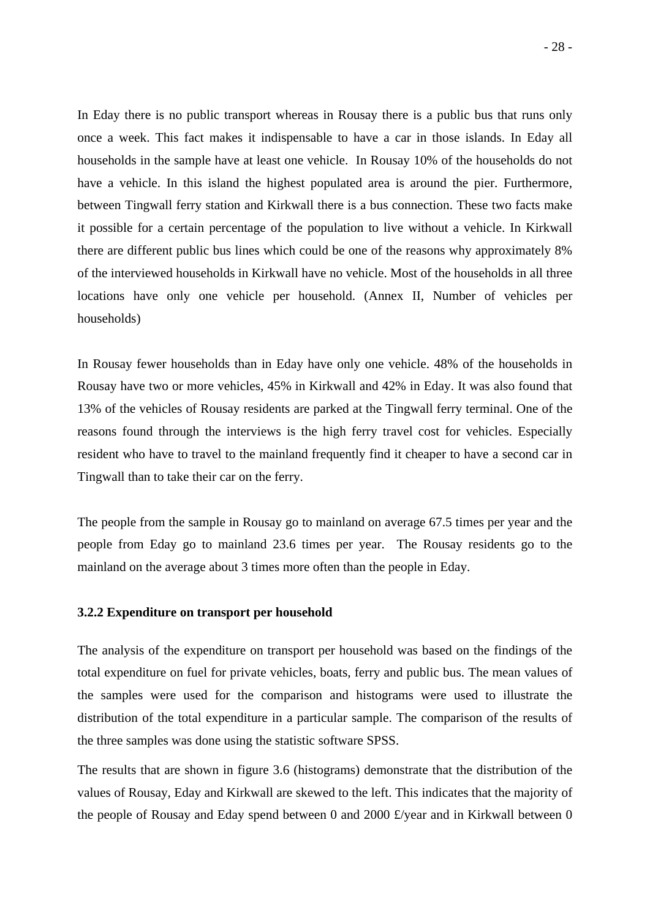In Eday there is no public transport whereas in Rousay there is a public bus that runs only once a week. This fact makes it indispensable to have a car in those islands. In Eday all households in the sample have at least one vehicle.  In Rousay 10% of the households do not have a vehicle. In this island the highest populated area is around the pier. Furthermore, between Tingwall ferry station and Kirkwall there is a bus connection. These two facts make it possible for a certain percentage of the population to live without a vehicle. In Kirkwall there are different public bus lines which could be one of the reasons why approximately 8% of the interviewed households in Kirkwall have no vehicle. Most of the households in all three locations have only one vehicle per household. (Annex II, Number of vehicles per households)

In Rousay fewer households than in Eday have only one vehicle. 48% of the households in Rousay have two or more vehicles, 45% in Kirkwall and 42% in Eday. It was also found that 13% of the vehicles of Rousay residents are parked at the Tingwall ferry terminal. One of the reasons found through the interviews is the high ferry travel cost for vehicles. Especially resident who have to travel to the mainland frequently find it cheaper to have a second car in Tingwall than to take their car on the ferry.

The people from the sample in Rousay go to mainland on average 67.5 times per year and the people from Eday go to mainland 23.6 times per year.  The Rousay residents go to the mainland on the average about 3 times more often than the people in Eday.

### 3.2.2 Expenditure on transport per household

The analysis of the expenditure on transport per household was based on the findings of the total expenditure on fuel for private vehicles, boats, ferry and public bus. The mean values of the samples were used for the comparison and histograms were used to illustrate the distribution of the total expenditure in a particular sample. The comparison of the results of the three samples was done using the statistic software SPSS.

The results that are shown in figure 3.6 (histograms) demonstrate that the distribution of the values of Rousay, Eday and Kirkwall are skewed to the left. This indicates that the majority of the people of Rousay and Eday spend between 0 and 2000 £/year and in Kirkwall between 0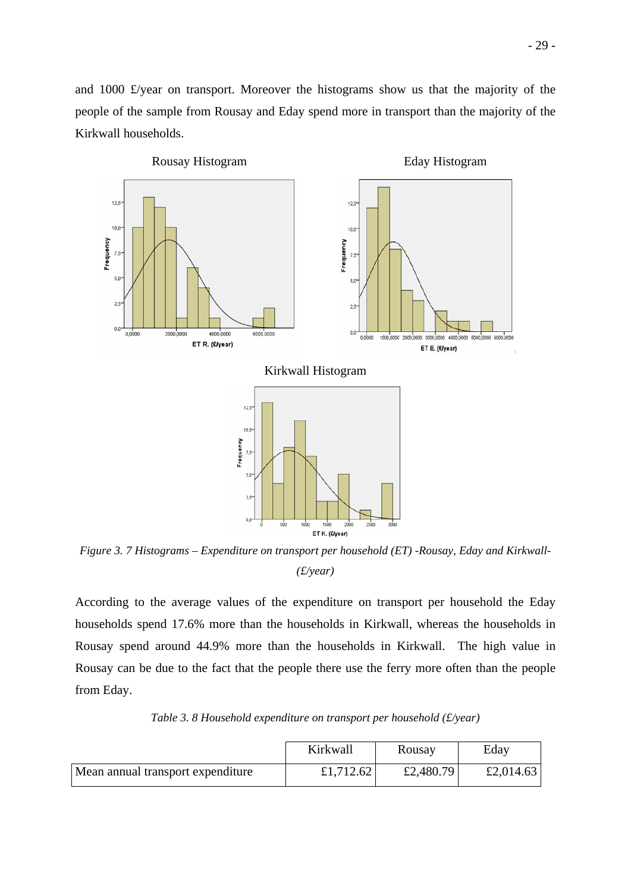and 1000 £/year on transport. Moreover the histograms show us that the majority of the people of the sample from Rousay and Eday spend more in transport than the majority of the Kirkwall households.

Rousay Histogram

Eday Histogram

Kirkwall Histogram

*Figure 3. 7 Histograms – Expenditure on transport per household (ET) -Rousay, Eday and Kirkwall- (£/year)*

According to the average values of the expenditure on transport per household the Eday households spend 17.6% more than the households in Kirkwall, whereas the households in Rousay spend around 44.9% more than the households in Kirkwall. The high value in Rousay can be due to the fact that the people there use the ferry more often than the people from Eday.

*Table 3. 8 Household expenditure on transport per household (£/year)*

| | Kirkwall | Rousay | Eday |
|---|---|---|---|
| Mean annual transport expenditure | £1,712.62 | £2,480.79 | £2,014.63 |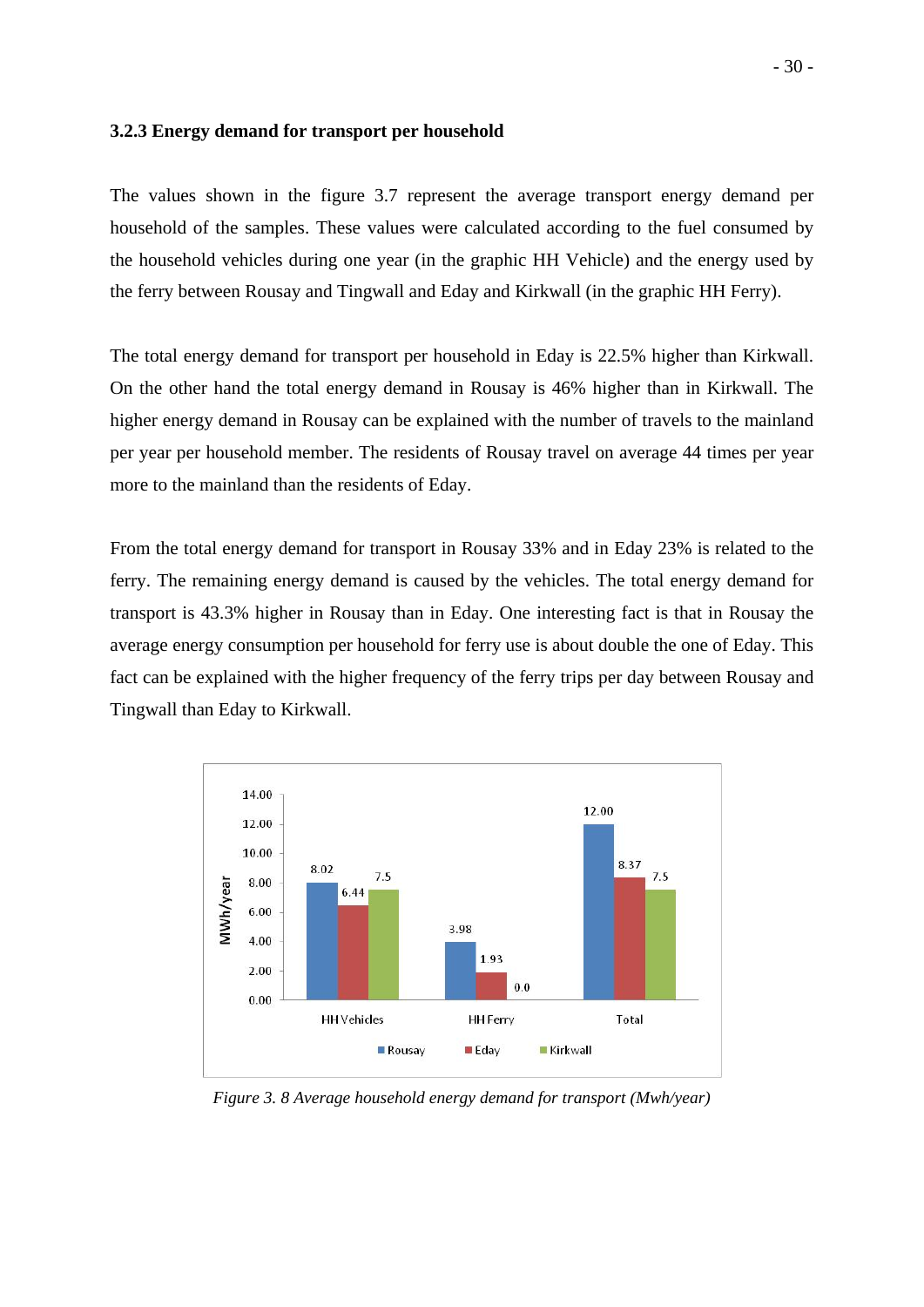### 3.2.3 Energy demand for transport per household

The values shown in the figure 3.7 represent the average transport energy demand per household of the samples. These values were calculated according to the fuel consumed by the household vehicles during one year (in the graphic HH Vehicle) and the energy used by the ferry between Rousay and Tingwall and Eday and Kirkwall (in the graphic HH Ferry).

The total energy demand for transport per household in Eday is 22.5% higher than Kirkwall. On the other hand the total energy demand in Rousay is 46% higher than in Kirkwall. The higher energy demand in Rousay can be explained with the number of travels to the mainland per year per household member. The residents of Rousay travel on average 44 times per year more to the mainland than the residents of Eday.

From the total energy demand for transport in Rousay 33% and in Eday 23% is related to the ferry. The remaining energy demand is caused by the vehicles. The total energy demand for transport is 43.3% higher in Rousay than in Eday. One interesting fact is that in Rousay the average energy consumption per household for ferry use is about double the one of Eday. This fact can be explained with the higher frequency of the ferry trips per day between Rousay and Tingwall than Eday to Kirkwall.

| MWh/year | Rousay | Eday | Kirkwall |
|---|---|---|---|
| HH Vehicles | 8.02 | 6.44 | 7.5 |
| HH Ferry | 3.98 | 1.93 | 0.0 |
| Total | 12.00 | 8.37 | 7.5 |

*Figure 3. 8 Average household energy demand for transport (Mwh/year)*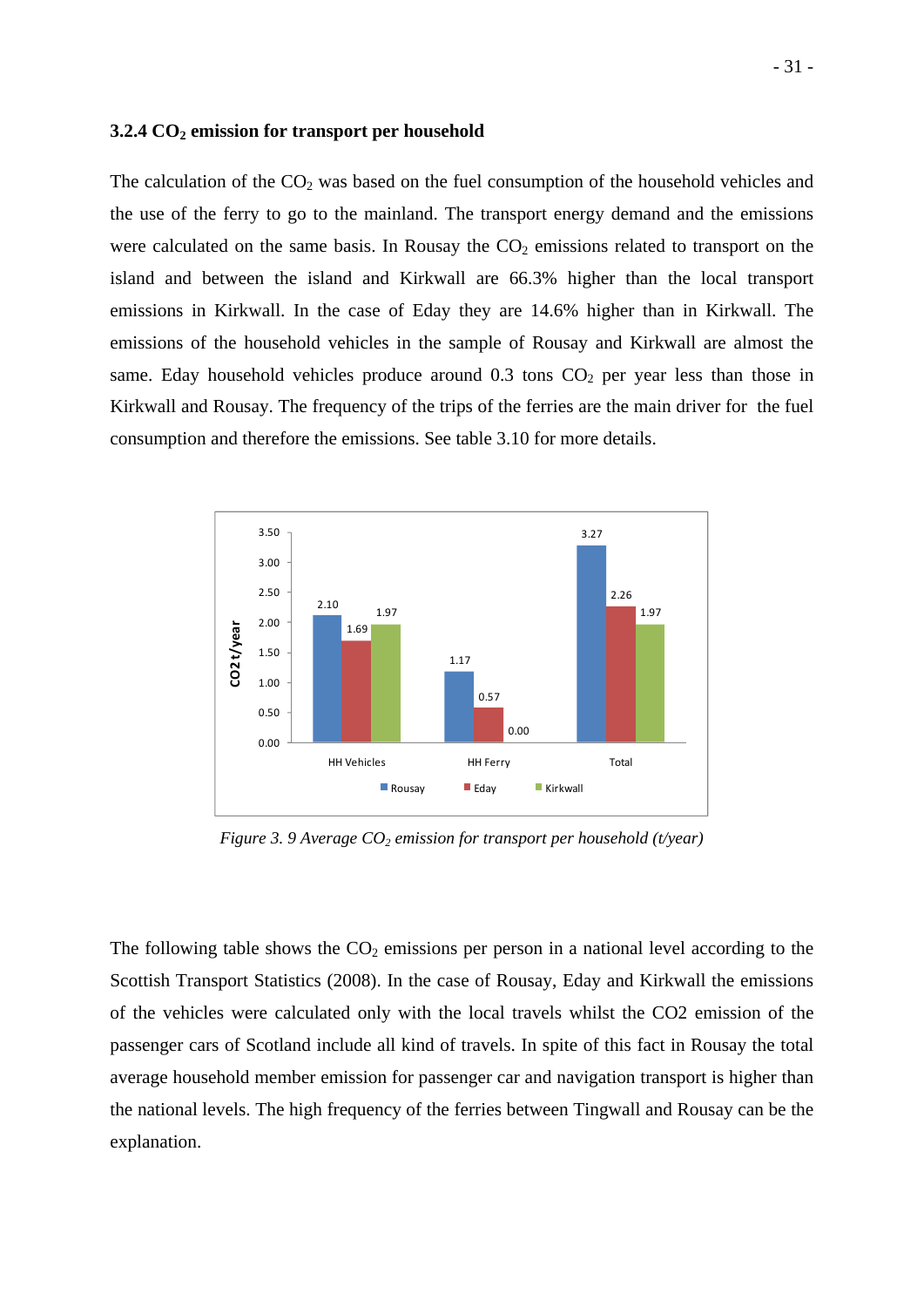### 3.2.4 $CO_2$ emission for transport per household

The calculation of the $CO_2$ was based on the fuel consumption of the household vehicles and the use of the ferry to go to the mainland. The transport energy demand and the emissions were calculated on the same basis. In Rousay the $CO_2$ emissions related to transport on the island and between the island and Kirkwall are 66.3% higher than the local transport emissions in Kirkwall. In the case of Eday they are 14.6% higher than in Kirkwall. The emissions of the household vehicles in the sample of Rousay and Kirkwall are almost the same. Eday household vehicles produce around 0.3 tons $CO_2$ per year less than those in Kirkwall and Rousay. The frequency of the trips of the ferries are the main driver for the fuel consumption and therefore the emissions. See table 3.10 for more details.

| CO2 t/year | Rousay | Eday | Kirkwall |
|---|---|---|---|
| HH Vehicles | 2.10 | 1.69 | 1.97 |
| HH Ferry | 1.17 | 0.57 | 0.00 |
| Total | 3.27 | 2.26 | 1.97 |

*Figure 3. 9 Average $CO_2$ emission for transport per household (t/year)*

The following table shows the $CO_2$ emissions per person in a national level according to the Scottish Transport Statistics (2008). In the case of Rousay, Eday and Kirkwall the emissions of the vehicles were calculated only with the local travels whilst the CO2 emission of the passenger cars of Scotland include all kind of travels. In spite of this fact in Rousay the total average household member emission for passenger car and navigation transport is higher than the national levels. The high frequency of the ferries between Tingwall and Rousay can be the explanation.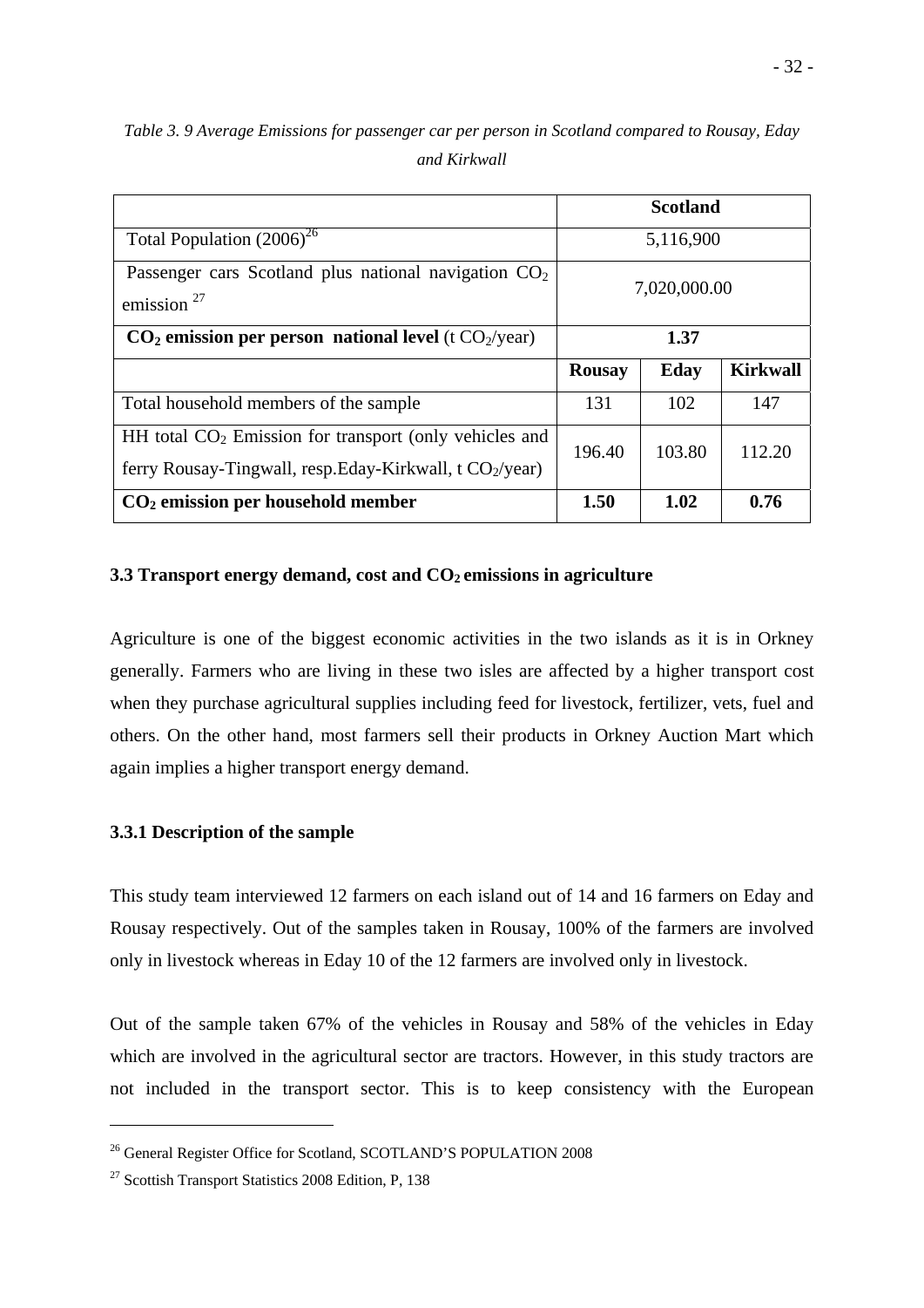*Table 3. 9 Average Emissions for passenger car per person in Scotland compared to Rousay, Eday and Kirkwall*

| | **Scotland** | | |
|---|---|---|---|
| Total Population (2006)[26] | 5,116,900 | | |
| Passenger cars Scotland plus national navigation $CO_2$ emission [27] | 7,020,000.00 | | |
| **$CO_2$ emission per person national level** (t $CO_2$/year) | **1.37** | | |
| | **Rousay** | **Eday** | **Kirkwall** |
| Total household members of the sample | 131 | 102 | 147 |
| HH total $CO_2$ Emission for transport (only vehicles and ferry Rousay-Tingwall, resp.Eday-Kirkwall, t $CO_2$/year) | 196.40 | 103.80 | 112.20 |
| **$CO_2$ emission per household member** | **1.50** | **1.02** | **0.76** |

### 3.3 Transport energy demand, cost and $CO_2$ emissions in agriculture

Agriculture is one of the biggest economic activities in the two islands as it is in Orkney generally. Farmers who are living in these two isles are affected by a higher transport cost when they purchase agricultural supplies including feed for livestock, fertilizer, vets, fuel and others. On the other hand, most farmers sell their products in Orkney Auction Mart which again implies a higher transport energy demand.

#### 3.3.1 Description of the sample

This study team interviewed 12 farmers on each island out of 14 and 16 farmers on Eday and Rousay respectively. Out of the samples taken in Rousay, 100% of the farmers are involved only in livestock whereas in Eday 10 of the 12 farmers are involved only in livestock.

Out of the sample taken 67% of the vehicles in Rousay and 58% of the vehicles in Eday which are involved in the agricultural sector are tractors. However, in this study tractors are not included in the transport sector. This is to keep consistency with the European

---

[26] General Register Office for Scotland, SCOTLAND'S POPULATION 2008

[27] Scottish Transport Statistics 2008 Edition, P, 138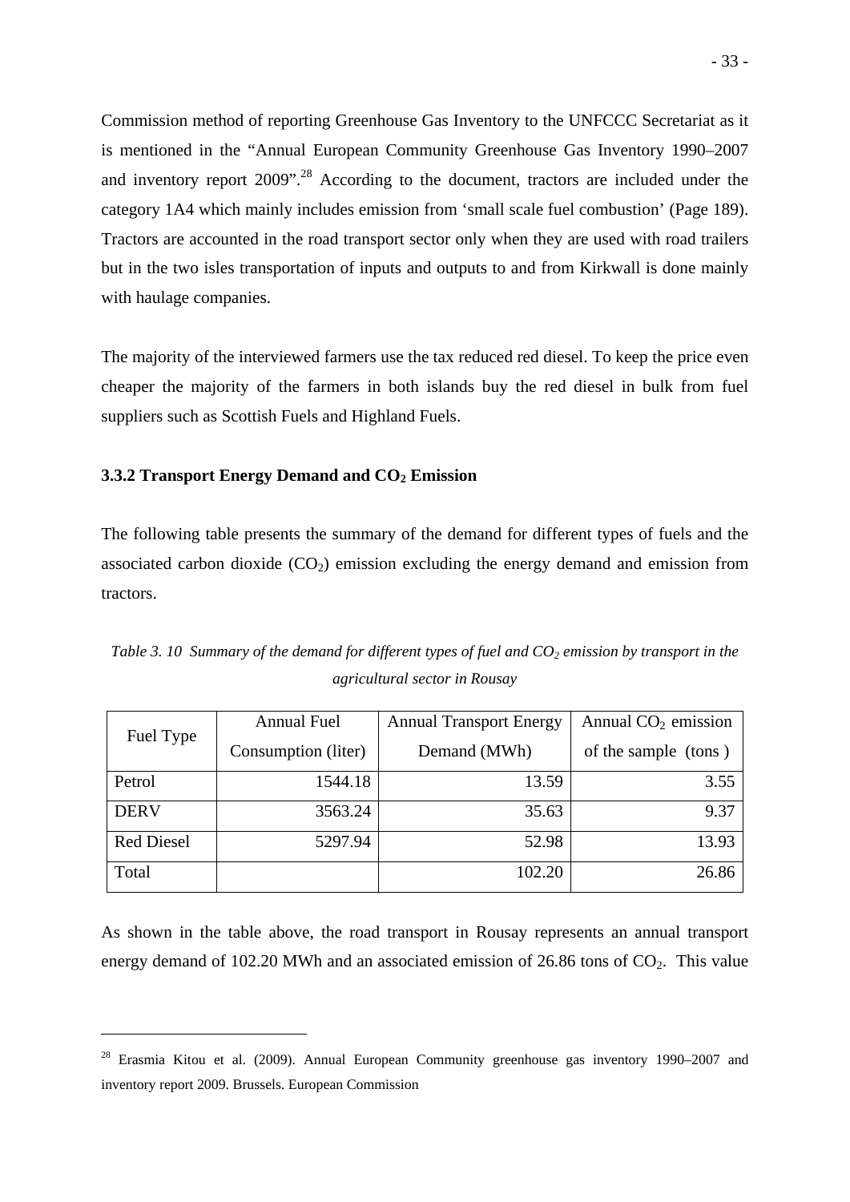Commission method of reporting Greenhouse Gas Inventory to the UNFCCC Secretariat as it is mentioned in the "Annual European Community Greenhouse Gas Inventory 1990–2007 and inventory report 2009".[28] According to the document, tractors are included under the category 1A4 which mainly includes emission from 'small scale fuel combustion' (Page 189). Tractors are accounted in the road transport sector only when they are used with road trailers but in the two isles transportation of inputs and outputs to and from Kirkwall is done mainly with haulage companies.

The majority of the interviewed farmers use the tax reduced red diesel. To keep the price even cheaper the majority of the farmers in both islands buy the red diesel in bulk from fuel suppliers such as Scottish Fuels and Highland Fuels.

### 3.3.2 Transport Energy Demand and $CO_2$ Emission

The following table presents the summary of the demand for different types of fuels and the associated carbon dioxide ($CO_2$) emission excluding the energy demand and emission from tractors.

*Table 3. 10 Summary of the demand for different types of fuel and $CO_2$ emission by transport in the agricultural sector in Rousay*

| Fuel Type | Annual Fuel Consumption (liter) | Annual Transport Energy Demand (MWh) | Annual $CO_2$ emission of the sample (tons ) |
|---|---|---|---|
| Petrol | 1544.18 | 13.59 | 3.55 |
| DERV | 3563.24 | 35.63 | 9.37 |
| Red Diesel | 5297.94 | 52.98 | 13.93 |
| Total | | 102.20 | 26.86 |

As shown in the table above, the road transport in Rousay represents an annual transport energy demand of 102.20 MWh and an associated emission of 26.86 tons of $CO_2$. This value

[28] Erasmia Kitou et al. (2009). Annual European Community greenhouse gas inventory 1990–2007 and inventory report 2009. Brussels. European Commission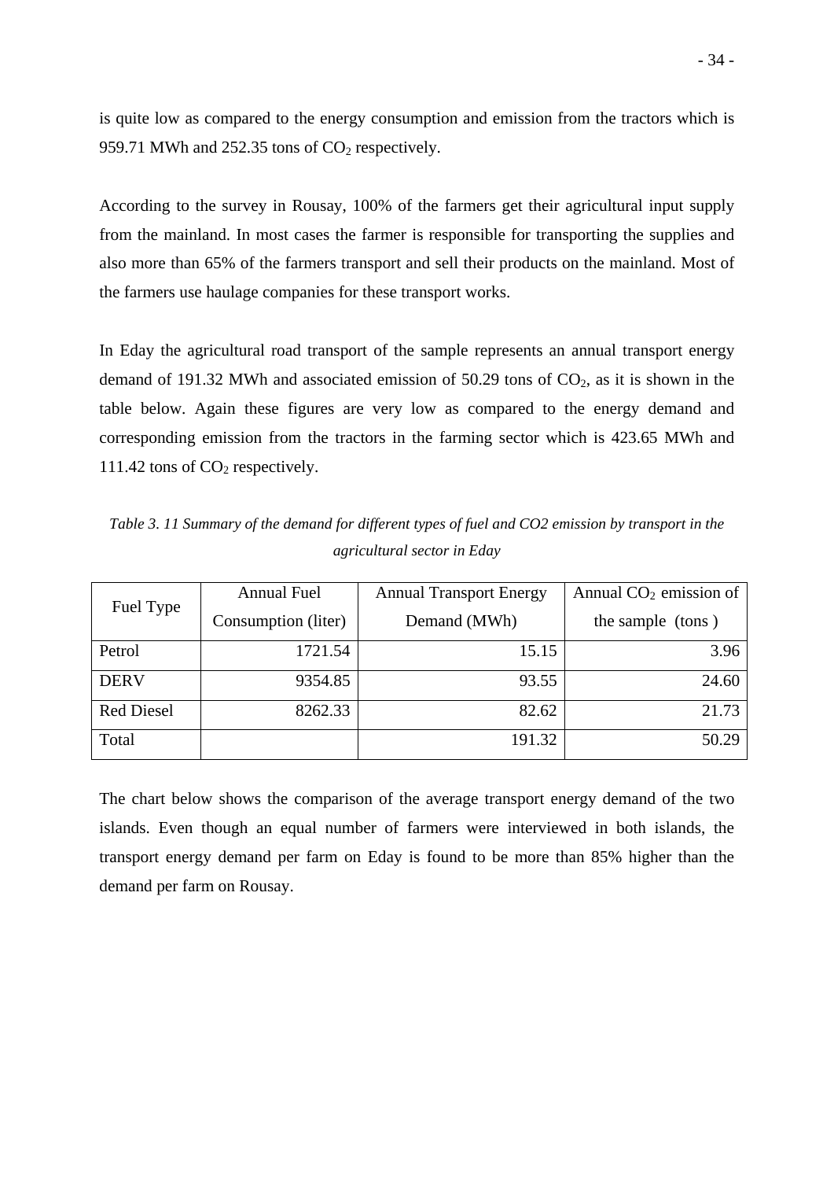is quite low as compared to the energy consumption and emission from the tractors which is 959.71 MWh and 252.35 tons of $CO_2$ respectively.

According to the survey in Rousay, 100% of the farmers get their agricultural input supply from the mainland. In most cases the farmer is responsible for transporting the supplies and also more than 65% of the farmers transport and sell their products on the mainland. Most of the farmers use haulage companies for these transport works.

In Eday the agricultural road transport of the sample represents an annual transport energy demand of 191.32 MWh and associated emission of 50.29 tons of $CO_2$, as it is shown in the table below. Again these figures are very low as compared to the energy demand and corresponding emission from the tractors in the farming sector which is 423.65 MWh and 111.42 tons of $CO_2$ respectively.

*Table 3. 11 Summary of the demand for different types of fuel and CO2 emission by transport in the agricultural sector in Eday*

| Fuel Type | Annual Fuel Consumption (liter) | Annual Transport Energy Demand (MWh) | Annual $CO_2$ emission of the sample (tons ) |
|---|---|---|---|
| Petrol | 1721.54 | 15.15 | 3.96 |
| DERV | 9354.85 | 93.55 | 24.60 |
| Red Diesel | 8262.33 | 82.62 | 21.73 |
| Total | | 191.32 | 50.29 |

The chart below shows the comparison of the average transport energy demand of the two islands. Even though an equal number of farmers were interviewed in both islands, the transport energy demand per farm on Eday is found to be more than 85% higher than the demand per farm on Rousay.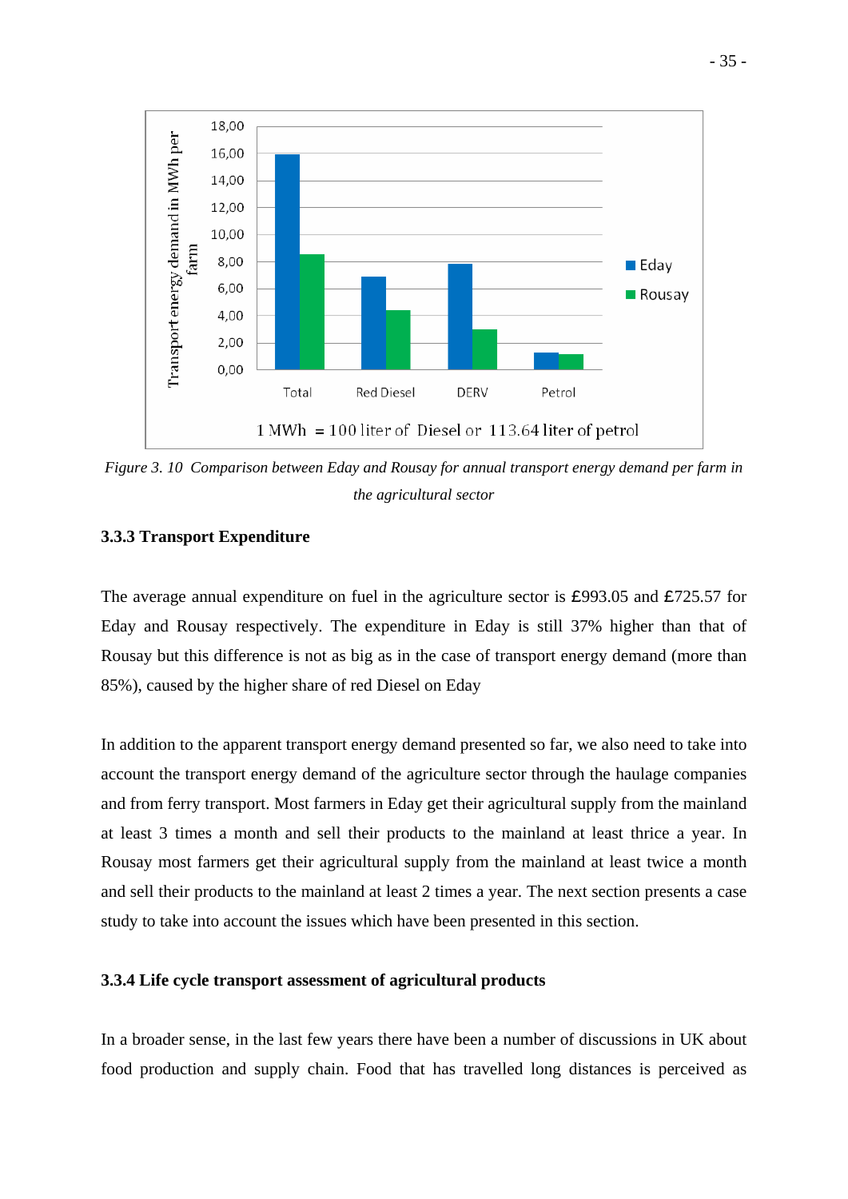Figure 3. 10  Comparison between Eday and Rousay for annual transport energy demand per farm in the agricultural sector

### 3.3.3 Transport Expenditure

The average annual expenditure on fuel in the agriculture sector is £993.05 and £725.57 for Eday and Rousay respectively. The expenditure in Eday is still 37% higher than that of Rousay but this difference is not as big as in the case of transport energy demand (more than 85%), caused by the higher share of red Diesel on Eday

In addition to the apparent transport energy demand presented so far, we also need to take into account the transport energy demand of the agriculture sector through the haulage companies and from ferry transport. Most farmers in Eday get their agricultural supply from the mainland at least 3 times a month and sell their products to the mainland at least thrice a year. In Rousay most farmers get their agricultural supply from the mainland at least twice a month and sell their products to the mainland at least 2 times a year. The next section presents a case study to take into account the issues which have been presented in this section.

### 3.3.4 Life cycle transport assessment of agricultural products

In a broader sense, in the last few years there have been a number of discussions in UK about food production and supply chain. Food that has travelled long distances is perceived as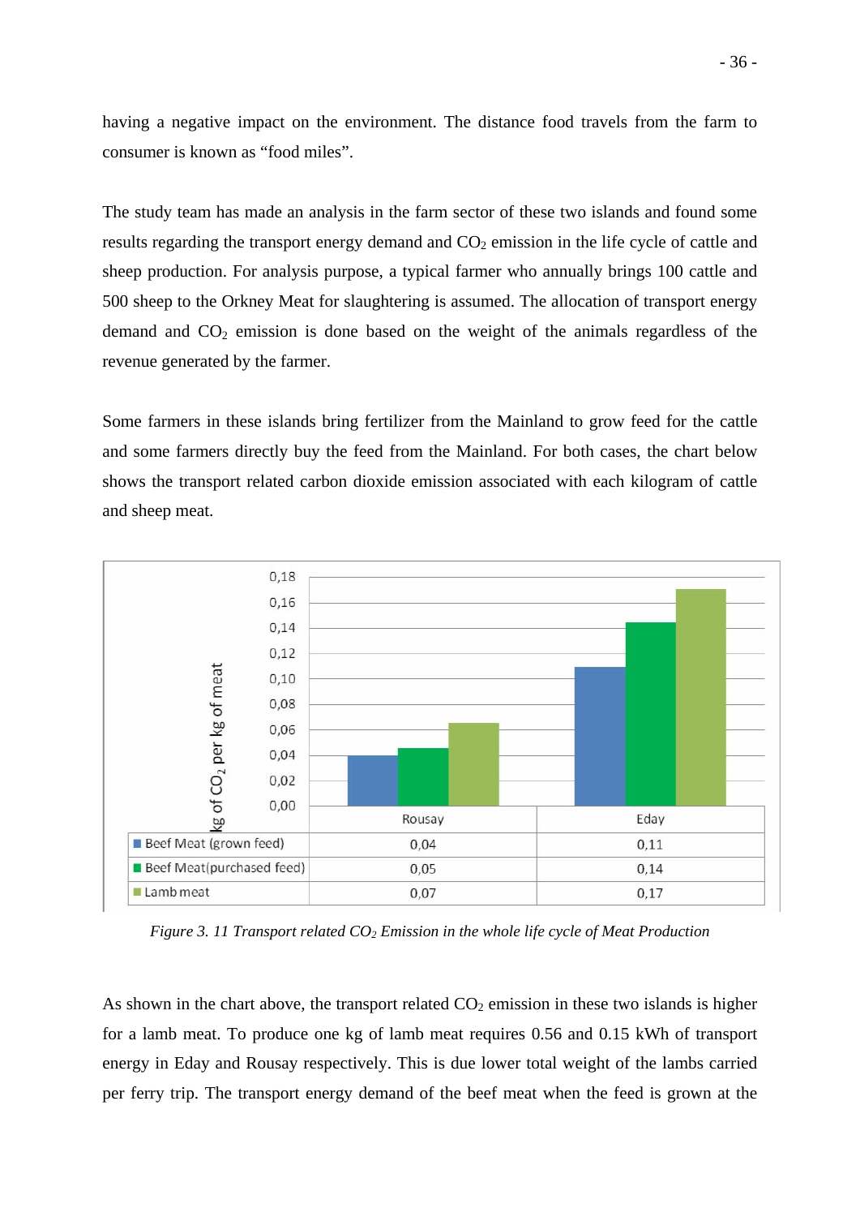having a negative impact on the environment. The distance food travels from the farm to consumer is known as "food miles".

The study team has made an analysis in the farm sector of these two islands and found some results regarding the transport energy demand and $CO_2$ emission in the life cycle of cattle and sheep production. For analysis purpose, a typical farmer who annually brings 100 cattle and 500 sheep to the Orkney Meat for slaughtering is assumed. The allocation of transport energy demand and $CO_2$ emission is done based on the weight of the animals regardless of the revenue generated by the farmer.

Some farmers in these islands bring fertilizer from the Mainland to grow feed for the cattle and some farmers directly buy the feed from the Mainland. For both cases, the chart below shows the transport related carbon dioxide emission associated with each kilogram of cattle and sheep meat.

| kg of $CO_2$ per kg of meat | Rousay | Eday |
|---|---|---|
| Beef Meat (grown feed) | 0,04 | 0,11 |
| Beef Meat(purchased feed) | 0,05 | 0,14 |
| Lamb meat | 0,07 | 0,17 |

*Figure 3. 11 Transport related $CO_2$ Emission in the whole life cycle of Meat Production*

As shown in the chart above, the transport related $CO_2$ emission in these two islands is higher for a lamb meat. To produce one kg of lamb meat requires 0.56 and 0.15 kWh of transport energy in Eday and Rousay respectively. This is due lower total weight of the lambs carried per ferry trip. The transport energy demand of the beef meat when the feed is grown at the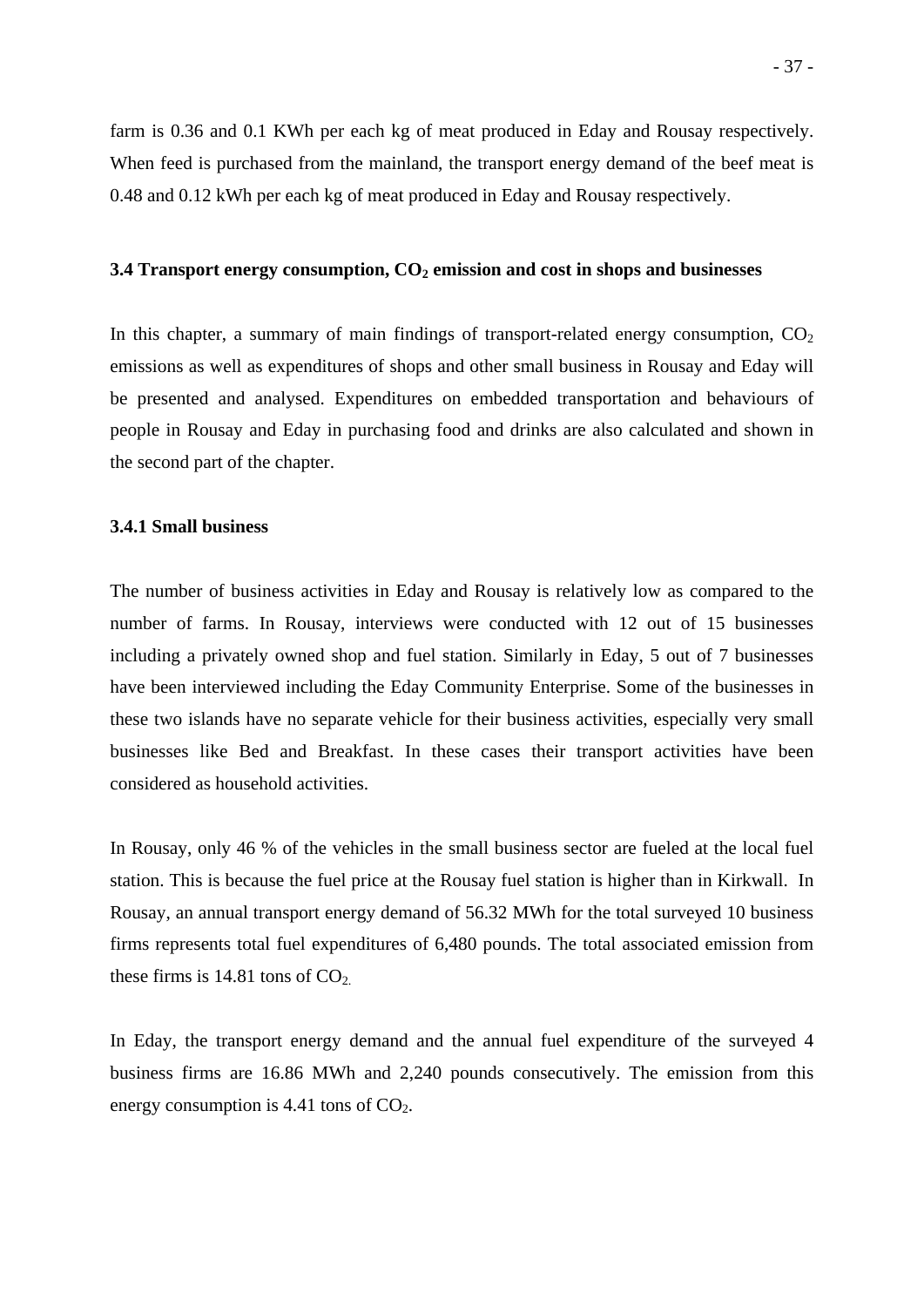farm is 0.36 and 0.1 KWh per each kg of meat produced in Eday and Rousay respectively. When feed is purchased from the mainland, the transport energy demand of the beef meat is 0.48 and 0.12 kWh per each kg of meat produced in Eday and Rousay respectively.

### 3.4 Transport energy consumption, $CO_2$ emission and cost in shops and businesses

In this chapter, a summary of main findings of transport-related energy consumption, $CO_2$ emissions as well as expenditures of shops and other small business in Rousay and Eday will be presented and analysed. Expenditures on embedded transportation and behaviours of people in Rousay and Eday in purchasing food and drinks are also calculated and shown in the second part of the chapter.

#### 3.4.1 Small business

The number of business activities in Eday and Rousay is relatively low as compared to the number of farms. In Rousay, interviews were conducted with 12 out of 15 businesses including a privately owned shop and fuel station. Similarly in Eday, 5 out of 7 businesses have been interviewed including the Eday Community Enterprise. Some of the businesses in these two islands have no separate vehicle for their business activities, especially very small businesses like Bed and Breakfast. In these cases their transport activities have been considered as household activities.

In Rousay, only 46 % of the vehicles in the small business sector are fueled at the local fuel station. This is because the fuel price at the Rousay fuel station is higher than in Kirkwall. In Rousay, an annual transport energy demand of 56.32 MWh for the total surveyed 10 business firms represents total fuel expenditures of 6,480 pounds. The total associated emission from these firms is 14.81 tons of $CO_2$.

In Eday, the transport energy demand and the annual fuel expenditure of the surveyed 4 business firms are 16.86 MWh and 2,240 pounds consecutively. The emission from this energy consumption is 4.41 tons of $CO_2$.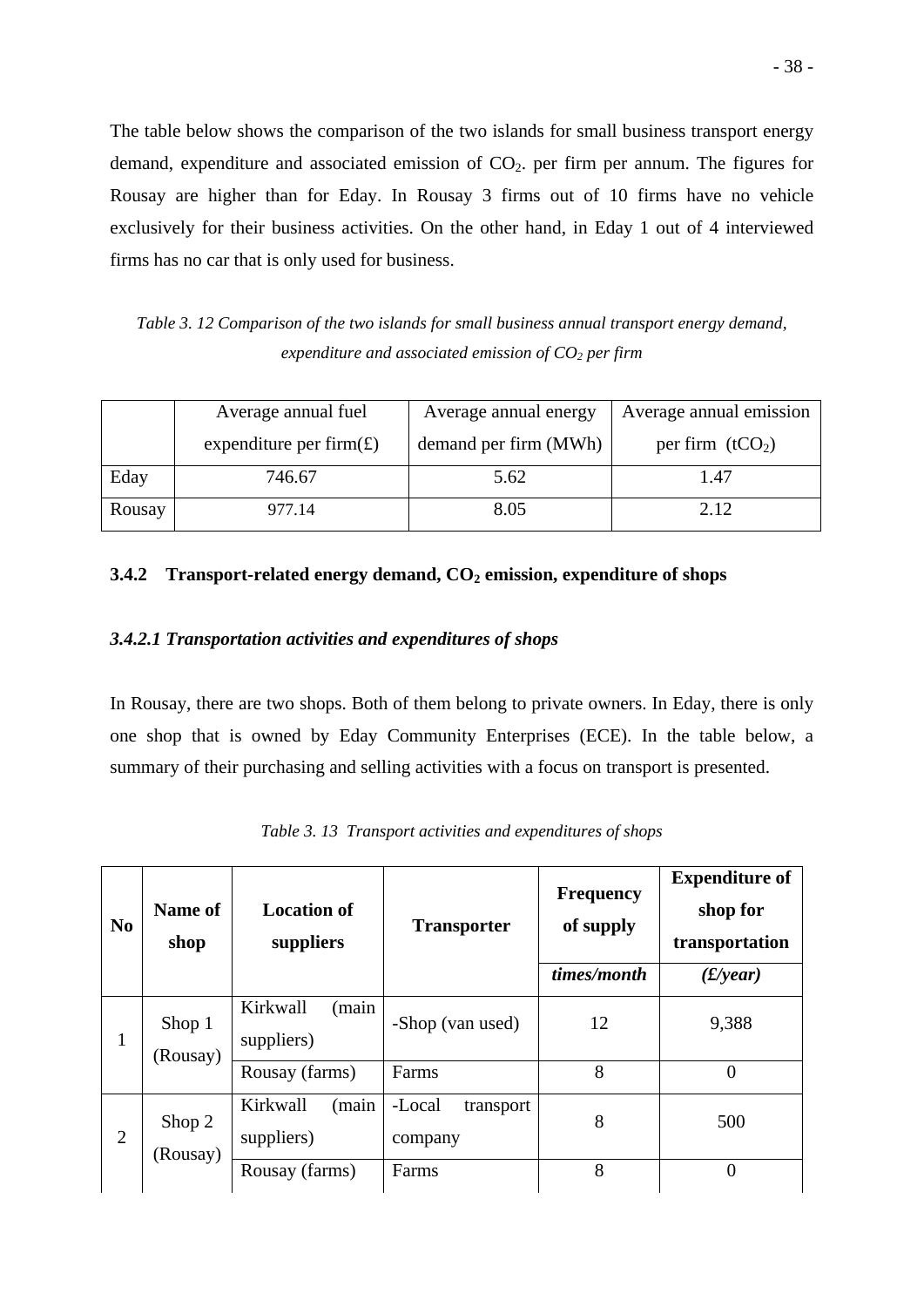The table below shows the comparison of the two islands for small business transport energy demand, expenditure and associated emission of $CO_2$. per firm per annum. The figures for Rousay are higher than for Eday. In Rousay 3 firms out of 10 firms have no vehicle exclusively for their business activities. On the other hand, in Eday 1 out of 4 interviewed firms has no car that is only used for business.

*Table 3. 12 Comparison of the two islands for small business annual transport energy demand, expenditure and associated emission of $CO_2$ per firm*

| | Average annual fuel expenditure per firm(£) | Average annual energy demand per firm (MWh) | Average annual emission per firm ($tCO_2$) |
|---|---|---|---|
| Eday | 746.67 | 5.62 | 1.47 |
| Rousay | 977.14 | 8.05 | 2.12 |

### 3.4.2 Transport-related energy demand, $CO_2$ emission, expenditure of shops

#### *3.4.2.1 Transportation activities and expenditures of shops*

In Rousay, there are two shops. Both of them belong to private owners. In Eday, there is only one shop that is owned by Eday Community Enterprises (ECE). In the table below, a summary of their purchasing and selling activities with a focus on transport is presented.

*Table 3. 13 Transport activities and expenditures of shops*

| No | Name of shop | Location of suppliers | Transporter | Frequency of supply | Expenditure of shop for transportation |
|---|---|---|---|---|---|
| | | | | *times/month* | *(£/year)* |
| 1 | Shop 1 (Rousay) | Kirkwall (main suppliers) | -Shop (van used) | 12 | 9,388 |
| | | Rousay (farms) | Farms | 8 | 0 |
| 2 | Shop 2 (Rousay) | Kirkwall (main suppliers) | -Local transport company | 8 | 500 |
| | | Rousay (farms) | Farms | 8 | 0 |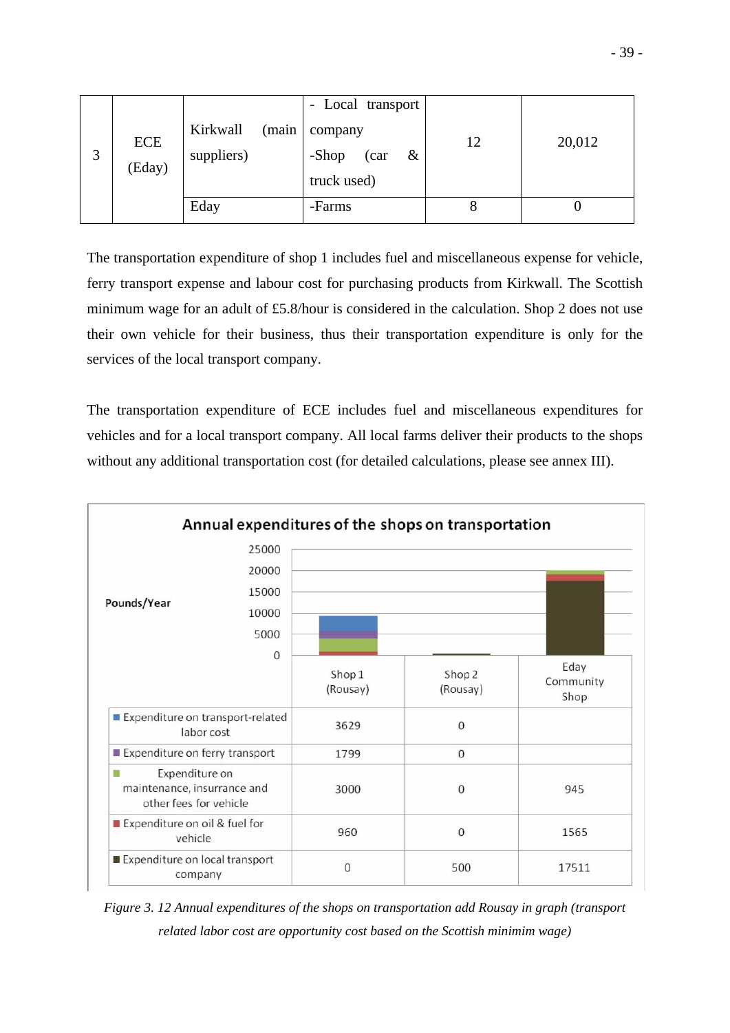| 3 | ECE (Eday) | Kirkwall (main suppliers) | - Local transport company<br>-Shop (car & truck used) | 12 | 20,012 |
|---|---|---|---|---|---|
| | | Eday | -Farms | 8 | 0 |

The transportation expenditure of shop 1 includes fuel and miscellaneous expense for vehicle, ferry transport expense and labour cost for purchasing products from Kirkwall. The Scottish minimum wage for an adult of £5.8/hour is considered in the calculation. Shop 2 does not use their own vehicle for their business, thus their transportation expenditure is only for the services of the local transport company.

The transportation expenditure of ECE includes fuel and miscellaneous expenditures for vehicles and for a local transport company. All local farms deliver their products to the shops without any additional transportation cost (for detailed calculations, please see annex III).

**Annual expenditures of the shops on transportation**

| Pounds/Year | Shop 1 (Rousay) | Shop 2 (Rousay) | Eday Community Shop |
|---|---|---|---|
| Expenditure on transport-related labor cost | 3629 | 0 | |
| Expenditure on ferry transport | 1799 | 0 | |
| Expenditure on maintenance, insurrance and other fees for vehicle | 3000 | 0 | 945 |
| Expenditure on oil & fuel for vehicle | 960 | 0 | 1565 |
| Expenditure on local transport company | 0 | 500 | 17511 |

*Figure 3. 12 Annual expenditures of the shops on transportation add Rousay in graph (transport related labor cost are opportunity cost based on the Scottish minimim wage)*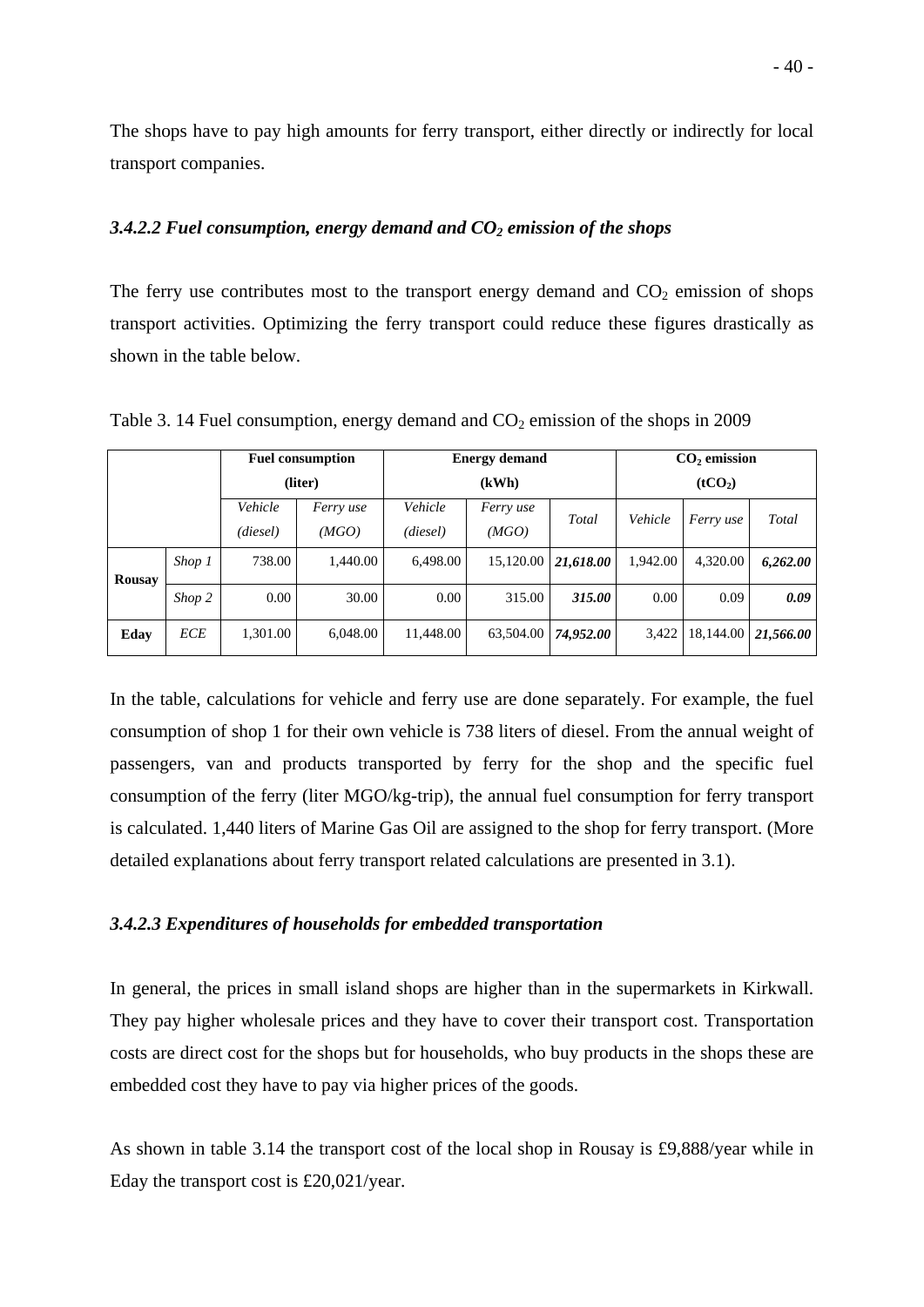The shops have to pay high amounts for ferry transport, either directly or indirectly for local transport companies.

### *3.4.2.2 Fuel consumption, energy demand and $CO_2$ emission of the shops*

The ferry use contributes most to the transport energy demand and $CO_2$ emission of shops transport activities. Optimizing the ferry transport could reduce these figures drastically as shown in the table below.

Table 3. 14 Fuel consumption, energy demand and $CO_2$ emission of the shops in 2009

| | | **Fuel consumption (liter)** | | **Energy demand (kWh)** | | | **$CO_2$ emission ($tCO_2$)** | | |
|---|---|---|---|---|---|---|---|---|---|
| | | *Vehicle (diesel)* | *Ferry use (MGO)* | *Vehicle (diesel)* | *Ferry use (MGO)* | *Total* | *Vehicle* | *Ferry use* | *Total* |
| **Rousay** | *Shop 1* | 738.00 | 1,440.00 | 6,498.00 | 15,120.00 | ***21,618.00*** | 1,942.00 | 4,320.00 | ***6,262.00*** |
| | *Shop 2* | 0.00 | 30.00 | 0.00 | 315.00 | ***315.00*** | 0.00 | 0.09 | ***0.09*** |
| **Eday** | *ECE* | 1,301.00 | 6,048.00 | 11,448.00 | 63,504.00 | ***74,952.00*** | 3,422 | 18,144.00 | ***21,566.00*** |

In the table, calculations for vehicle and ferry use are done separately. For example, the fuel consumption of shop 1 for their own vehicle is 738 liters of diesel. From the annual weight of passengers, van and products transported by ferry for the shop and the specific fuel consumption of the ferry (liter MGO/kg-trip), the annual fuel consumption for ferry transport is calculated. 1,440 liters of Marine Gas Oil are assigned to the shop for ferry transport. (More detailed explanations about ferry transport related calculations are presented in 3.1).

### *3.4.2.3 Expenditures of households for embedded transportation*

In general, the prices in small island shops are higher than in the supermarkets in Kirkwall. They pay higher wholesale prices and they have to cover their transport cost. Transportation costs are direct cost for the shops but for households, who buy products in the shops these are embedded cost they have to pay via higher prices of the goods.

As shown in table 3.14 the transport cost of the local shop in Rousay is £9,888/year while in Eday the transport cost is £20,021/year.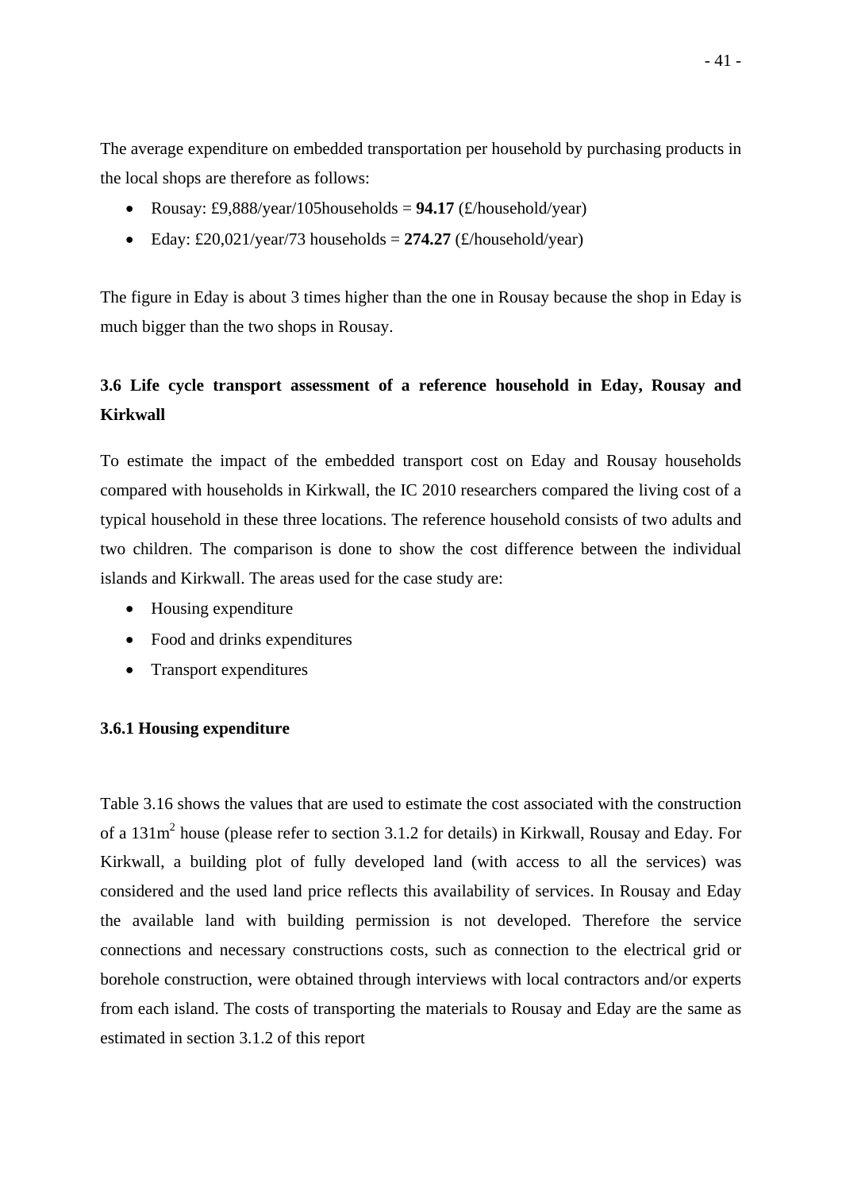The average expenditure on embedded transportation per household by purchasing products in the local shops are therefore as follows:

- Rousay: £9,888/year/105households = **94.17** (£/household/year)
- Eday: £20,021/year/73 households = **274.27** (£/household/year)

The figure in Eday is about 3 times higher than the one in Rousay because the shop in Eday is much bigger than the two shops in Rousay.

## 3.6 Life cycle transport assessment of a reference household in Eday, Rousay and Kirkwall

To estimate the impact of the embedded transport cost on Eday and Rousay households compared with households in Kirkwall, the IC 2010 researchers compared the living cost of a typical household in these three locations. The reference household consists of two adults and two children. The comparison is done to show the cost difference between the individual islands and Kirkwall. The areas used for the case study are:

- Housing expenditure
- Food and drinks expenditures
- Transport expenditures

### 3.6.1 Housing expenditure

Table 3.16 shows the values that are used to estimate the cost associated with the construction of a 131m$^2$ house (please refer to section 3.1.2 for details) in Kirkwall, Rousay and Eday. For Kirkwall, a building plot of fully developed land (with access to all the services) was considered and the used land price reflects this availability of services. In Rousay and Eday the available land with building permission is not developed. Therefore the service connections and necessary constructions costs, such as connection to the electrical grid or borehole construction, were obtained through interviews with local contractors and/or experts from each island. The costs of transporting the materials to Rousay and Eday are the same as estimated in section 3.1.2 of this report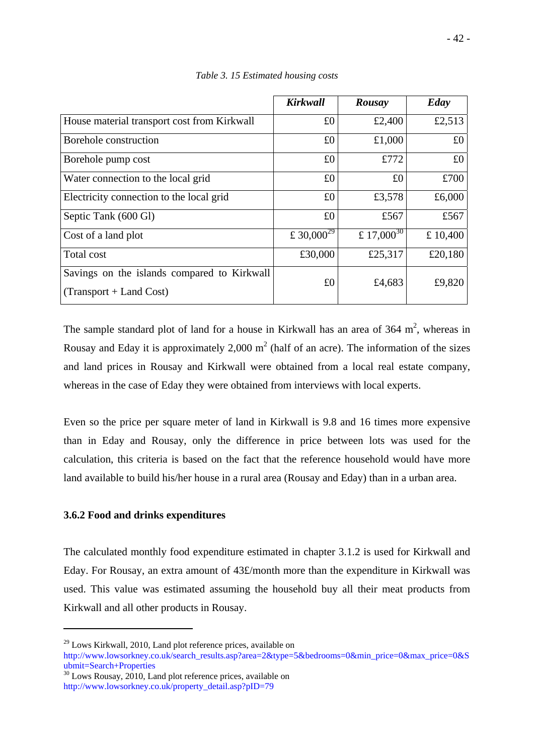*Table 3. 15 Estimated housing costs*

| | **Kirkwall** | **Rousay** | **Eday** |
|---|---|---|---|
| House material transport cost from Kirkwall | £0 | £2,400 | £2,513 |
| Borehole construction | £0 | £1,000 | £0 |
| Borehole pump cost | £0 | £772 | £0 |
| Water connection to the local grid | £0 | £0 | £700 |
| Electricity connection to the local grid | £0 | £3,578 | £6,000 |
| Septic Tank (600 Gl) | £0 | £567 | £567 |
| Cost of a land plot | £ 30,000[29] | £ 17,000[30] | £ 10,400 |
| Total cost | £30,000 | £25,317 | £20,180 |
| Savings on the islands compared to Kirkwall (Transport + Land Cost) | £0 | £4,683 | £9,820 |

The sample standard plot of land for a house in Kirkwall has an area of 364 $m^2$, whereas in Rousay and Eday it is approximately 2,000 $m^2$ (half of an acre). The information of the sizes and land prices in Rousay and Kirkwall were obtained from a local real estate company, whereas in the case of Eday they were obtained from interviews with local experts.

Even so the price per square meter of land in Kirkwall is 9.8 and 16 times more expensive than in Eday and Rousay, only the difference in price between lots was used for the calculation, this criteria is based on the fact that the reference household would have more land available to build his/her house in a rural area (Rousay and Eday) than in a urban area.

### 3.6.2 Food and drinks expenditures

The calculated monthly food expenditure estimated in chapter 3.1.2 is used for Kirkwall and Eday. For Rousay, an extra amount of 43£/month more than the expenditure in Kirkwall was used. This value was estimated assuming the household buy all their meat products from Kirkwall and all other products in Rousay.

---

[29] Lows Kirkwall, 2010, Land plot reference prices, available on http://www.lowsorkney.co.uk/search_results.asp?area=2&type=5&bedrooms=0&min_price=0&max_price=0&Submit=Search+Properties

[30] Lows Rousay, 2010, Land plot reference prices, available on http://www.lowsorkney.co.uk/property_detail.asp?pID=79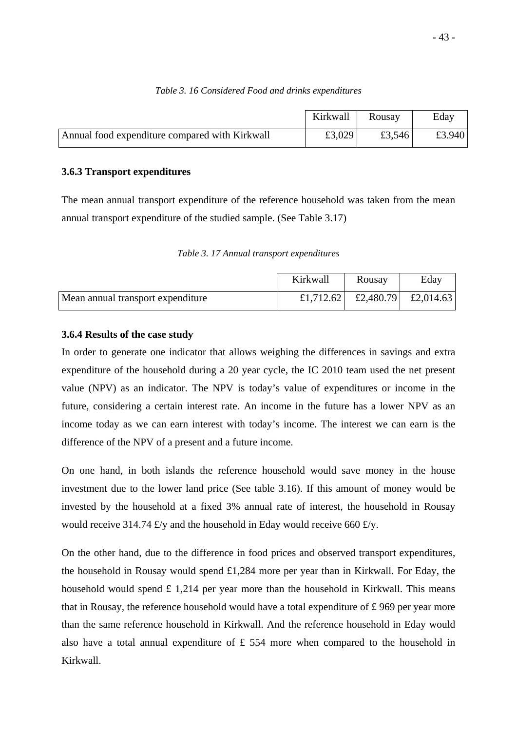*Table 3. 16 Considered Food and drinks expenditures*

| | Kirkwall | Rousay | Eday |
|---|---|---|---|
| Annual food expenditure compared with Kirkwall | £3,029 | £3,546 | £3.940 |

### 3.6.3 Transport expenditures

The mean annual transport expenditure of the reference household was taken from the mean annual transport expenditure of the studied sample. (See Table 3.17)

*Table 3. 17 Annual transport expenditures*

| | Kirkwall | Rousay | Eday |
|---|---|---|---|
| Mean annual transport expenditure | £1,712.62 | £2,480.79 | £2,014.63 |

### 3.6.4 Results of the case study

In order to generate one indicator that allows weighing the differences in savings and extra expenditure of the household during a 20 year cycle, the IC 2010 team used the net present value (NPV) as an indicator. The NPV is today's value of expenditures or income in the future, considering a certain interest rate. An income in the future has a lower NPV as an income today as we can earn interest with today's income. The interest we can earn is the difference of the NPV of a present and a future income.

On one hand, in both islands the reference household would save money in the house investment due to the lower land price (See table 3.16). If this amount of money would be invested by the household at a fixed 3% annual rate of interest, the household in Rousay would receive 314.74 £/y and the household in Eday would receive 660 £/y.

On the other hand, due to the difference in food prices and observed transport expenditures, the household in Rousay would spend £1,284 more per year than in Kirkwall. For Eday, the household would spend £ 1,214 per year more than the household in Kirkwall. This means that in Rousay, the reference household would have a total expenditure of £ 969 per year more than the same reference household in Kirkwall. And the reference household in Eday would also have a total annual expenditure of £ 554 more when compared to the household in Kirkwall.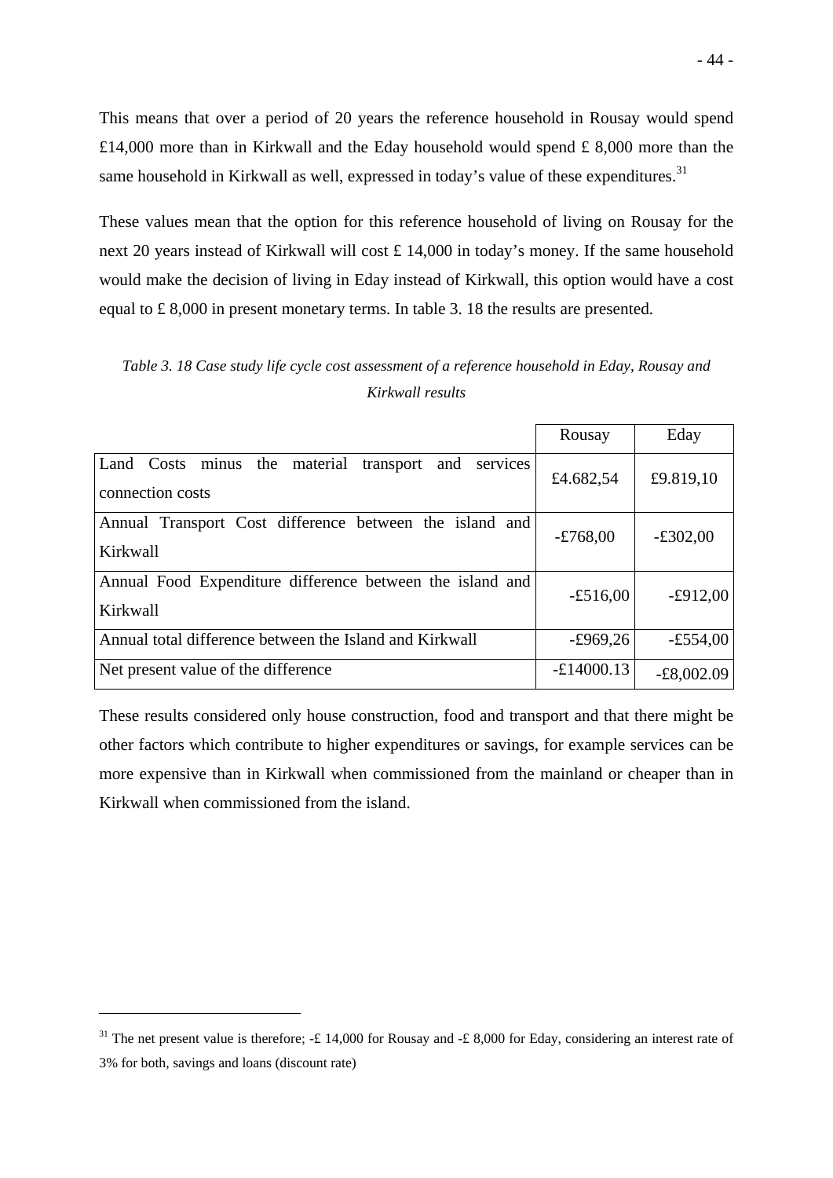This means that over a period of 20 years the reference household in Rousay would spend £14,000 more than in Kirkwall and the Eday household would spend £ 8,000 more than the same household in Kirkwall as well, expressed in today's value of these expenditures.[31]

These values mean that the option for this reference household of living on Rousay for the next 20 years instead of Kirkwall will cost £ 14,000 in today's money. If the same household would make the decision of living in Eday instead of Kirkwall, this option would have a cost equal to £ 8,000 in present monetary terms. In table 3. 18 the results are presented.

*Table 3. 18 Case study life cycle cost assessment of a reference household in Eday, Rousay and Kirkwall results*

| | Rousay | Eday |
|---|---|---|
| Land Costs minus the material transport and services connection costs | £4.682,54 | £9.819,10 |
| Annual Transport Cost difference between the island and Kirkwall | -£768,00 | -£302,00 |
| Annual Food Expenditure difference between the island and Kirkwall | -£516,00 | -£912,00 |
| Annual total difference between the Island and Kirkwall | -£969,26 | -£554,00 |
| Net present value of the difference | -£14000.13 | -£8,002.09 |

These results considered only house construction, food and transport and that there might be other factors which contribute to higher expenditures or savings, for example services can be more expensive than in Kirkwall when commissioned from the mainland or cheaper than in Kirkwall when commissioned from the island.

---

[31] The net present value is therefore; -£ 14,000 for Rousay and -£ 8,000 for Eday, considering an interest rate of 3% for both, savings and loans (discount rate)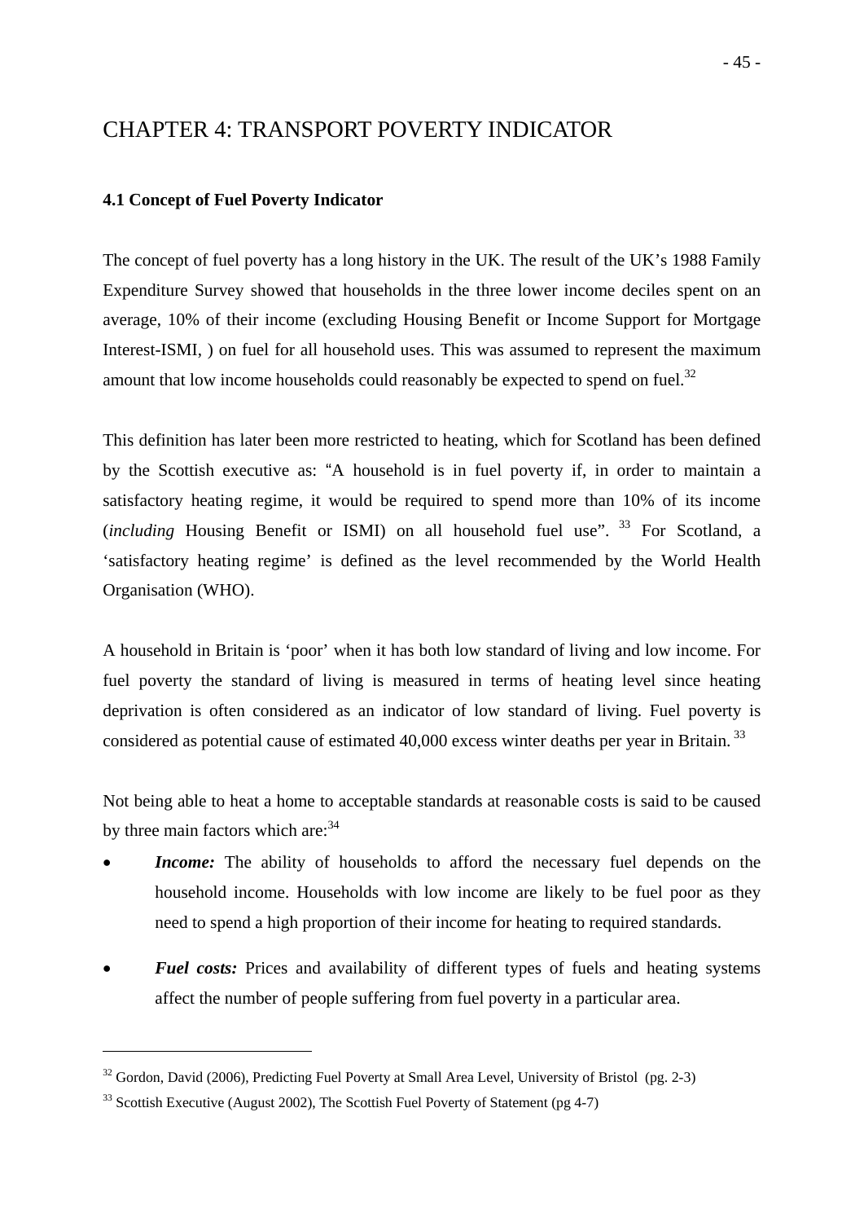# CHAPTER 4: TRANSPORT POVERTY INDICATOR

### 4.1 Concept of Fuel Poverty Indicator

The concept of fuel poverty has a long history in the UK. The result of the UK's 1988 Family Expenditure Survey showed that households in the three lower income deciles spent on an average, 10% of their income (excluding Housing Benefit or Income Support for Mortgage Interest-ISMI, ) on fuel for all household uses. This was assumed to represent the maximum amount that low income households could reasonably be expected to spend on fuel.[32]

This definition has later been more restricted to heating, which for Scotland has been defined by the Scottish executive as: "A household is in fuel poverty if, in order to maintain a satisfactory heating regime, it would be required to spend more than 10% of its income (*including* Housing Benefit or ISMI) on all household fuel use". [33] For Scotland, a 'satisfactory heating regime' is defined as the level recommended by the World Health Organisation (WHO).

A household in Britain is 'poor' when it has both low standard of living and low income. For fuel poverty the standard of living is measured in terms of heating level since heating deprivation is often considered as an indicator of low standard of living. Fuel poverty is considered as potential cause of estimated 40,000 excess winter deaths per year in Britain. [33]

Not being able to heat a home to acceptable standards at reasonable costs is said to be caused by three main factors which are:[34]

- ***Income:*** The ability of households to afford the necessary fuel depends on the household income. Households with low income are likely to be fuel poor as they need to spend a high proportion of their income for heating to required standards.
- ***Fuel costs:*** Prices and availability of different types of fuels and heating systems affect the number of people suffering from fuel poverty in a particular area.

---

[32] Gordon, David (2006), Predicting Fuel Poverty at Small Area Level, University of Bristol (pg. 2-3)

[33] Scottish Executive (August 2002), The Scottish Fuel Poverty of Statement (pg 4-7)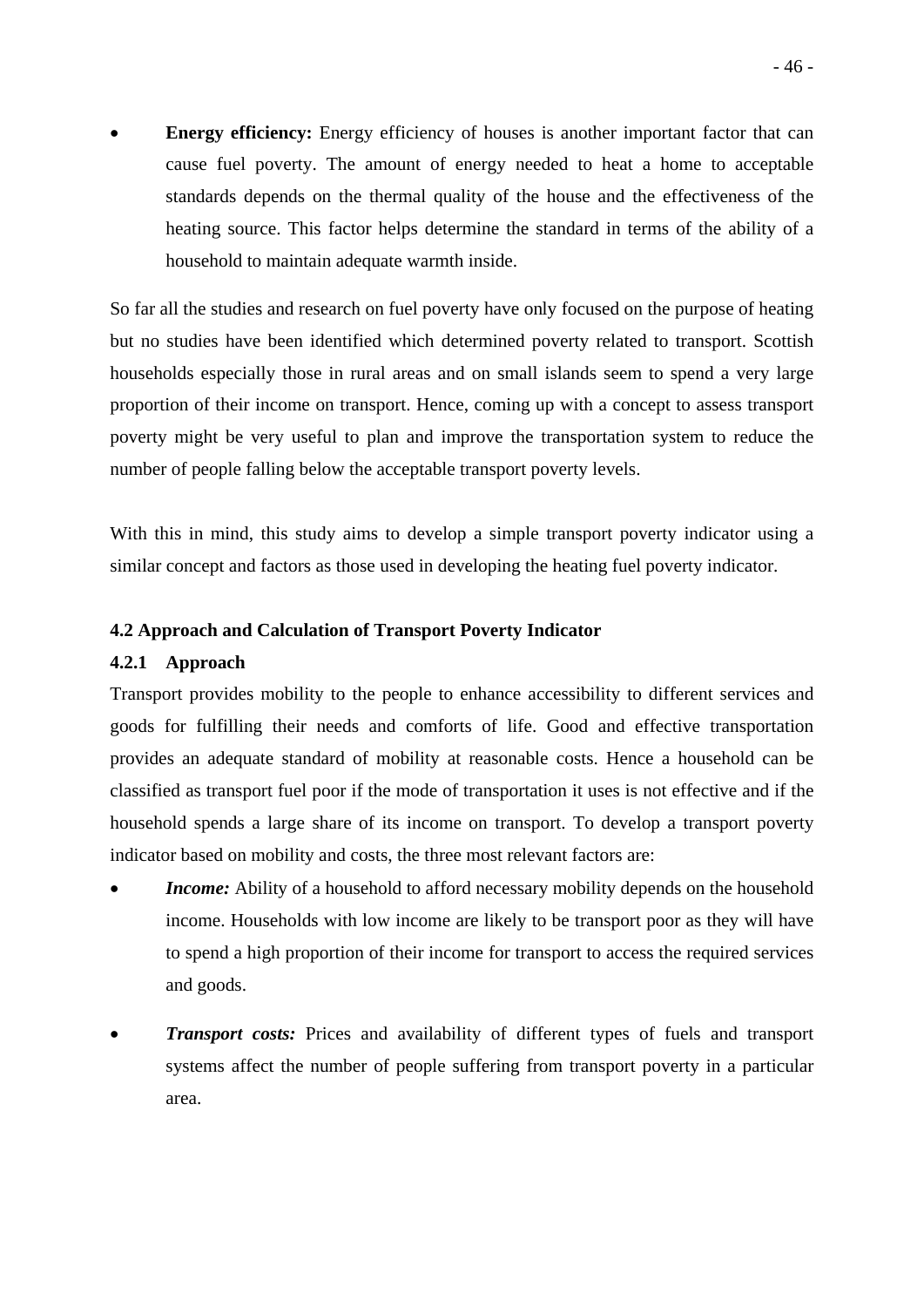- **Energy efficiency:** Energy efficiency of houses is another important factor that can cause fuel poverty. The amount of energy needed to heat a home to acceptable standards depends on the thermal quality of the house and the effectiveness of the heating source. This factor helps determine the standard in terms of the ability of a household to maintain adequate warmth inside.

So far all the studies and research on fuel poverty have only focused on the purpose of heating but no studies have been identified which determined poverty related to transport. Scottish households especially those in rural areas and on small islands seem to spend a very large proportion of their income on transport. Hence, coming up with a concept to assess transport poverty might be very useful to plan and improve the transportation system to reduce the number of people falling below the acceptable transport poverty levels.

With this in mind, this study aims to develop a simple transport poverty indicator using a similar concept and factors as those used in developing the heating fuel poverty indicator.

## 4.2 Approach and Calculation of Transport Poverty Indicator

### 4.2.1 Approach

Transport provides mobility to the people to enhance accessibility to different services and goods for fulfilling their needs and comforts of life. Good and effective transportation provides an adequate standard of mobility at reasonable costs. Hence a household can be classified as transport fuel poor if the mode of transportation it uses is not effective and if the household spends a large share of its income on transport. To develop a transport poverty indicator based on mobility and costs, the three most relevant factors are:

- ***Income:*** Ability of a household to afford necessary mobility depends on the household income. Households with low income are likely to be transport poor as they will have to spend a high proportion of their income for transport to access the required services and goods.

- ***Transport costs:*** Prices and availability of different types of fuels and transport systems affect the number of people suffering from transport poverty in a particular area.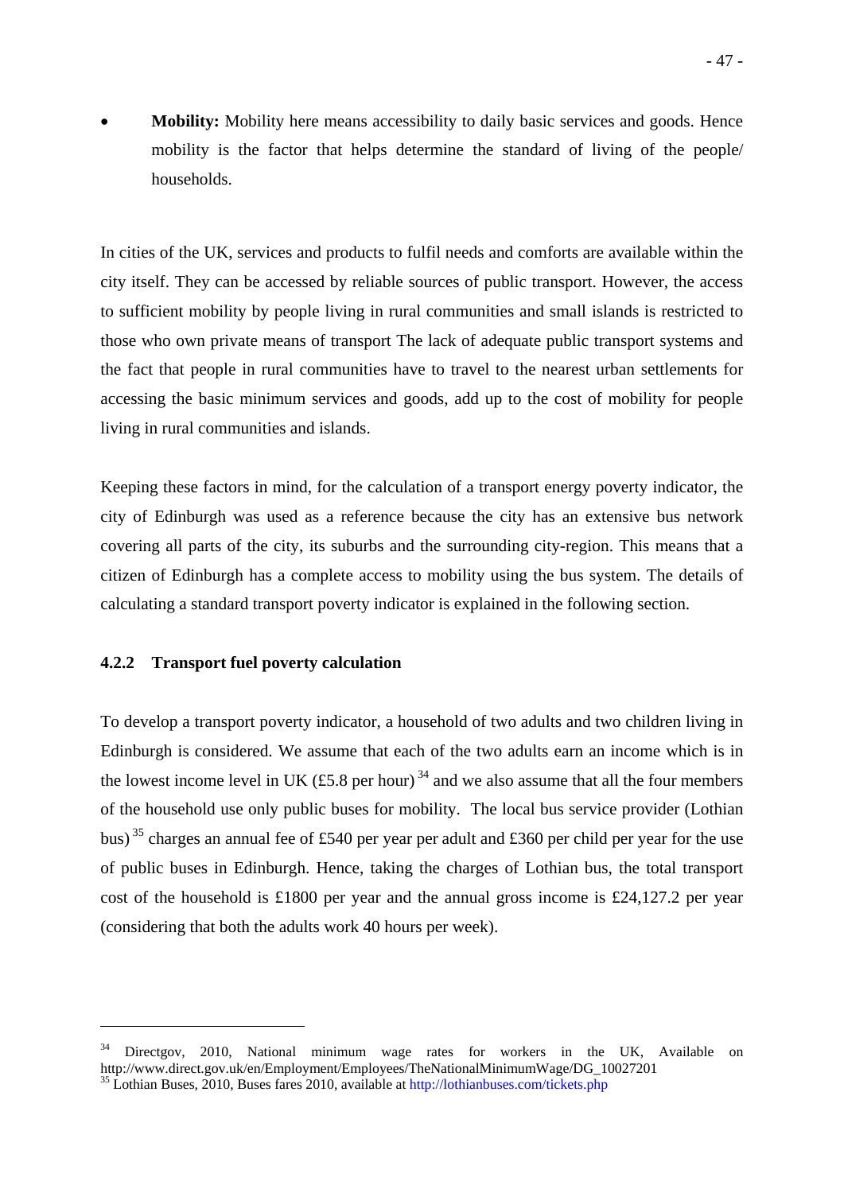- **Mobility:** Mobility here means accessibility to daily basic services and goods. Hence mobility is the factor that helps determine the standard of living of the people/ households.

In cities of the UK, services and products to fulfil needs and comforts are available within the city itself. They can be accessed by reliable sources of public transport. However, the access to sufficient mobility by people living in rural communities and small islands is restricted to those who own private means of transport The lack of adequate public transport systems and the fact that people in rural communities have to travel to the nearest urban settlements for accessing the basic minimum services and goods, add up to the cost of mobility for people living in rural communities and islands.

Keeping these factors in mind, for the calculation of a transport energy poverty indicator, the city of Edinburgh was used as a reference because the city has an extensive bus network covering all parts of the city, its suburbs and the surrounding city-region. This means that a citizen of Edinburgh has a complete access to mobility using the bus system. The details of calculating a standard transport poverty indicator is explained in the following section.

### 4.2.2 Transport fuel poverty calculation

To develop a transport poverty indicator, a household of two adults and two children living in Edinburgh is considered. We assume that each of the two adults earn an income which is in the lowest income level in UK (£5.8 per hour) [34] and we also assume that all the four members of the household use only public buses for mobility. The local bus service provider (Lothian bus) [35] charges an annual fee of £540 per year per adult and £360 per child per year for the use of public buses in Edinburgh. Hence, taking the charges of Lothian bus, the total transport cost of the household is £1800 per year and the annual gross income is £24,127.2 per year (considering that both the adults work 40 hours per week).

---

[34] Directgov, 2010, National minimum wage rates for workers in the UK, Available on http://www.direct.gov.uk/en/Employment/Employees/TheNationalMinimumWage/DG_10027201

[35] Lothian Buses, 2010, Buses fares 2010, available at http://lothianbuses.com/tickets.php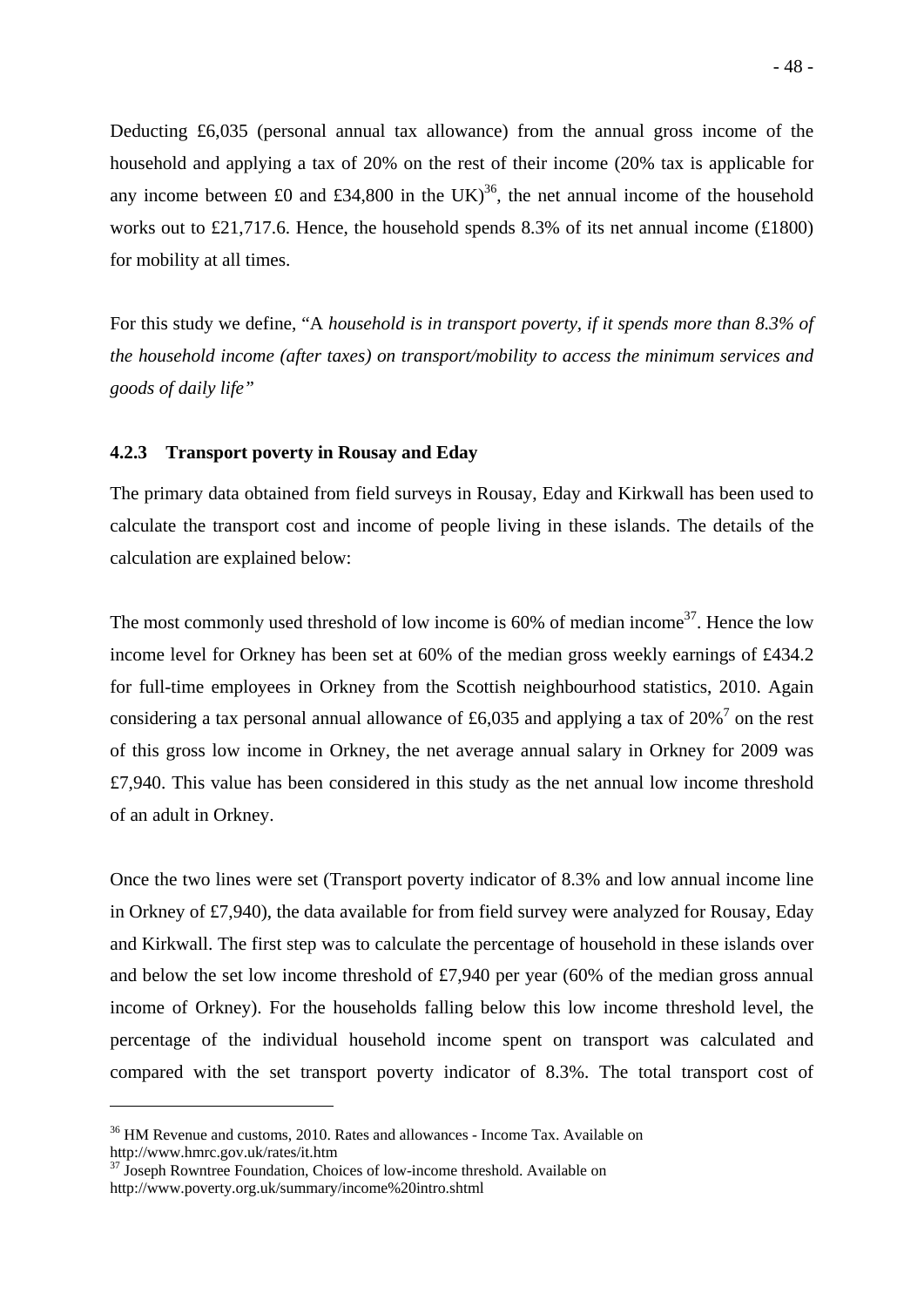Deducting £6,035 (personal annual tax allowance) from the annual gross income of the household and applying a tax of 20% on the rest of their income (20% tax is applicable for any income between £0 and £34,800 in the UK)[36], the net annual income of the household works out to £21,717.6. Hence, the household spends 8.3% of its net annual income (£1800) for mobility at all times.

For this study we define, "A *household is in transport poverty, if it spends more than 8.3% of the household income (after taxes) on transport/mobility to access the minimum services and goods of daily life"*

### 4.2.3 Transport poverty in Rousay and Eday

The primary data obtained from field surveys in Rousay, Eday and Kirkwall has been used to calculate the transport cost and income of people living in these islands. The details of the calculation are explained below:

The most commonly used threshold of low income is 60% of median income[37]. Hence the low income level for Orkney has been set at 60% of the median gross weekly earnings of £434.2 for full-time employees in Orkney from the Scottish neighbourhood statistics, 2010. Again considering a tax personal annual allowance of £6,035 and applying a tax of 20%[7] on the rest of this gross low income in Orkney, the net average annual salary in Orkney for 2009 was £7,940. This value has been considered in this study as the net annual low income threshold of an adult in Orkney.

Once the two lines were set (Transport poverty indicator of 8.3% and low annual income line in Orkney of £7,940), the data available for from field survey were analyzed for Rousay, Eday and Kirkwall. The first step was to calculate the percentage of household in these islands over and below the set low income threshold of £7,940 per year (60% of the median gross annual income of Orkney). For the households falling below this low income threshold level, the percentage of the individual household income spent on transport was calculated and compared with the set transport poverty indicator of 8.3%. The total transport cost of

---

[36] HM Revenue and customs, 2010. Rates and allowances - Income Tax. Available on http://www.hmrc.gov.uk/rates/it.htm

[37] Joseph Rowntree Foundation, Choices of low-income threshold. Available on http://www.poverty.org.uk/summary/income%20intro.shtml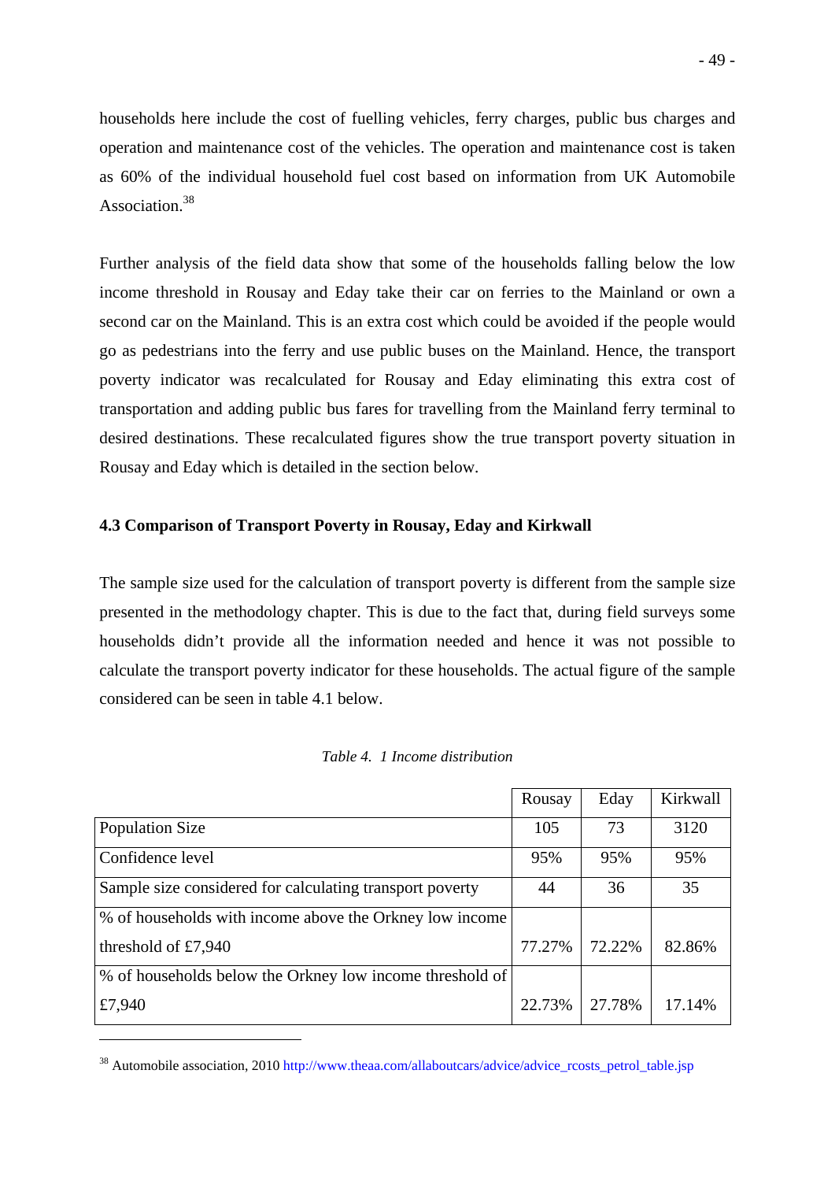households here include the cost of fuelling vehicles, ferry charges, public bus charges and operation and maintenance cost of the vehicles. The operation and maintenance cost is taken as 60% of the individual household fuel cost based on information from UK Automobile Association.[38]

Further analysis of the field data show that some of the households falling below the low income threshold in Rousay and Eday take their car on ferries to the Mainland or own a second car on the Mainland. This is an extra cost which could be avoided if the people would go as pedestrians into the ferry and use public buses on the Mainland. Hence, the transport poverty indicator was recalculated for Rousay and Eday eliminating this extra cost of transportation and adding public bus fares for travelling from the Mainland ferry terminal to desired destinations. These recalculated figures show the true transport poverty situation in Rousay and Eday which is detailed in the section below.

### 4.3 Comparison of Transport Poverty in Rousay, Eday and Kirkwall

The sample size used for the calculation of transport poverty is different from the sample size presented in the methodology chapter. This is due to the fact that, during field surveys some households didn't provide all the information needed and hence it was not possible to calculate the transport poverty indicator for these households. The actual figure of the sample considered can be seen in table 4.1 below.

*Table 4. 1 Income distribution*

| | Rousay | Eday | Kirkwall |
|---|---|---|---|
| Population Size | 105 | 73 | 3120 |
| Confidence level | 95% | 95% | 95% |
| Sample size considered for calculating transport poverty | 44 | 36 | 35 |
| % of households with income above the Orkney low income threshold of £7,940 | 77.27% | 72.22% | 82.86% |
| % of households below the Orkney low income threshold of £7,940 | 22.73% | 27.78% | 17.14% |

[38] Automobile association, 2010 http://www.theaa.com/allaboutcars/advice/advice_rcosts_petrol_table.jsp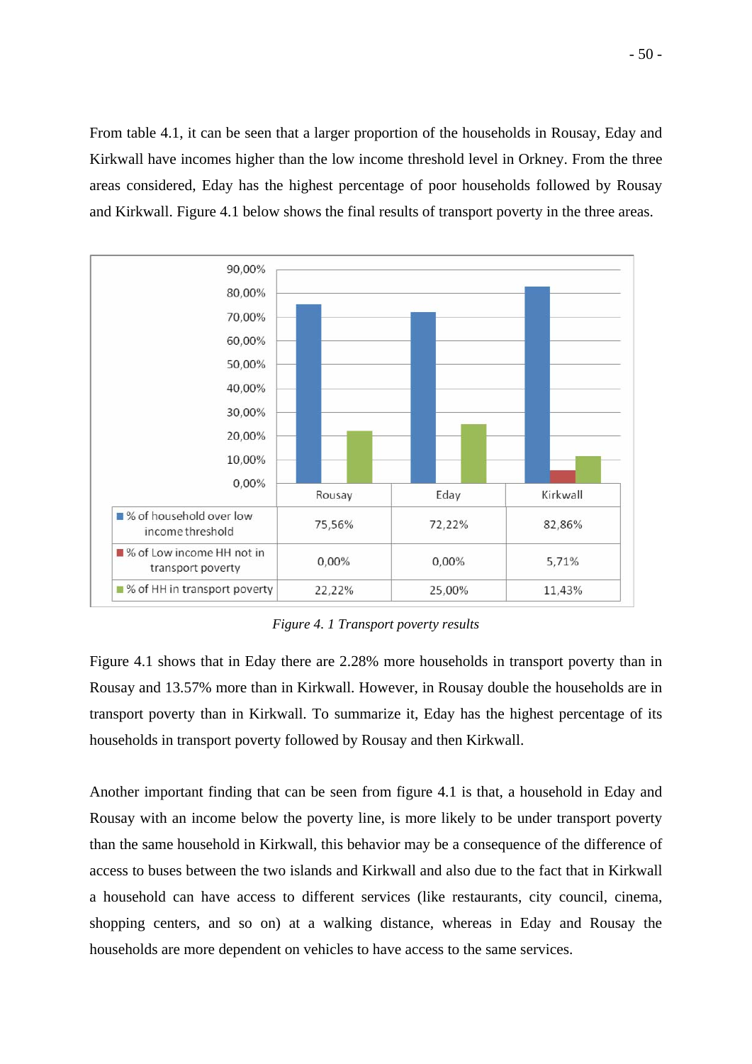From table 4.1, it can be seen that a larger proportion of the households in Rousay, Eday and Kirkwall have incomes higher than the low income threshold level in Orkney. From the three areas considered, Eday has the highest percentage of poor households followed by Rousay and Kirkwall. Figure 4.1 below shows the final results of transport poverty in the three areas.

| | Rousay | Eday | Kirkwall |
|---|---|---|---|
| % of household over low income threshold | 75,56% | 72,22% | 82,86% |
| % of Low income HH not in transport poverty | 0,00% | 0,00% | 5,71% |
| % of HH in transport poverty | 22,22% | 25,00% | 11,43% |

*Figure 4. 1 Transport poverty results*

Figure 4.1 shows that in Eday there are 2.28% more households in transport poverty than in Rousay and 13.57% more than in Kirkwall. However, in Rousay double the households are in transport poverty than in Kirkwall. To summarize it, Eday has the highest percentage of its households in transport poverty followed by Rousay and then Kirkwall.

Another important finding that can be seen from figure 4.1 is that, a household in Eday and Rousay with an income below the poverty line, is more likely to be under transport poverty than the same household in Kirkwall, this behavior may be a consequence of the difference of access to buses between the two islands and Kirkwall and also due to the fact that in Kirkwall a household can have access to different services (like restaurants, city council, cinema, shopping centers, and so on) at a walking distance, whereas in Eday and Rousay the households are more dependent on vehicles to have access to the same services.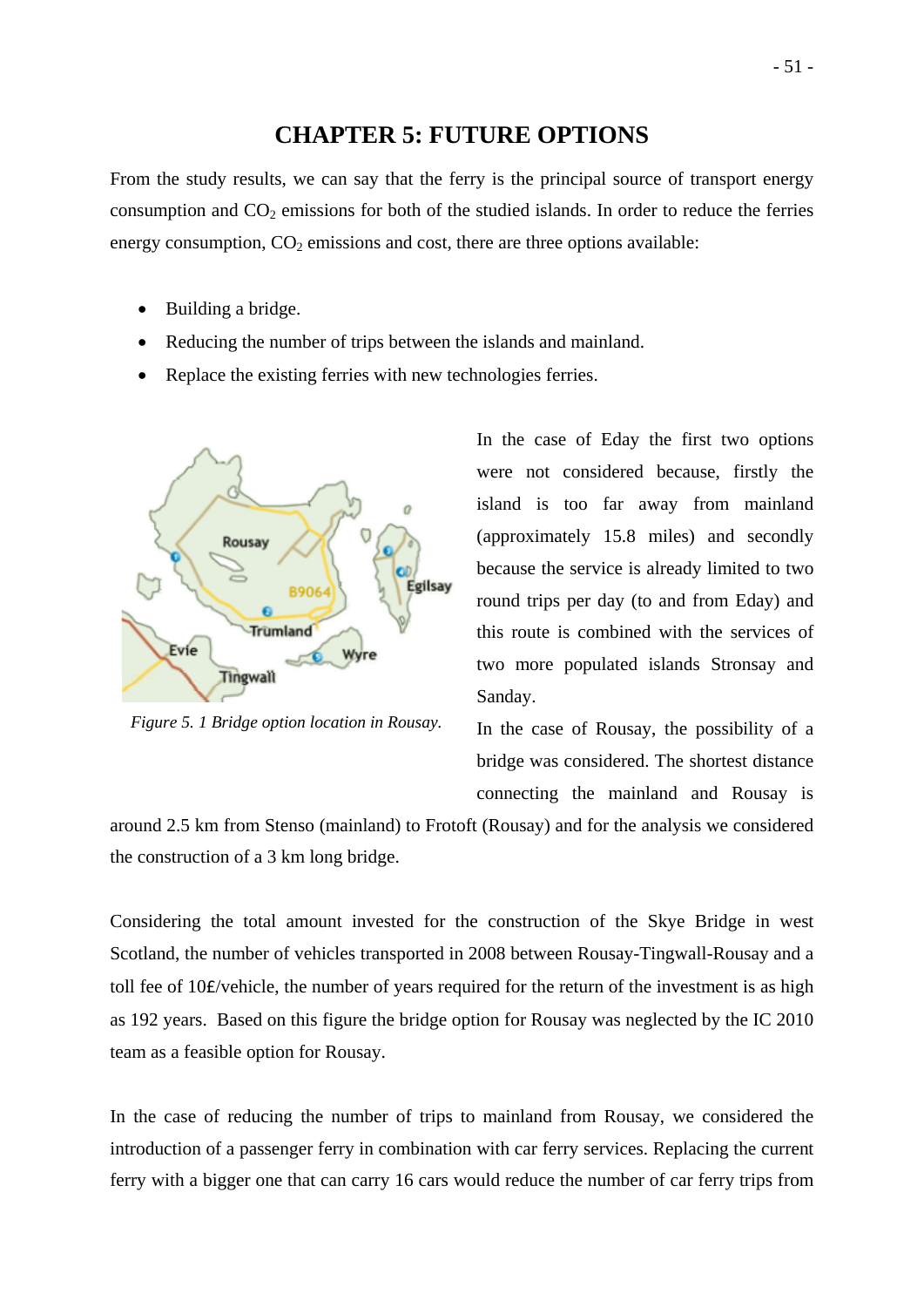# CHAPTER 5: FUTURE OPTIONS

From the study results, we can say that the ferry is the principal source of transport energy consumption and $CO_2$ emissions for both of the studied islands. In order to reduce the ferries energy consumption, $CO_2$ emissions and cost, there are three options available:

- Building a bridge.
- Reducing the number of trips between the islands and mainland.
- Replace the existing ferries with new technologies ferries.

*Figure 5. 1 Bridge option location in Rousay.*

In the case of Eday the first two options were not considered because, firstly the island is too far away from mainland (approximately 15.8 miles) and secondly because the service is already limited to two round trips per day (to and from Eday) and this route is combined with the services of two more populated islands Stronsay and Sanday.

In the case of Rousay, the possibility of a bridge was considered. The shortest distance connecting the mainland and Rousay is around 2.5 km from Stenso (mainland) to Frotoft (Rousay) and for the analysis we considered the construction of a 3 km long bridge.

Considering the total amount invested for the construction of the Skye Bridge in west Scotland, the number of vehicles transported in 2008 between Rousay-Tingwall-Rousay and a toll fee of 10£/vehicle, the number of years required for the return of the investment is as high as 192 years. Based on this figure the bridge option for Rousay was neglected by the IC 2010 team as a feasible option for Rousay.

In the case of reducing the number of trips to mainland from Rousay, we considered the introduction of a passenger ferry in combination with car ferry services. Replacing the current ferry with a bigger one that can carry 16 cars would reduce the number of car ferry trips from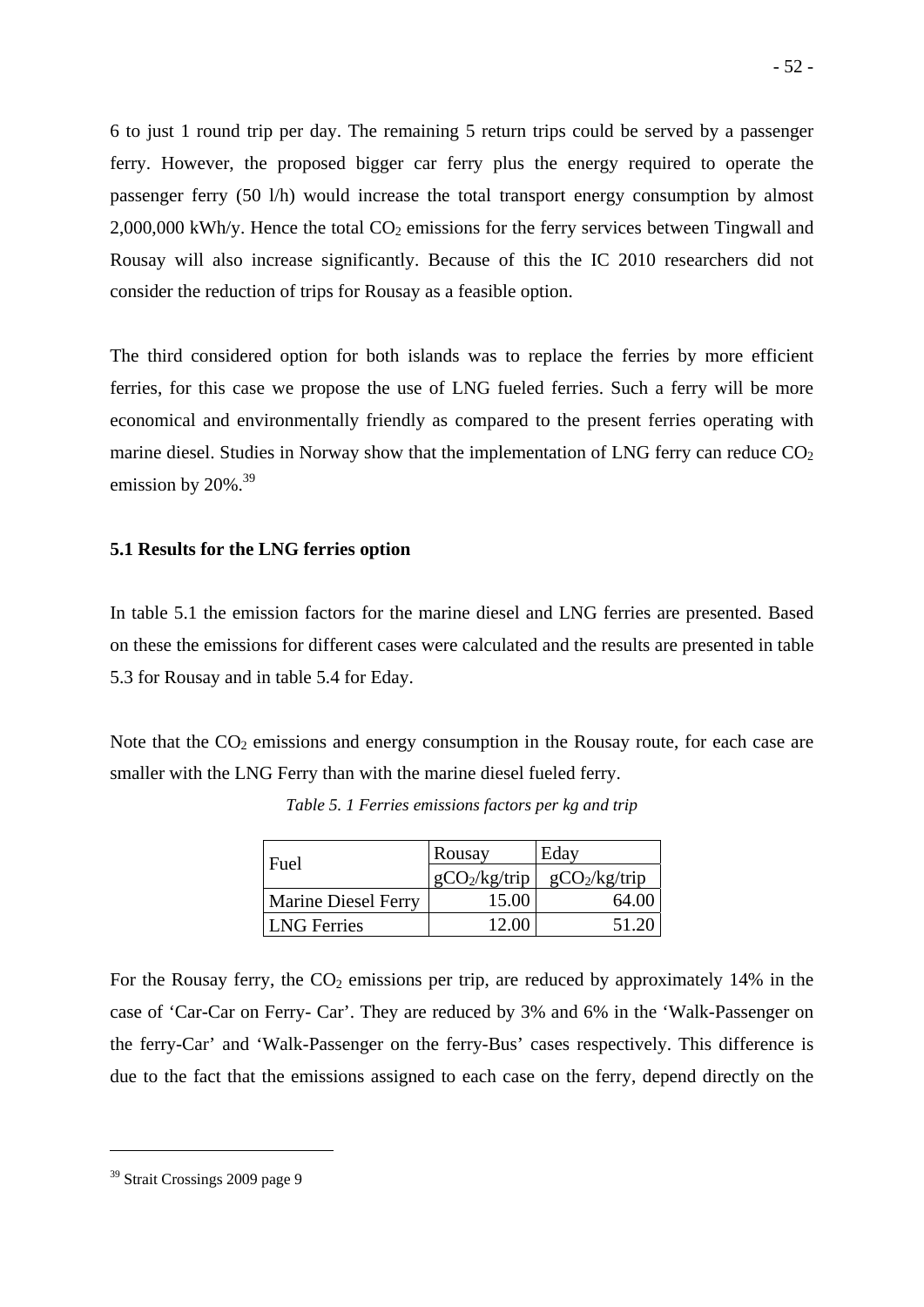6 to just 1 round trip per day. The remaining 5 return trips could be served by a passenger ferry. However, the proposed bigger car ferry plus the energy required to operate the passenger ferry (50 l/h) would increase the total transport energy consumption by almost 2,000,000 kWh/y. Hence the total $CO_2$ emissions for the ferry services between Tingwall and Rousay will also increase significantly. Because of this the IC 2010 researchers did not consider the reduction of trips for Rousay as a feasible option.

The third considered option for both islands was to replace the ferries by more efficient ferries, for this case we propose the use of LNG fueled ferries. Such a ferry will be more economical and environmentally friendly as compared to the present ferries operating with marine diesel. Studies in Norway show that the implementation of LNG ferry can reduce $CO_2$ emission by 20%.[39]

### 5.1 Results for the LNG ferries option

In table 5.1 the emission factors for the marine diesel and LNG ferries are presented. Based on these the emissions for different cases were calculated and the results are presented in table 5.3 for Rousay and in table 5.4 for Eday.

Note that the $CO_2$ emissions and energy consumption in the Rousay route, for each case are smaller with the LNG Ferry than with the marine diesel fueled ferry.

*Table 5. 1 Ferries emissions factors per kg and trip*

| Fuel | Rousay | Eday |
|---|---|---|
| | $gCO_2$/kg/trip | $gCO_2$/kg/trip |
| Marine Diesel Ferry | 15.00 | 64.00 |
| LNG Ferries | 12.00 | 51.20 |

For the Rousay ferry, the $CO_2$ emissions per trip, are reduced by approximately 14% in the case of 'Car-Car on Ferry- Car'. They are reduced by 3% and 6% in the 'Walk-Passenger on the ferry-Car' and 'Walk-Passenger on the ferry-Bus' cases respectively. This difference is due to the fact that the emissions assigned to each case on the ferry, depend directly on the

[39] Strait Crossings 2009 page 9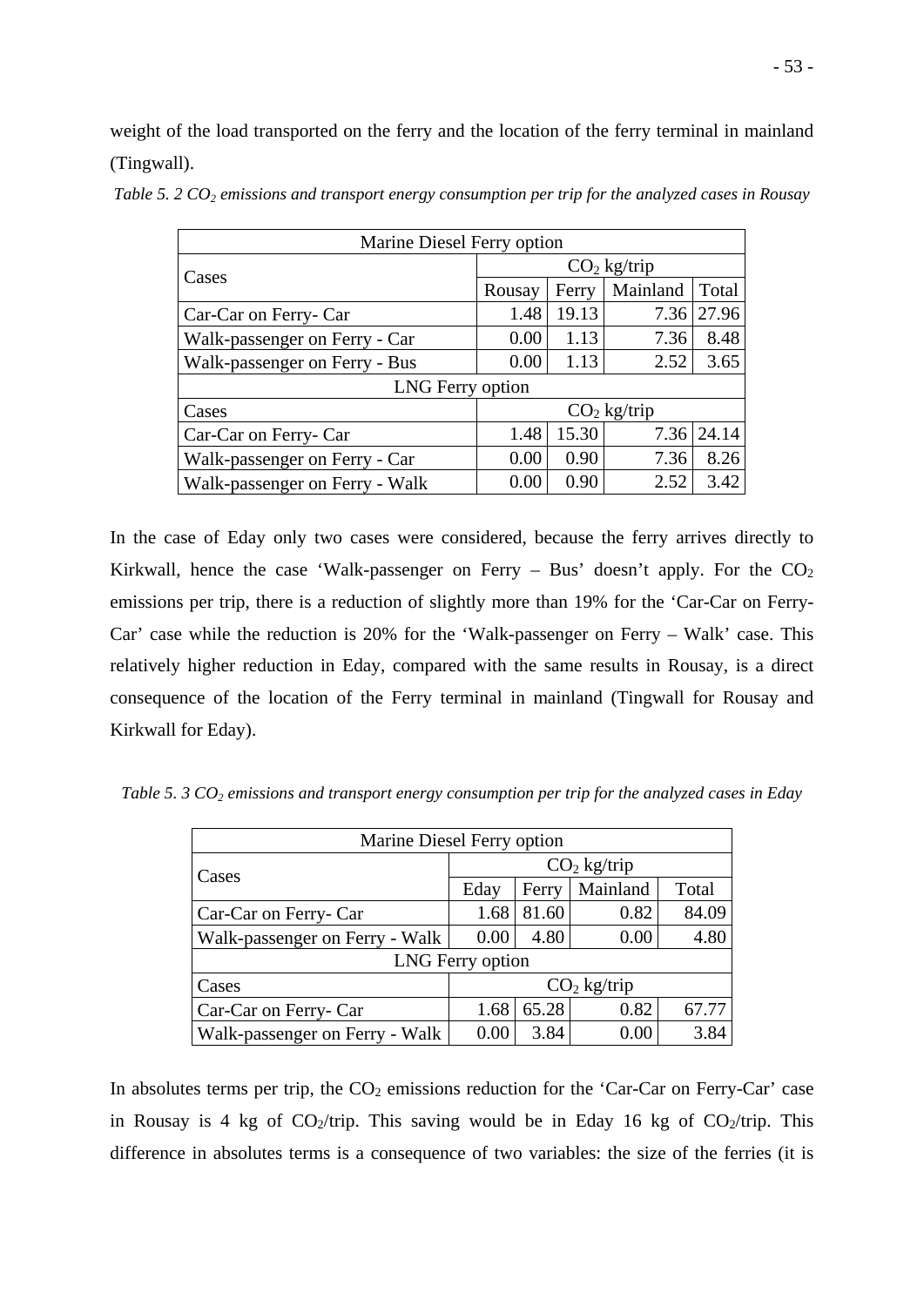weight of the load transported on the ferry and the location of the ferry terminal in mainland (Tingwall).

*Table 5. 2 $CO_2$ emissions and transport energy consumption per trip for the analyzed cases in Rousay*

| Marine Diesel Ferry option | | | | |
|---|---|---|---|---|
| Cases | $CO_2$ kg/trip | | | |
| | Rousay | Ferry | Mainland | Total |
| Car-Car on Ferry- Car | 1.48 | 19.13 | 7.36 | 27.96 |
| Walk-passenger on Ferry - Car | 0.00 | 1.13 | 7.36 | 8.48 |
| Walk-passenger on Ferry - Bus | 0.00 | 1.13 | 2.52 | 3.65 |
| LNG Ferry option | | | | |
| Cases | $CO_2$ kg/trip | | | |
| Car-Car on Ferry- Car | 1.48 | 15.30 | 7.36 | 24.14 |
| Walk-passenger on Ferry - Car | 0.00 | 0.90 | 7.36 | 8.26 |
| Walk-passenger on Ferry - Walk | 0.00 | 0.90 | 2.52 | 3.42 |

In the case of Eday only two cases were considered, because the ferry arrives directly to Kirkwall, hence the case 'Walk-passenger on Ferry – Bus' doesn't apply. For the $CO_2$ emissions per trip, there is a reduction of slightly more than 19% for the 'Car-Car on Ferry-Car' case while the reduction is 20% for the 'Walk-passenger on Ferry – Walk' case. This relatively higher reduction in Eday, compared with the same results in Rousay, is a direct consequence of the location of the Ferry terminal in mainland (Tingwall for Rousay and Kirkwall for Eday).

*Table 5. 3 $CO_2$ emissions and transport energy consumption per trip for the analyzed cases in Eday*

| Marine Diesel Ferry option | | | | |
|---|---|---|---|---|
| Cases | $CO_2$ kg/trip | | | |
| | Eday | Ferry | Mainland | Total |
| Car-Car on Ferry- Car | 1.68 | 81.60 | 0.82 | 84.09 |
| Walk-passenger on Ferry - Walk | 0.00 | 4.80 | 0.00 | 4.80 |
| LNG Ferry option | | | | |
| Cases | $CO_2$ kg/trip | | | |
| Car-Car on Ferry- Car | 1.68 | 65.28 | 0.82 | 67.77 |
| Walk-passenger on Ferry - Walk | 0.00 | 3.84 | 0.00 | 3.84 |

In absolutes terms per trip, the $CO_2$ emissions reduction for the 'Car-Car on Ferry-Car' case in Rousay is 4 kg of $CO_2$/trip. This saving would be in Eday 16 kg of $CO_2$/trip. This difference in absolutes terms is a consequence of two variables: the size of the ferries (it is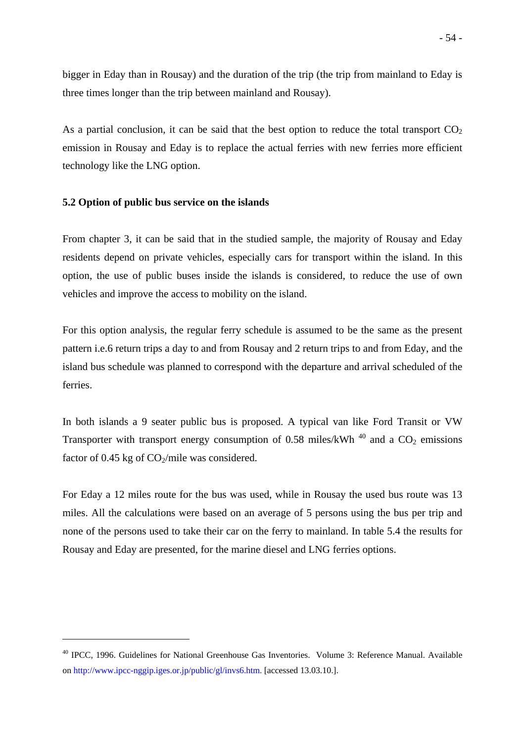bigger in Eday than in Rousay) and the duration of the trip (the trip from mainland to Eday is three times longer than the trip between mainland and Rousay).

As a partial conclusion, it can be said that the best option to reduce the total transport $CO_2$ emission in Rousay and Eday is to replace the actual ferries with new ferries more efficient technology like the LNG option.

### 5.2 Option of public bus service on the islands

From chapter 3, it can be said that in the studied sample, the majority of Rousay and Eday residents depend on private vehicles, especially cars for transport within the island. In this option, the use of public buses inside the islands is considered, to reduce the use of own vehicles and improve the access to mobility on the island.

For this option analysis, the regular ferry schedule is assumed to be the same as the present pattern i.e.6 return trips a day to and from Rousay and 2 return trips to and from Eday, and the island bus schedule was planned to correspond with the departure and arrival scheduled of the ferries.

In both islands a 9 seater public bus is proposed. A typical van like Ford Transit or VW Transporter with transport energy consumption of 0.58 miles/kWh [40] and a $CO_2$ emissions factor of 0.45 kg of $CO_2$/mile was considered.

For Eday a 12 miles route for the bus was used, while in Rousay the used bus route was 13 miles. All the calculations were based on an average of 5 persons using the bus per trip and none of the persons used to take their car on the ferry to mainland. In table 5.4 the results for Rousay and Eday are presented, for the marine diesel and LNG ferries options.

---

[40] IPCC, 1996. Guidelines for National Greenhouse Gas Inventories. Volume 3: Reference Manual. Available on http://www.ipcc-nggip.iges.or.jp/public/gl/invs6.htm. [accessed 13.03.10.].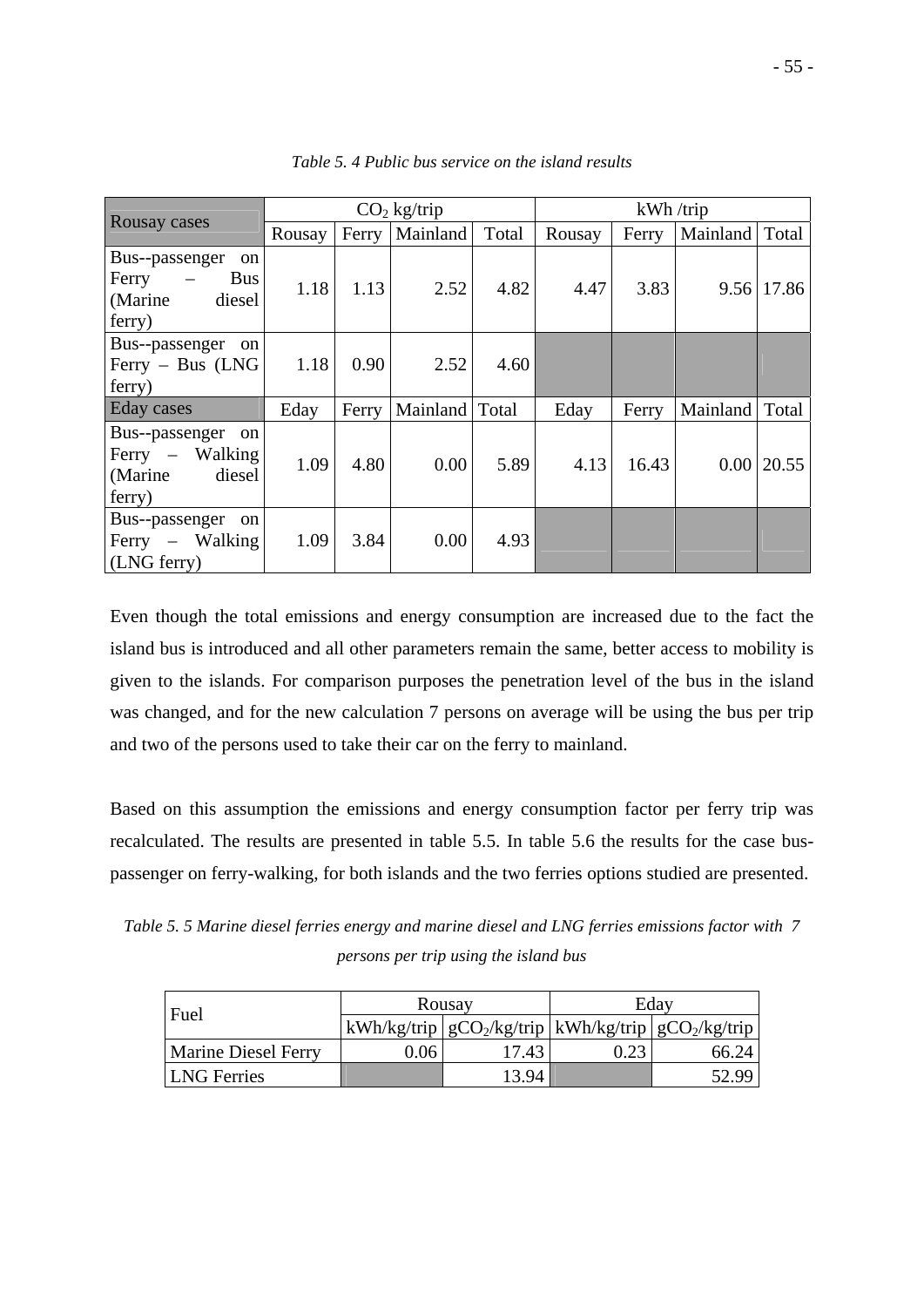*Table 5. 4 Public bus service on the island results*

| Rousay cases | $CO_2$ kg/trip | | | | kWh /trip | | | |
|---|---|---|---|---|---|---|---|---|
| | Rousay | Ferry | Mainland | Total | Rousay | Ferry | Mainland | Total |
| Bus--passenger on Ferry – Bus (Marine diesel ferry) | 1.18 | 1.13 | 2.52 | 4.82 | 4.47 | 3.83 | 9.56 | 17.86 |
| Bus--passenger on Ferry – Bus (LNG ferry) | 1.18 | 0.90 | 2.52 | 4.60 | | | | |
| Eday cases | Eday | Ferry | Mainland | Total | Eday | Ferry | Mainland | Total |
| Bus--passenger on Ferry – Walking (Marine diesel ferry) | 1.09 | 4.80 | 0.00 | 5.89 | 4.13 | 16.43 | 0.00 | 20.55 |
| Bus--passenger on Ferry – Walking (LNG ferry) | 1.09 | 3.84 | 0.00 | 4.93 | | | | |

Even though the total emissions and energy consumption are increased due to the fact the island bus is introduced and all other parameters remain the same, better access to mobility is given to the islands. For comparison purposes the penetration level of the bus in the island was changed, and for the new calculation 7 persons on average will be using the bus per trip and two of the persons used to take their car on the ferry to mainland.

Based on this assumption the emissions and energy consumption factor per ferry trip was recalculated. The results are presented in table 5.5. In table 5.6 the results for the case bus-passenger on ferry-walking, for both islands and the two ferries options studied are presented.

*Table 5. 5 Marine diesel ferries energy and marine diesel and LNG ferries emissions factor with 7 persons per trip using the island bus*

| Fuel | Rousay | | Eday | |
|---|---|---|---|---|
| | kWh/kg/trip | $gCO_2$/kg/trip | kWh/kg/trip | $gCO_2$/kg/trip |
| Marine Diesel Ferry | 0.06 | 17.43 | 0.23 | 66.24 |
| LNG Ferries | | 13.94 | | 52.99 |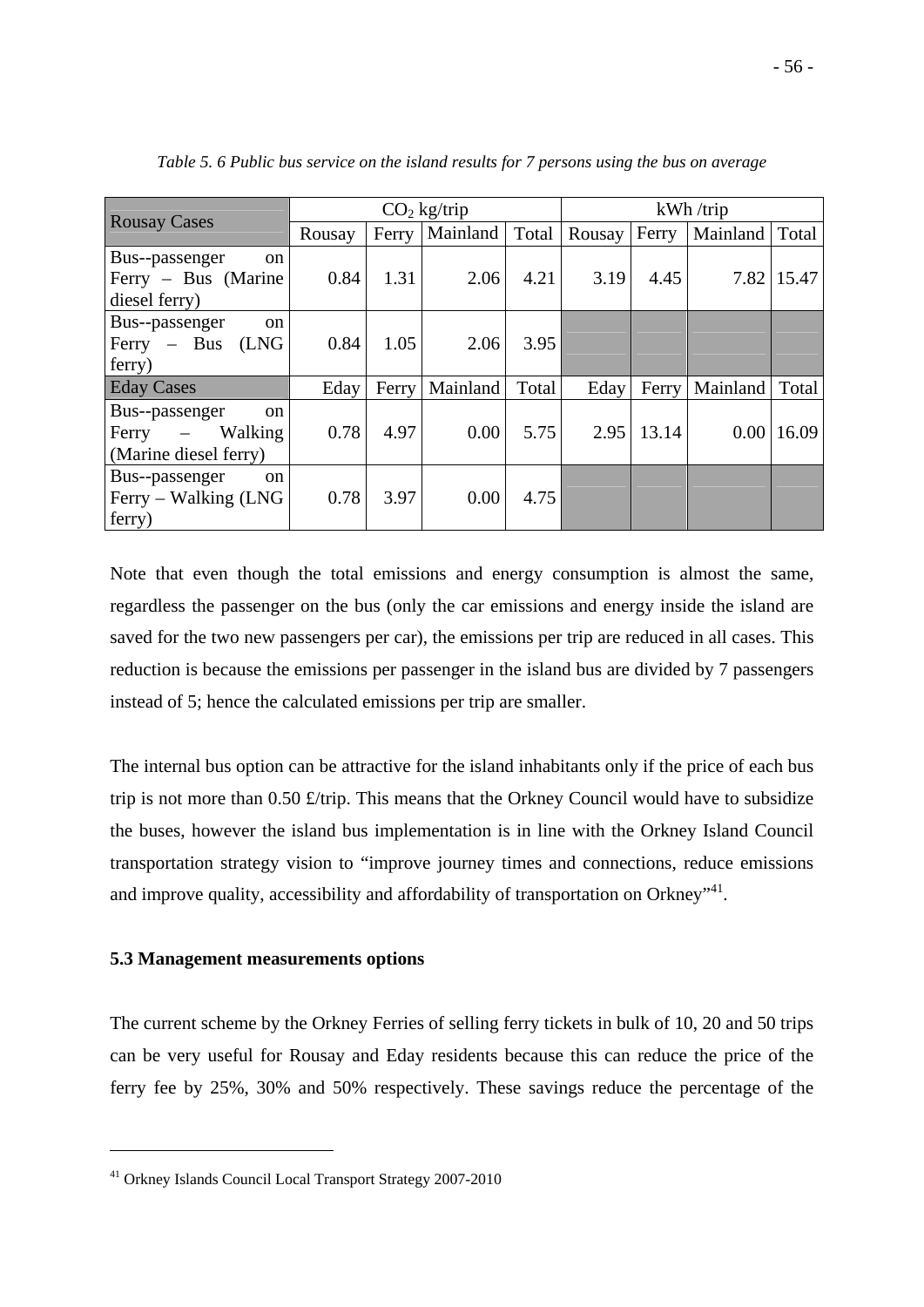*Table 5. 6 Public bus service on the island results for 7 persons using the bus on average*

| Rousay Cases | $CO_2$ kg/trip | | | | kWh /trip | | | |
|---|---|---|---|---|---|---|---|---|
| | Rousay | Ferry | Mainland | Total | Rousay | Ferry | Mainland | Total |
| Bus--passenger on Ferry – Bus (Marine diesel ferry) | 0.84 | 1.31 | 2.06 | 4.21 | 3.19 | 4.45 | 7.82 | 15.47 |
| Bus--passenger on Ferry – Bus (LNG ferry) | 0.84 | 1.05 | 2.06 | 3.95 | | | | |
| **Eday Cases** | Eday | Ferry | Mainland | Total | Eday | Ferry | Mainland | Total |
| Bus--passenger on Ferry – Walking (Marine diesel ferry) | 0.78 | 4.97 | 0.00 | 5.75 | 2.95 | 13.14 | 0.00 | 16.09 |
| Bus--passenger on Ferry – Walking (LNG ferry) | 0.78 | 3.97 | 0.00 | 4.75 | | | | |

Note that even though the total emissions and energy consumption is almost the same, regardless the passenger on the bus (only the car emissions and energy inside the island are saved for the two new passengers per car), the emissions per trip are reduced in all cases. This reduction is because the emissions per passenger in the island bus are divided by 7 passengers instead of 5; hence the calculated emissions per trip are smaller.

The internal bus option can be attractive for the island inhabitants only if the price of each bus trip is not more than 0.50 £/trip. This means that the Orkney Council would have to subsidize the buses, however the island bus implementation is in line with the Orkney Island Council transportation strategy vision to "improve journey times and connections, reduce emissions and improve quality, accessibility and affordability of transportation on Orkney"[41].

### 5.3 Management measurements options

The current scheme by the Orkney Ferries of selling ferry tickets in bulk of 10, 20 and 50 trips can be very useful for Rousay and Eday residents because this can reduce the price of the ferry fee by 25%, 30% and 50% respectively. These savings reduce the percentage of the

[41] Orkney Islands Council Local Transport Strategy 2007-2010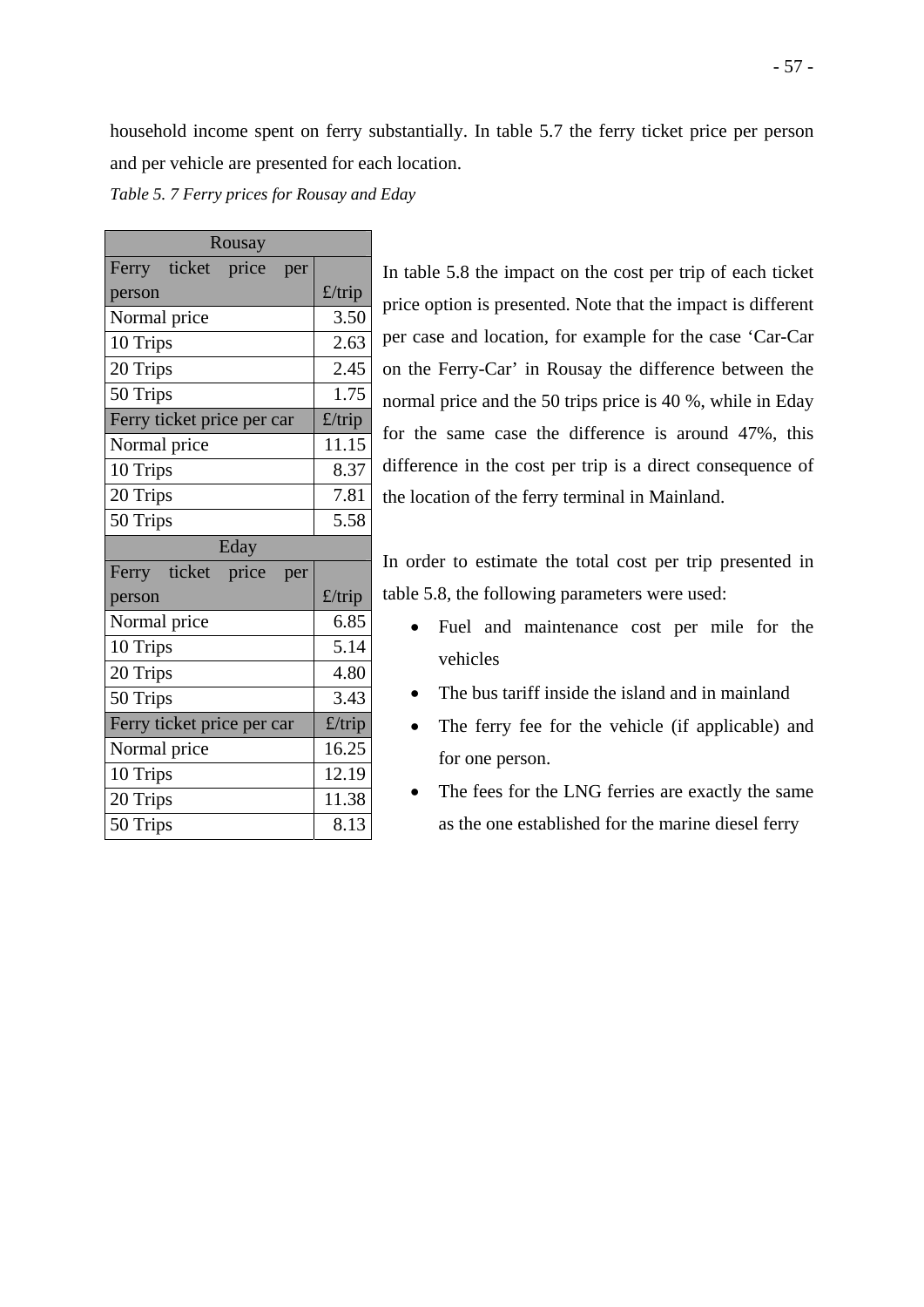household income spent on ferry substantially. In table 5.7 the ferry ticket price per person and per vehicle are presented for each location.

*Table 5. 7 Ferry prices for Rousay and Eday*

| Rousay | |
|---|---|
| Ferry ticket price per person | £/trip |
| Normal price | 3.50 |
| 10 Trips | 2.63 |
| 20 Trips | 2.45 |
| 50 Trips | 1.75 |
| Ferry ticket price per car | £/trip |
| Normal price | 11.15 |
| 10 Trips | 8.37 |
| 20 Trips | 7.81 |
| 50 Trips | 5.58 |
| **Eday** | |
| Ferry ticket price per person | £/trip |
| Normal price | 6.85 |
| 10 Trips | 5.14 |
| 20 Trips | 4.80 |
| 50 Trips | 3.43 |
| Ferry ticket price per car | £/trip |
| Normal price | 16.25 |
| 10 Trips | 12.19 |
| 20 Trips | 11.38 |
| 50 Trips | 8.13 |

In table 5.8 the impact on the cost per trip of each ticket price option is presented. Note that the impact is different per case and location, for example for the case 'Car-Car on the Ferry-Car' in Rousay the difference between the normal price and the 50 trips price is 40 %, while in Eday for the same case the difference is around 47%, this difference in the cost per trip is a direct consequence of the location of the ferry terminal in Mainland.

In order to estimate the total cost per trip presented in table 5.8, the following parameters were used:

- Fuel and maintenance cost per mile for the vehicles
- The bus tariff inside the island and in mainland
- The ferry fee for the vehicle (if applicable) and for one person.
- The fees for the LNG ferries are exactly the same as the one established for the marine diesel ferry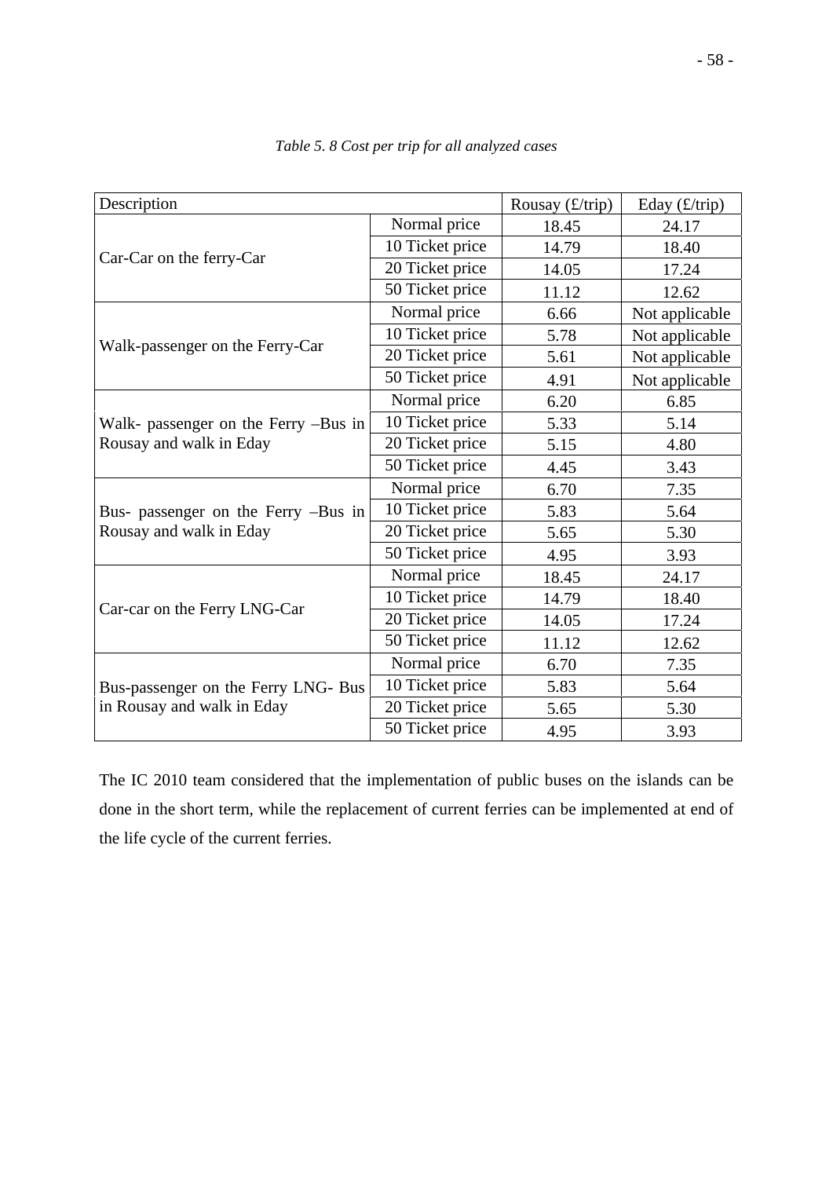*Table 5. 8 Cost per trip for all analyzed cases*

| Description | | Rousay (£/trip) | Eday (£/trip) |
|---|---|---|---|
| Car-Car on the ferry-Car | Normal price | 18.45 | 24.17 |
| | 10 Ticket price | 14.79 | 18.40 |
| | 20 Ticket price | 14.05 | 17.24 |
| | 50 Ticket price | 11.12 | 12.62 |
| Walk-passenger on the Ferry-Car | Normal price | 6.66 | Not applicable |
| | 10 Ticket price | 5.78 | Not applicable |
| | 20 Ticket price | 5.61 | Not applicable |
| | 50 Ticket price | 4.91 | Not applicable |
| Walk- passenger on the Ferry –Bus in Rousay and walk in Eday | Normal price | 6.20 | 6.85 |
| | 10 Ticket price | 5.33 | 5.14 |
| | 20 Ticket price | 5.15 | 4.80 |
| | 50 Ticket price | 4.45 | 3.43 |
| Bus- passenger on the Ferry –Bus in Rousay and walk in Eday | Normal price | 6.70 | 7.35 |
| | 10 Ticket price | 5.83 | 5.64 |
| | 20 Ticket price | 5.65 | 5.30 |
| | 50 Ticket price | 4.95 | 3.93 |
| Car-car on the Ferry LNG-Car | Normal price | 18.45 | 24.17 |
| | 10 Ticket price | 14.79 | 18.40 |
| | 20 Ticket price | 14.05 | 17.24 |
| | 50 Ticket price | 11.12 | 12.62 |
| Bus-passenger on the Ferry LNG- Bus in Rousay and walk in Eday | Normal price | 6.70 | 7.35 |
| | 10 Ticket price | 5.83 | 5.64 |
| | 20 Ticket price | 5.65 | 5.30 |
| | 50 Ticket price | 4.95 | 3.93 |

The IC 2010 team considered that the implementation of public buses on the islands can be done in the short term, while the replacement of current ferries can be implemented at end of the life cycle of the current ferries.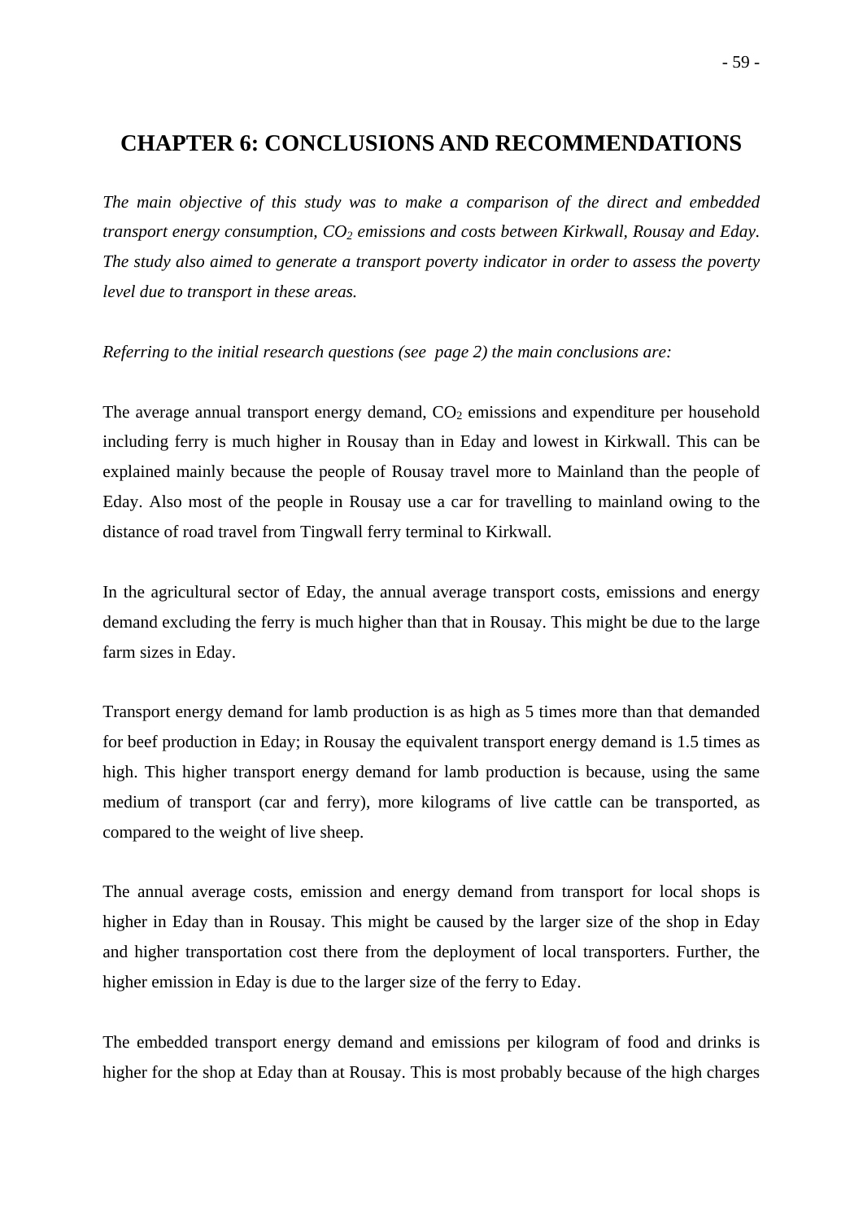# CHAPTER 6: CONCLUSIONS AND RECOMMENDATIONS

*The main objective of this study was to make a comparison of the direct and embedded transport energy consumption, $CO_2$ emissions and costs between Kirkwall, Rousay and Eday. The study also aimed to generate a transport poverty indicator in order to assess the poverty level due to transport in these areas.*

*Referring to the initial research questions (see page 2) the main conclusions are:*

The average annual transport energy demand, $CO_2$ emissions and expenditure per household including ferry is much higher in Rousay than in Eday and lowest in Kirkwall. This can be explained mainly because the people of Rousay travel more to Mainland than the people of Eday. Also most of the people in Rousay use a car for travelling to mainland owing to the distance of road travel from Tingwall ferry terminal to Kirkwall.

In the agricultural sector of Eday, the annual average transport costs, emissions and energy demand excluding the ferry is much higher than that in Rousay. This might be due to the large farm sizes in Eday.

Transport energy demand for lamb production is as high as 5 times more than that demanded for beef production in Eday; in Rousay the equivalent transport energy demand is 1.5 times as high. This higher transport energy demand for lamb production is because, using the same medium of transport (car and ferry), more kilograms of live cattle can be transported, as compared to the weight of live sheep.

The annual average costs, emission and energy demand from transport for local shops is higher in Eday than in Rousay. This might be caused by the larger size of the shop in Eday and higher transportation cost there from the deployment of local transporters. Further, the higher emission in Eday is due to the larger size of the ferry to Eday.

The embedded transport energy demand and emissions per kilogram of food and drinks is higher for the shop at Eday than at Rousay. This is most probably because of the high charges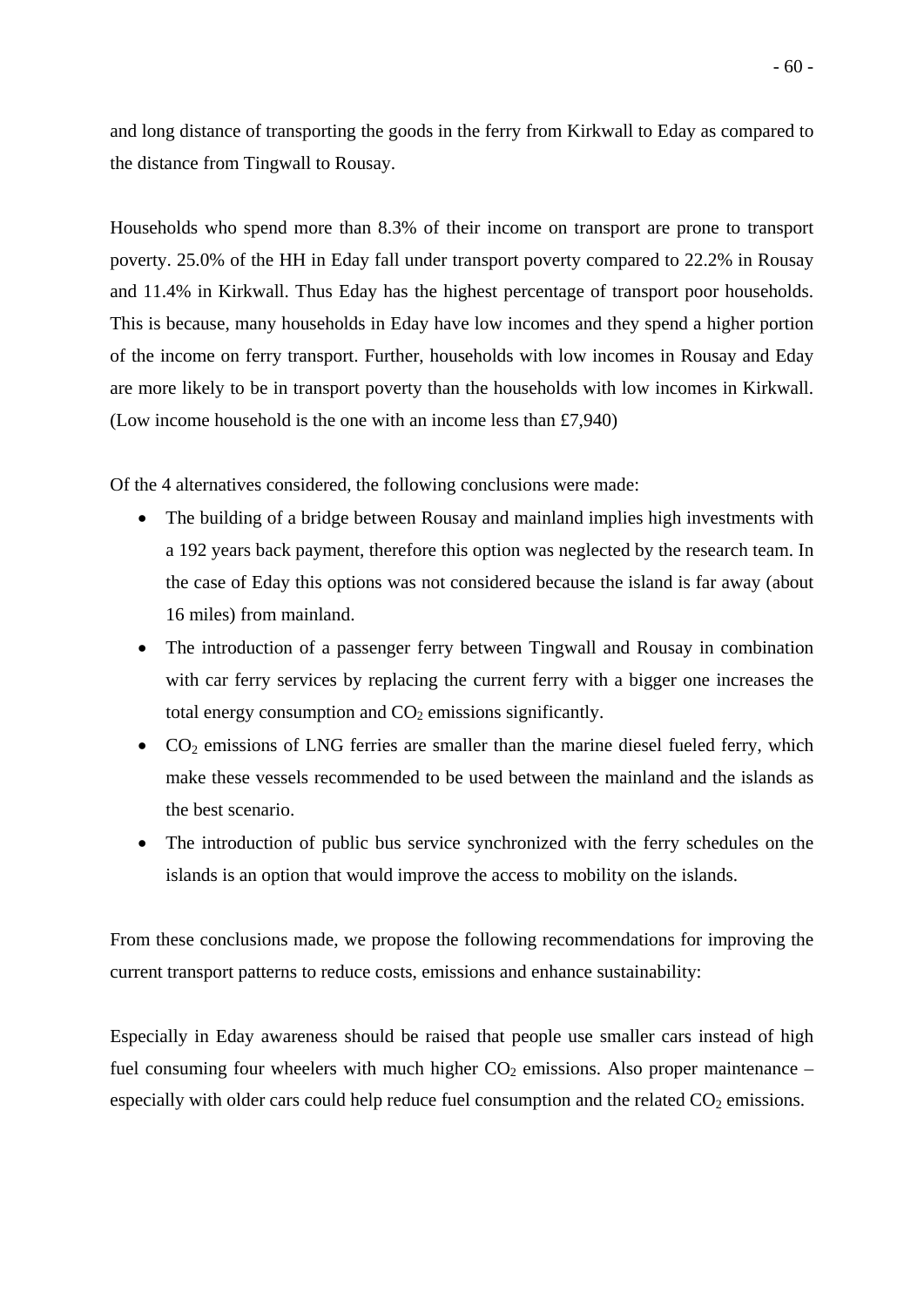and long distance of transporting the goods in the ferry from Kirkwall to Eday as compared to the distance from Tingwall to Rousay.

Households who spend more than 8.3% of their income on transport are prone to transport poverty. 25.0% of the HH in Eday fall under transport poverty compared to 22.2% in Rousay and 11.4% in Kirkwall. Thus Eday has the highest percentage of transport poor households. This is because, many households in Eday have low incomes and they spend a higher portion of the income on ferry transport. Further, households with low incomes in Rousay and Eday are more likely to be in transport poverty than the households with low incomes in Kirkwall. (Low income household is the one with an income less than £7,940)

Of the 4 alternatives considered, the following conclusions were made:

- The building of a bridge between Rousay and mainland implies high investments with a 192 years back payment, therefore this option was neglected by the research team. In the case of Eday this options was not considered because the island is far away (about 16 miles) from mainland.
- The introduction of a passenger ferry between Tingwall and Rousay in combination with car ferry services by replacing the current ferry with a bigger one increases the total energy consumption and $CO_2$ emissions significantly.
- $CO_2$ emissions of LNG ferries are smaller than the marine diesel fueled ferry, which make these vessels recommended to be used between the mainland and the islands as the best scenario.
- The introduction of public bus service synchronized with the ferry schedules on the islands is an option that would improve the access to mobility on the islands.

From these conclusions made, we propose the following recommendations for improving the current transport patterns to reduce costs, emissions and enhance sustainability:

Especially in Eday awareness should be raised that people use smaller cars instead of high fuel consuming four wheelers with much higher $CO_2$ emissions. Also proper maintenance – especially with older cars could help reduce fuel consumption and the related $CO_2$ emissions.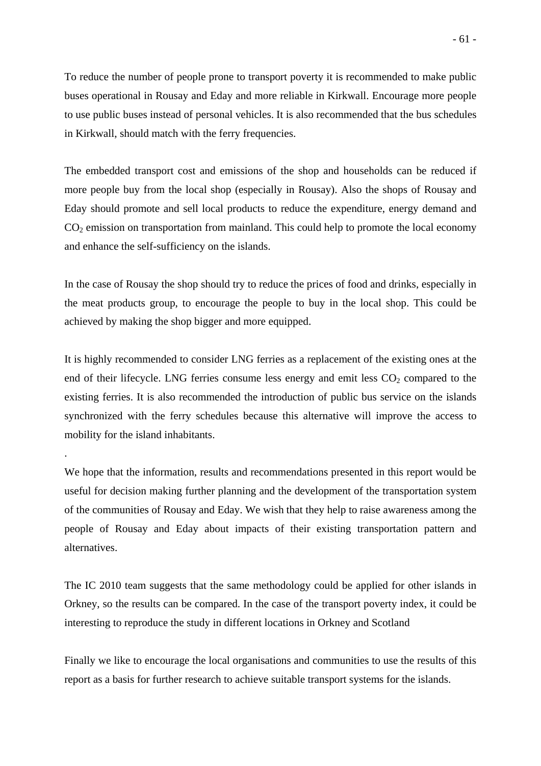To reduce the number of people prone to transport poverty it is recommended to make public buses operational in Rousay and Eday and more reliable in Kirkwall. Encourage more people to use public buses instead of personal vehicles. It is also recommended that the bus schedules in Kirkwall, should match with the ferry frequencies.

The embedded transport cost and emissions of the shop and households can be reduced if more people buy from the local shop (especially in Rousay). Also the shops of Rousay and Eday should promote and sell local products to reduce the expenditure, energy demand and $CO_2$ emission on transportation from mainland. This could help to promote the local economy and enhance the self-sufficiency on the islands.

In the case of Rousay the shop should try to reduce the prices of food and drinks, especially in the meat products group, to encourage the people to buy in the local shop. This could be achieved by making the shop bigger and more equipped.

It is highly recommended to consider LNG ferries as a replacement of the existing ones at the end of their lifecycle. LNG ferries consume less energy and emit less $CO_2$ compared to the existing ferries. It is also recommended the introduction of public bus service on the islands synchronized with the ferry schedules because this alternative will improve the access to mobility for the island inhabitants.

.

We hope that the information, results and recommendations presented in this report would be useful for decision making further planning and the development of the transportation system of the communities of Rousay and Eday. We wish that they help to raise awareness among the people of Rousay and Eday about impacts of their existing transportation pattern and alternatives.

The IC 2010 team suggests that the same methodology could be applied for other islands in Orkney, so the results can be compared. In the case of the transport poverty index, it could be interesting to reproduce the study in different locations in Orkney and Scotland

Finally we like to encourage the local organisations and communities to use the results of this report as a basis for further research to achieve suitable transport systems for the islands.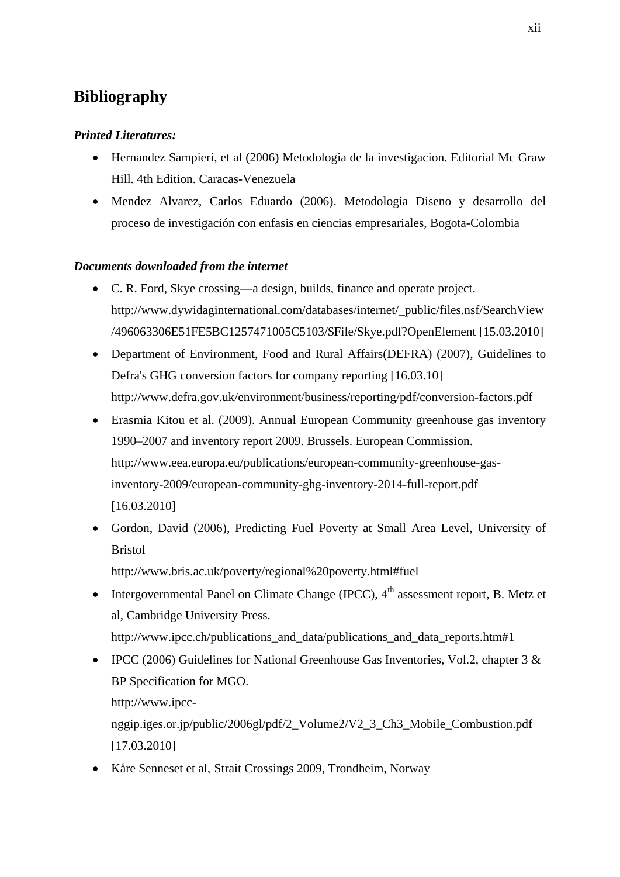## Bibliography

***Printed Literatures:***

- Hernandez Sampieri, et al (2006) Metodologia de la investigacion. Editorial Mc Graw Hill. 4th Edition. Caracas-Venezuela
- Mendez Alvarez, Carlos Eduardo (2006). Metodologia Diseno y desarrollo del proceso de investigación con enfasis en ciencias empresariales, Bogota-Colombia

***Documents downloaded from the internet***

- C. R. Ford, Skye crossing—a design, builds, finance and operate project. http://www.dywidaginternational.com/databases/internet/_public/files.nsf/SearchView/496063306E51FE5BC1257471005C5103/$File/Skye.pdf?OpenElement [15.03.2010]
- Department of Environment, Food and Rural Affairs(DEFRA) (2007), Guidelines to Defra's GHG conversion factors for company reporting [16.03.10] http://www.defra.gov.uk/environment/business/reporting/pdf/conversion-factors.pdf
- Erasmia Kitou et al. (2009). Annual European Community greenhouse gas inventory 1990–2007 and inventory report 2009. Brussels. European Commission. http://www.eea.europa.eu/publications/european-community-greenhouse-gas-inventory-2009/european-community-ghg-inventory-2014-full-report.pdf [16.03.2010]
- Gordon, David (2006), Predicting Fuel Poverty at Small Area Level, University of Bristol http://www.bris.ac.uk/poverty/regional%20poverty.html#fuel
- Intergovernmental Panel on Climate Change (IPCC), 4th assessment report, B. Metz et al, Cambridge University Press. http://www.ipcc.ch/publications_and_data/publications_and_data_reports.htm#1
- IPCC (2006) Guidelines for National Greenhouse Gas Inventories, Vol.2, chapter 3 & BP Specification for MGO. http://www.ipcc-nggip.iges.or.jp/public/2006gl/pdf/2_Volume2/V2_3_Ch3_Mobile_Combustion.pdf [17.03.2010]
- Kåre Senneset et al, Strait Crossings 2009, Trondheim, Norway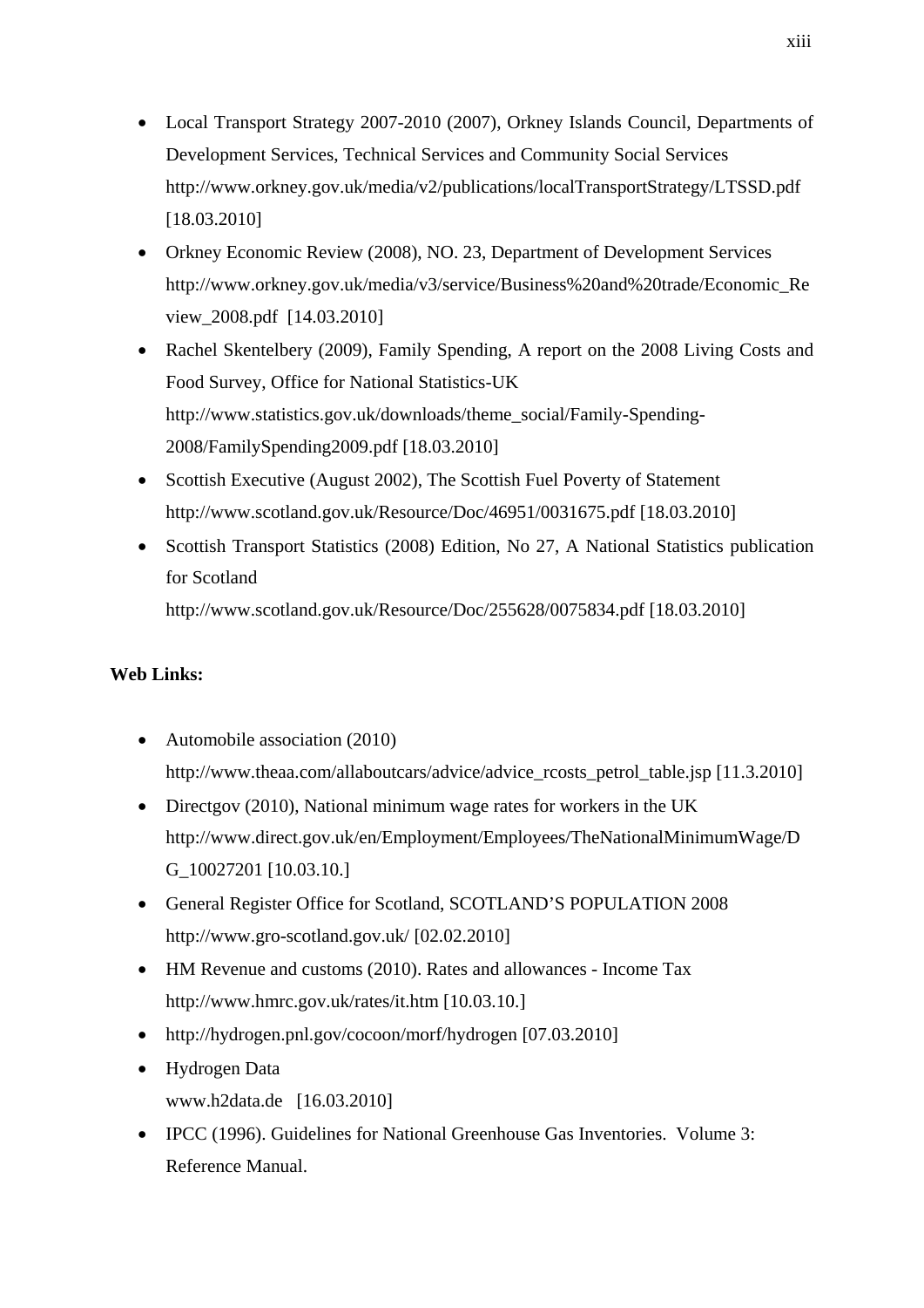- Local Transport Strategy 2007-2010 (2007), Orkney Islands Council, Departments of Development Services, Technical Services and Community Social Services http://www.orkney.gov.uk/media/v2/publications/localTransportStrategy/LTSSD.pdf [18.03.2010]
- Orkney Economic Review (2008), NO. 23, Department of Development Services http://www.orkney.gov.uk/media/v3/service/Business%20and%20trade/Economic_Review_2008.pdf [14.03.2010]
- Rachel Skentelbery (2009), Family Spending, A report on the 2008 Living Costs and Food Survey, Office for National Statistics-UK http://www.statistics.gov.uk/downloads/theme_social/Family-Spending-2008/FamilySpending2009.pdf [18.03.2010]
- Scottish Executive (August 2002), The Scottish Fuel Poverty of Statement http://www.scotland.gov.uk/Resource/Doc/46951/0031675.pdf [18.03.2010]
- Scottish Transport Statistics (2008) Edition, No 27, A National Statistics publication for Scotland http://www.scotland.gov.uk/Resource/Doc/255628/0075834.pdf [18.03.2010]

**Web Links:**

- Automobile association (2010) http://www.theaa.com/allaboutcars/advice/advice_rcosts_petrol_table.jsp [11.3.2010]
- Directgov (2010), National minimum wage rates for workers in the UK http://www.direct.gov.uk/en/Employment/Employees/TheNationalMinimumWage/DG_10027201 [10.03.10.]
- General Register Office for Scotland, SCOTLAND'S POPULATION 2008 http://www.gro-scotland.gov.uk/ [02.02.2010]
- HM Revenue and customs (2010). Rates and allowances - Income Tax http://www.hmrc.gov.uk/rates/it.htm [10.03.10.]
- http://hydrogen.pnl.gov/cocoon/morf/hydrogen [07.03.2010]
- Hydrogen Data www.h2data.de [16.03.2010]
- IPCC (1996). Guidelines for National Greenhouse Gas Inventories. Volume 3: Reference Manual.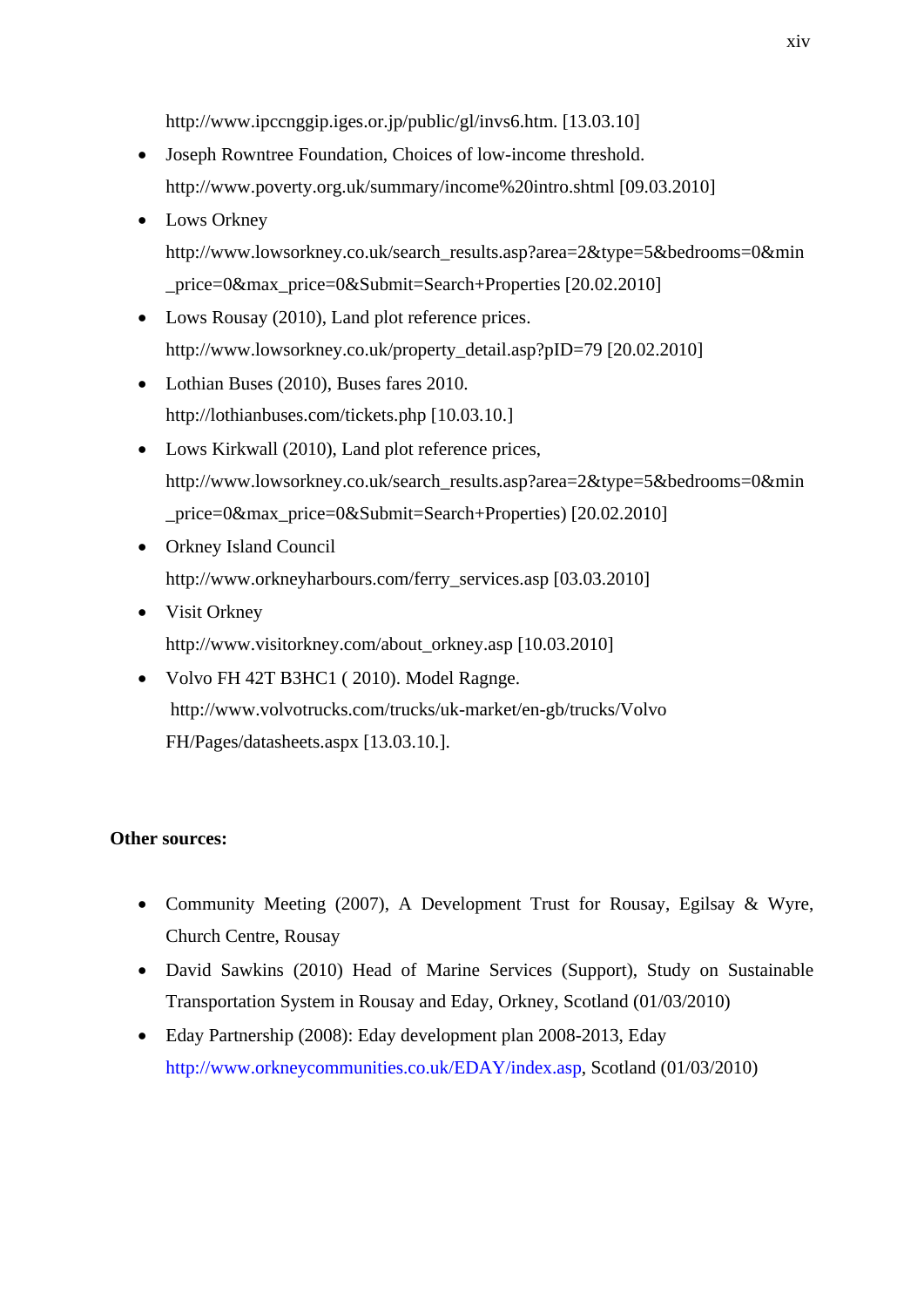http://www.ipccnggip.iges.or.jp/public/gl/invs6.htm. [13.03.10]

- Joseph Rowntree Foundation, Choices of low-income threshold. http://www.poverty.org.uk/summary/income%20intro.shtml [09.03.2010]
- Lows Orkney http://www.lowsorkney.co.uk/search_results.asp?area=2&type=5&bedrooms=0&min_price=0&max_price=0&Submit=Search+Properties [20.02.2010]
- Lows Rousay (2010), Land plot reference prices. http://www.lowsorkney.co.uk/property_detail.asp?pID=79 [20.02.2010]
- Lothian Buses (2010), Buses fares 2010. http://lothianbuses.com/tickets.php [10.03.10.]
- Lows Kirkwall (2010), Land plot reference prices, http://www.lowsorkney.co.uk/search_results.asp?area=2&type=5&bedrooms=0&min_price=0&max_price=0&Submit=Search+Properties) [20.02.2010]
- Orkney Island Council http://www.orkneyharbours.com/ferry_services.asp [03.03.2010]
- Visit Orkney http://www.visitorkney.com/about_orkney.asp [10.03.2010]
- Volvo FH 42T B3HC1 ( 2010). Model Ragnge. http://www.volvotrucks.com/trucks/uk-market/en-gb/trucks/Volvo FH/Pages/datasheets.aspx [13.03.10.].

**Other sources:**

- Community Meeting (2007), A Development Trust for Rousay, Egilsay & Wyre, Church Centre, Rousay
- David Sawkins (2010) Head of Marine Services (Support), Study on Sustainable Transportation System in Rousay and Eday, Orkney, Scotland (01/03/2010)
- Eday Partnership (2008): Eday development plan 2008-2013, Eday http://www.orkneycommunities.co.uk/EDAY/index.asp, Scotland (01/03/2010)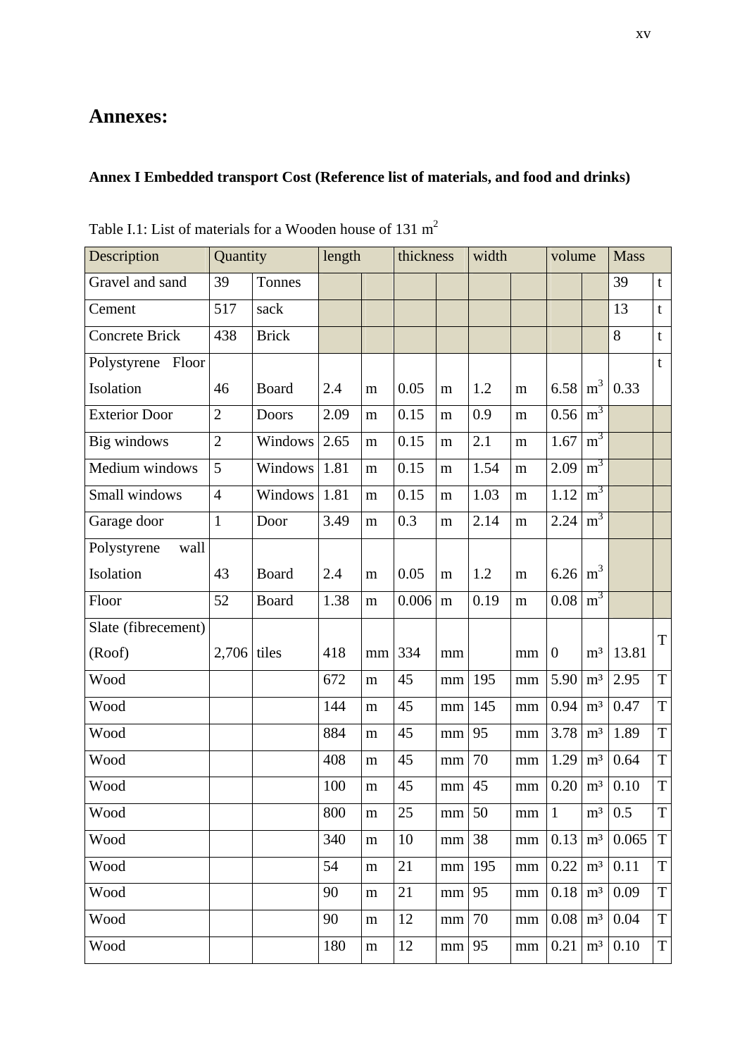# Annexes:

## Annex I Embedded transport Cost (Reference list of materials, and food and drinks)

Table I.1: List of materials for a Wooden house of 131 m$^2$

| Description | Quantity | | length | | thickness | | width | | volume | | Mass | |
|---|---|---|---|---|---|---|---|---|---|---|---|---|
| Gravel and sand | 39 | Tonnes | | | | | | | | | 39 | t |
| Cement | 517 | sack | | | | | | | | | 13 | t |
| Concrete Brick | 438 | Brick | | | | | | | | | 8 | t |
| Polystyrene Floor Isolation | 46 | Board | 2.4 | m | 0.05 | m | 1.2 | m | 6.58 | m$^3$ | 0.33 | t |
| Exterior Door | 2 | Doors | 2.09 | m | 0.15 | m | 0.9 | m | 0.56 | m$^3$ | | |
| Big windows | 2 | Windows | 2.65 | m | 0.15 | m | 2.1 | m | 1.67 | m$^3$ | | |
| Medium windows | 5 | Windows | 1.81 | m | 0.15 | m | 1.54 | m | 2.09 | m$^3$ | | |
| Small windows | 4 | Windows | 1.81 | m | 0.15 | m | 1.03 | m | 1.12 | m$^3$ | | |
| Garage door | 1 | Door | 3.49 | m | 0.3 | m | 2.14 | m | 2.24 | m$^3$ | | |
| Polystyrene wall Isolation | 43 | Board | 2.4 | m | 0.05 | m | 1.2 | m | 6.26 | m$^3$ | | |
| Floor | 52 | Board | 1.38 | m | 0.006 | m | 0.19 | m | 0.08 | m$^3$ | | |
| Slate (fibrecement) (Roof) | 2,706 | tiles | 418 | mm | 334 | mm | | mm | 0 | m³ | 13.81 | T |
| Wood | | | 672 | m | 45 | mm | 195 | mm | 5.90 | m³ | 2.95 | T |
| Wood | | | 144 | m | 45 | mm | 145 | mm | 0.94 | m³ | 0.47 | T |
| Wood | | | 884 | m | 45 | mm | 95 | mm | 3.78 | m³ | 1.89 | T |
| Wood | | | 408 | m | 45 | mm | 70 | mm | 1.29 | m³ | 0.64 | T |
| Wood | | | 100 | m | 45 | mm | 45 | mm | 0.20 | m³ | 0.10 | T |
| Wood | | | 800 | m | 25 | mm | 50 | mm | 1 | m³ | 0.5 | T |
| Wood | | | 340 | m | 10 | mm | 38 | mm | 0.13 | m³ | 0.065 | T |
| Wood | | | 54 | m | 21 | mm | 195 | mm | 0.22 | m³ | 0.11 | T |
| Wood | | | 90 | m | 21 | mm | 95 | mm | 0.18 | m³ | 0.09 | T |
| Wood | | | 90 | m | 12 | mm | 70 | mm | 0.08 | m³ | 0.04 | T |
| Wood | | | 180 | m | 12 | mm | 95 | mm | 0.21 | m³ | 0.10 | T |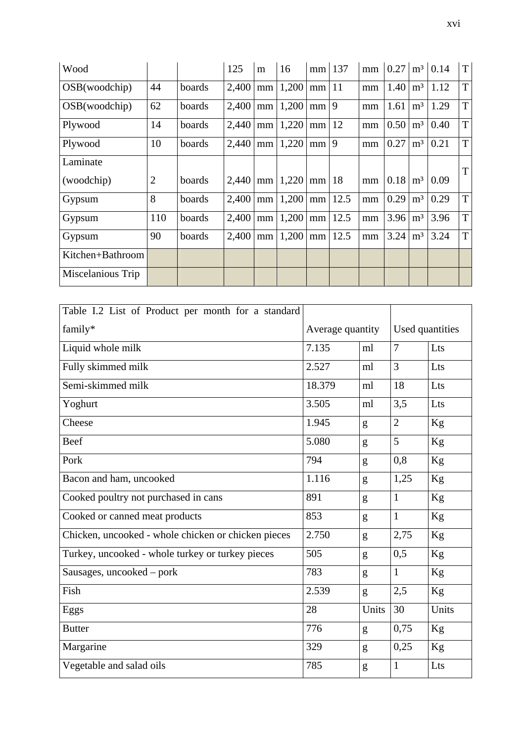| Wood | | | 125 | m | 16 | mm | 137 | mm | 0.27 | m³ | 0.14 | T |
|---|---|---|---|---|---|---|---|---|---|---|---|---|
| OSB(woodchip) | 44 | boards | 2,400 | mm | 1,200 | mm | 11 | mm | 1.40 | m³ | 1.12 | T |
| OSB(woodchip) | 62 | boards | 2,400 | mm | 1,200 | mm | 9 | mm | 1.61 | m³ | 1.29 | T |
| Plywood | 14 | boards | 2,440 | mm | 1,220 | mm | 12 | mm | 0.50 | m³ | 0.40 | T |
| Plywood | 10 | boards | 2,440 | mm | 1,220 | mm | 9 | mm | 0.27 | m³ | 0.21 | T |
| Laminate (woodchip) | 2 | boards | 2,440 | mm | 1,220 | mm | 18 | mm | 0.18 | m³ | 0.09 | T |
| Gypsum | 8 | boards | 2,400 | mm | 1,200 | mm | 12.5 | mm | 0.29 | m³ | 0.29 | T |
| Gypsum | 110 | boards | 2,400 | mm | 1,200 | mm | 12.5 | mm | 3.96 | m³ | 3.96 | T |
| Gypsum | 90 | boards | 2,400 | mm | 1,200 | mm | 12.5 | mm | 3.24 | m³ | 3.24 | T |
| Kitchen+Bathroom | | | | | | | | | | | | |
| Miscelanious Trip | | | | | | | | | | | | |

| Table I.2 List of Product per month for a standard family* | Average quantity | | Used quantities | |
|---|---|---|---|---|
| Liquid whole milk | 7.135 | ml | 7 | Lts |
| Fully skimmed milk | 2.527 | ml | 3 | Lts |
| Semi-skimmed milk | 18.379 | ml | 18 | Lts |
| Yoghurt | 3.505 | ml | 3,5 | Lts |
| Cheese | 1.945 | g | 2 | Kg |
| Beef | 5.080 | g | 5 | Kg |
| Pork | 794 | g | 0,8 | Kg |
| Bacon and ham, uncooked | 1.116 | g | 1,25 | Kg |
| Cooked poultry not purchased in cans | 891 | g | 1 | Kg |
| Cooked or canned meat products | 853 | g | 1 | Kg |
| Chicken, uncooked - whole chicken or chicken pieces | 2.750 | g | 2,75 | Kg |
| Turkey, uncooked - whole turkey or turkey pieces | 505 | g | 0,5 | Kg |
| Sausages, uncooked – pork | 783 | g | 1 | Kg |
| Fish | 2.539 | g | 2,5 | Kg |
| Eggs | 28 | Units | 30 | Units |
| Butter | 776 | g | 0,75 | Kg |
| Margarine | 329 | g | 0,25 | Kg |
| Vegetable and salad oils | 785 | g | 1 | Lts |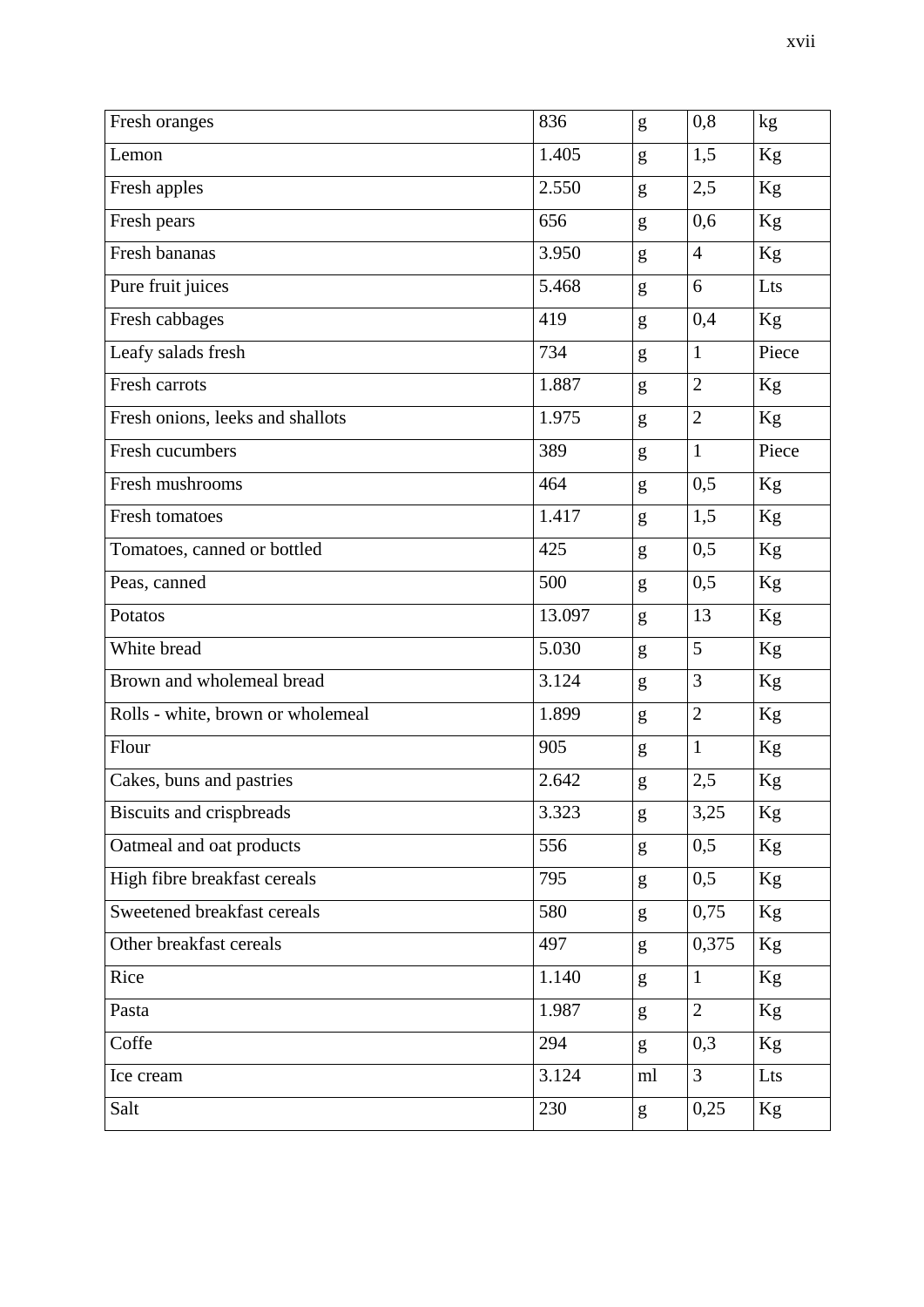| Fresh oranges | 836 | g | 0,8 | kg |
|---|---|---|---|---|
| Lemon | 1.405 | g | 1,5 | Kg |
| Fresh apples | 2.550 | g | 2,5 | Kg |
| Fresh pears | 656 | g | 0,6 | Kg |
| Fresh bananas | 3.950 | g | 4 | Kg |
| Pure fruit juices | 5.468 | g | 6 | Lts |
| Fresh cabbages | 419 | g | 0,4 | Kg |
| Leafy salads fresh | 734 | g | 1 | Piece |
| Fresh carrots | 1.887 | g | 2 | Kg |
| Fresh onions, leeks and shallots | 1.975 | g | 2 | Kg |
| Fresh cucumbers | 389 | g | 1 | Piece |
| Fresh mushrooms | 464 | g | 0,5 | Kg |
| Fresh tomatoes | 1.417 | g | 1,5 | Kg |
| Tomatoes, canned or bottled | 425 | g | 0,5 | Kg |
| Peas, canned | 500 | g | 0,5 | Kg |
| Potatos | 13.097 | g | 13 | Kg |
| White bread | 5.030 | g | 5 | Kg |
| Brown and wholemeal bread | 3.124 | g | 3 | Kg |
| Rolls - white, brown or wholemeal | 1.899 | g | 2 | Kg |
| Flour | 905 | g | 1 | Kg |
| Cakes, buns and pastries | 2.642 | g | 2,5 | Kg |
| Biscuits and crispbreads | 3.323 | g | 3,25 | Kg |
| Oatmeal and oat products | 556 | g | 0,5 | Kg |
| High fibre breakfast cereals | 795 | g | 0,5 | Kg |
| Sweetened breakfast cereals | 580 | g | 0,75 | Kg |
| Other breakfast cereals | 497 | g | 0,375 | Kg |
| Rice | 1.140 | g | 1 | Kg |
| Pasta | 1.987 | g | 2 | Kg |
| Coffe | 294 | g | 0,3 | Kg |
| Ice cream | 3.124 | ml | 3 | Lts |
| Salt | 230 | g | 0,25 | Kg |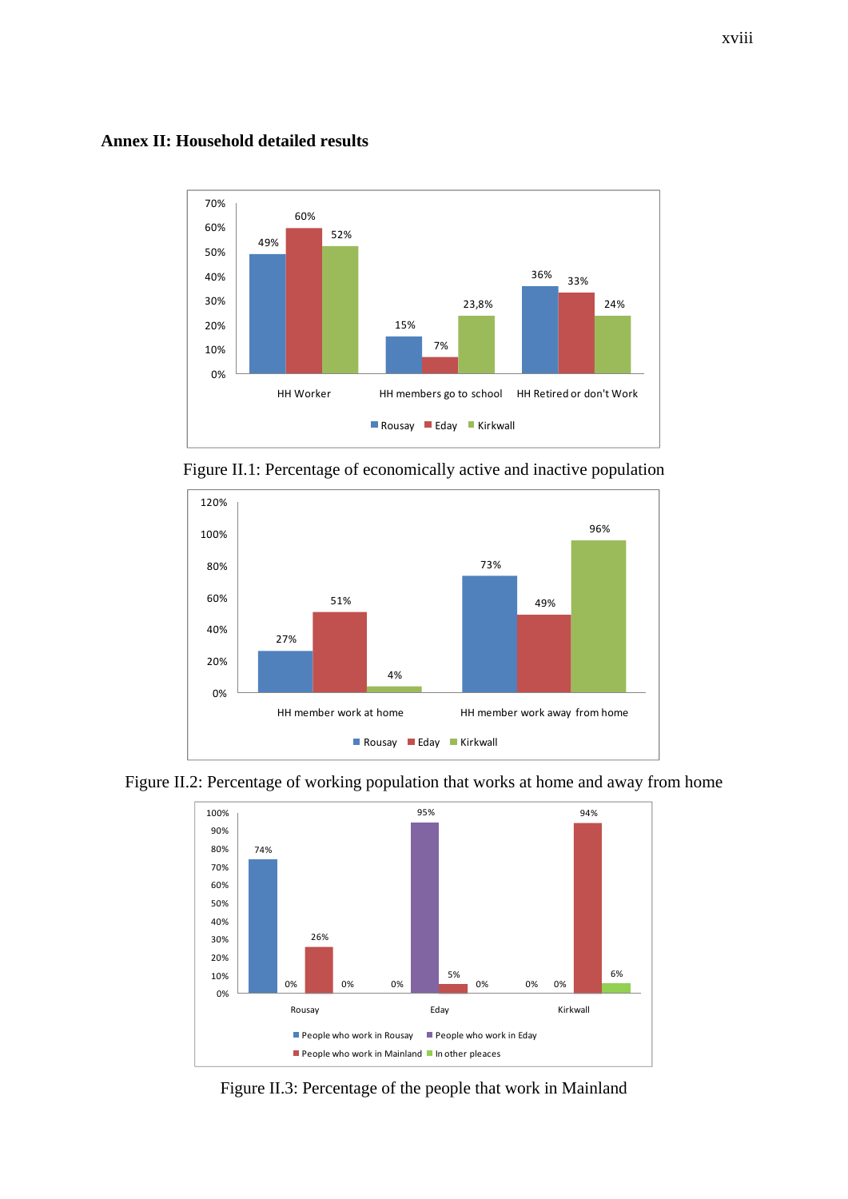## Annex II: Household detailed results

Figure II.1: Percentage of economically active and inactive population

Figure II.2: Percentage of working population that works at home and away from home

Figure II.3: Percentage of the people that work in Mainland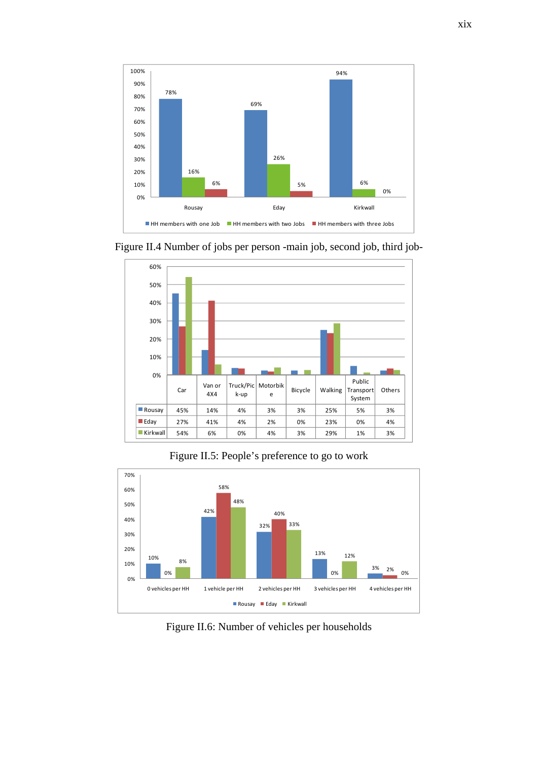| | Rousay | Eday | Kirkwall |
|---|---|---|---|
| HH members with one Job | 78% | 69% | 94% |
| HH members with two Jobs | 16% | 26% | 6% |
| HH members with three Jobs | 6% | 5% | 0% |

Figure II.4 Number of jobs per person -main job, second job, third job-

| | Car | Van or 4X4 | Truck/Pick-up | Motorbike | Bicycle | Walking | Public Transport System | Others |
|---|---|---|---|---|---|---|---|---|
| Rousay | 45% | 14% | 4% | 3% | 3% | 25% | 5% | 3% |
| Eday | 27% | 41% | 4% | 2% | 0% | 23% | 0% | 4% |
| Kirkwall | 54% | 6% | 0% | 4% | 3% | 29% | 1% | 3% |

Figure II.5: People's preference to go to work

| | 0 vehicles per HH | 1 vehicle per HH | 2 vehicles per HH | 3 vehicles per HH | 4 vehicles per HH |
|---|---|---|---|---|---|
| Rousay | 10% | 42% | 32% | 13% | 3% |
| Eday | 0% | 58% | 40% | 0% | 2% |
| Kirkwall | 8% | 48% | 33% | 12% | 0% |

Figure II.6: Number of vehicles per households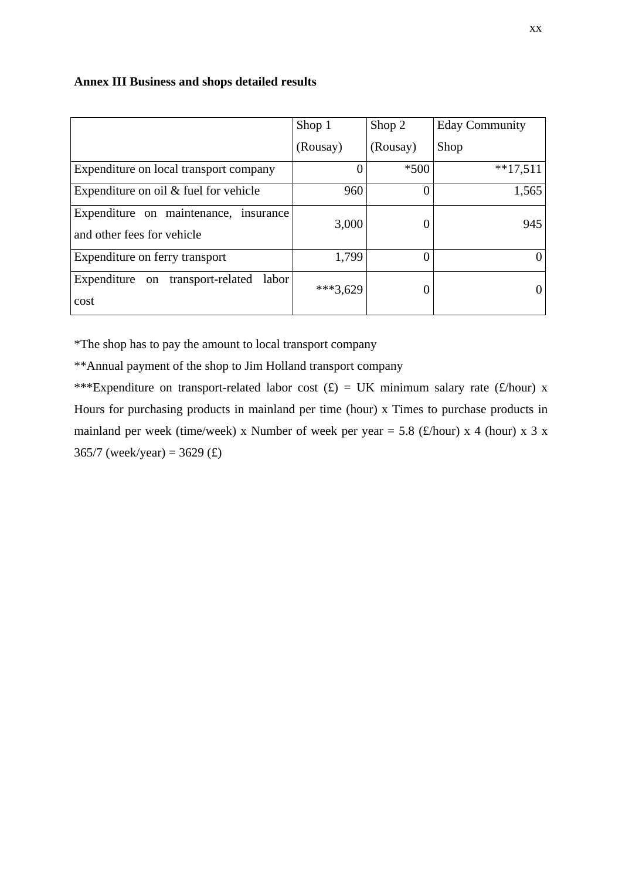**Annex III Business and shops detailed results**

| | Shop 1 (Rousay) | Shop 2 (Rousay) | Eday Community Shop |
|---|---|---|---|
| Expenditure on local transport company | 0 | *500 | **17,511 |
| Expenditure on oil & fuel for vehicle | 960 | 0 | 1,565 |
| Expenditure on maintenance, insurance and other fees for vehicle | 3,000 | 0 | 945 |
| Expenditure on ferry transport | 1,799 | 0 | 0 |
| Expenditure on transport-related labor cost | ***3,629 | 0 | 0 |

*The shop has to pay the amount to local transport company

**Annual payment of the shop to Jim Holland transport company

***Expenditure on transport-related labor cost (£) = UK minimum salary rate (£/hour) x Hours for purchasing products in mainland per time (hour) x Times to purchase products in mainland per week (time/week) x Number of week per year = 5.8 (£/hour) x 4 (hour) x 3 x 365/7 (week/year) = 3629 (£)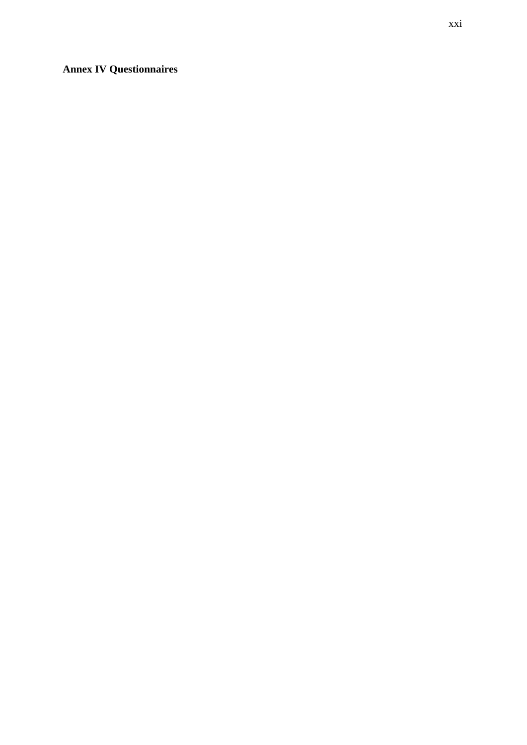**Annex IV Questionnaires**